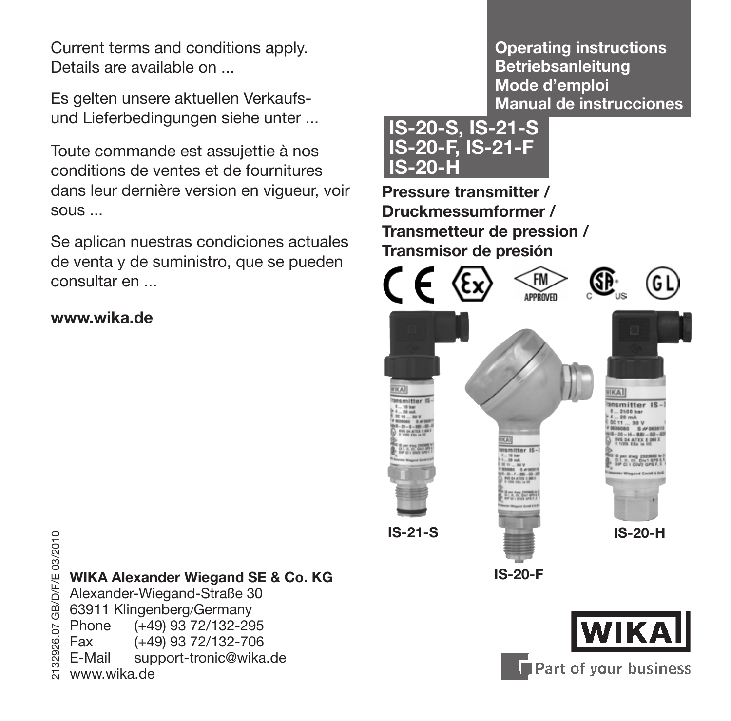**Operating instructions**
**Betriebsanleitung**
**Mode d'emploi**
**Manual de instrucciones**

# IS-20-S, IS-21-S
# IS-20-F, IS-21-F
# IS-20-H

**Pressure transmitter /**
**Druckmessumformer /**
**Transmetteur de pression /**
**Transmisor de presión**

IS-21-S

IS-20-F

IS-20-H

Current terms and conditions apply.
Details are available on ...

Es gelten unsere aktuellen Verkaufs- und Lieferbedingungen siehe unter ...

Toute commande est assujettie à nos conditions de ventes et de fournitures dans leur dernière version en vigueur, voir sous ...

Se aplican nuestras condiciones actuales de venta y de suministro, que se pueden consultar en ...

**www.wika.de**

2132926.07 GB/D/F/E 03/2010

**WIKA Alexander Wiegand SE & Co. KG**
Alexander-Wiegand-Straße 30
63911 Klingenberg/Germany
Phone (+49) 93 72/132-295
Fax (+49) 93 72/132-706
E-Mail support-tronic@wika.de
www.wika.de

WIKA
Part of your business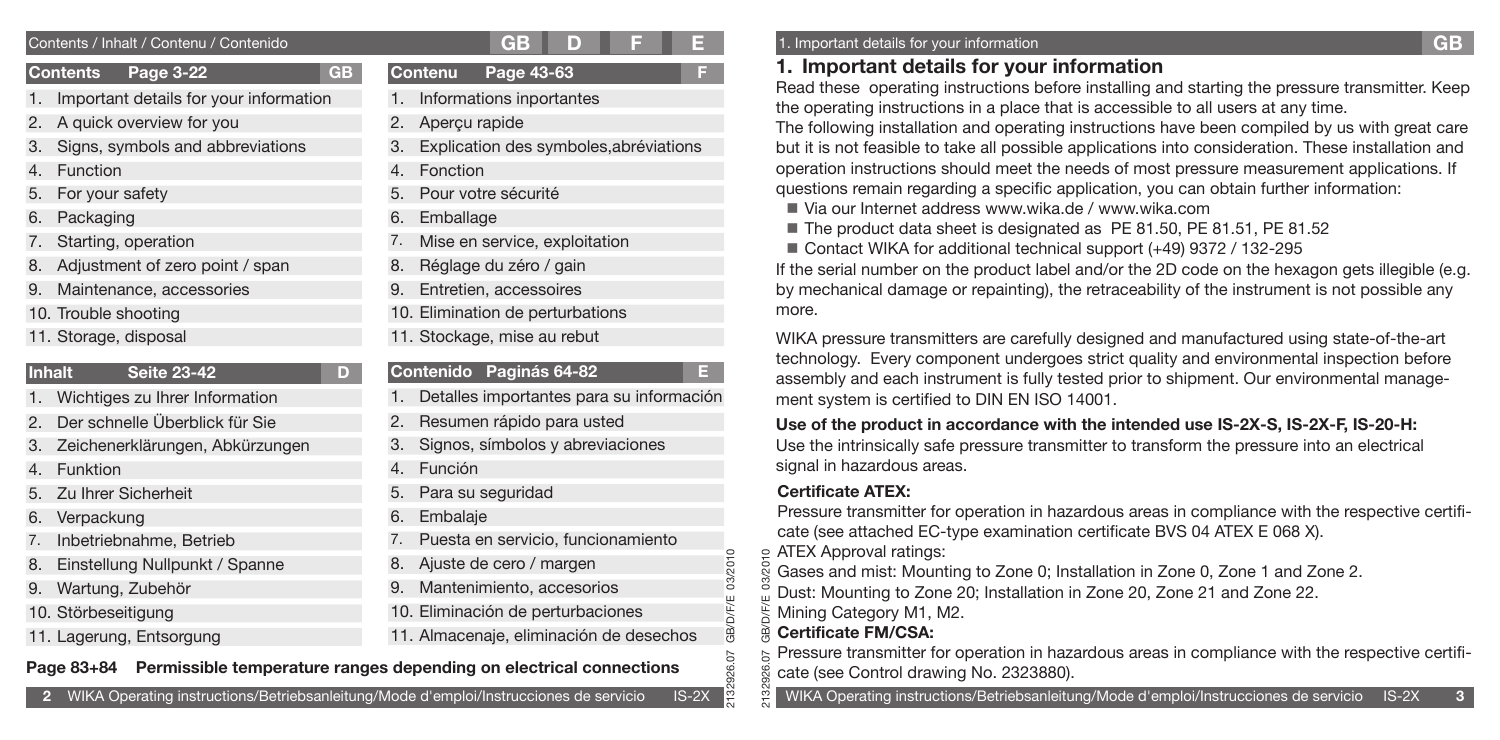## Contents / Inhalt / Contenu / Contenido

**Contents Page 3-22** GB

1. Important details for your information
2. A quick overview for you
3. Signs, symbols and abbreviations
4. Function
5. For your safety
6. Packaging
7. Starting, operation
8. Adjustment of zero point / span
9. Maintenance, accessories
10. Trouble shooting
11. Storage, disposal

**Inhalt Seite 23-42** D

1. Wichtiges zu Ihrer Information
2. Der schnelle Überblick für Sie
3. Zeichenerklärungen, Abkürzungen
4. Funktion
5. Zu Ihrer Sicherheit
6. Verpackung
7. Inbetriebnahme, Betrieb
8. Einstellung Nullpunkt / Spanne
9. Wartung, Zubehör
10. Störbeseitigung
11. Lagerung, Entsorgung

**Contenu Page 43-63** F

1. Informations inportantes
2. Aperçu rapide
3. Explication des symboles,abréviations
4. Fonction
5. Pour votre sécurité
6. Emballage
7. Mise en service, exploitation
8. Réglage du zéro / gain
9. Entretien, accessoires
10. Elimination de perturbations
11. Stockage, mise au rebut

**Contenido Paginás 64-82** E

1. Detalles importantes para su información
2. Resumen rápido para usted
3. Signos, símbolos y abreviaciones
4. Función
5. Para su seguridad
6. Embalaje
7. Puesta en servicio, funcionamiento
8. Ajuste de cero / margen
9. Mantenimiento, accesorios
10. Eliminación de perturbaciones
11. Almacenaje, eliminación de desechos

**Page 83+84 Permissible temperature ranges depending on electrical connections**

# 1. Important details for your information

Read these operating instructions before installing and starting the pressure transmitter. Keep the operating instructions in a place that is accessible to all users at any time.

The following installation and operating instructions have been compiled by us with great care but it is not feasible to take all possible applications into consideration. These installation and operation instructions should meet the needs of most pressure measurement applications. If questions remain regarding a specific application, you can obtain further information:

- Via our Internet address www.wika.de / www.wika.com
- The product data sheet is designated as PE 81.50, PE 81.51, PE 81.52
- Contact WIKA for additional technical support (+49) 9372 / 132-295

If the serial number on the product label and/or the 2D code on the hexagon gets illegible (e.g. by mechanical damage or repainting), the retraceability of the instrument is not possible any more.

WIKA pressure transmitters are carefully designed and manufactured using state-of-the-art technology. Every component undergoes strict quality and environmental inspection before assembly and each instrument is fully tested prior to shipment. Our environmental management system is certified to DIN EN ISO 14001.

**Use of the product in accordance with the intended use IS-2X-S, IS-2X-F, IS-20-H:**

Use the intrinsically safe pressure transmitter to transform the pressure into an electrical signal in hazardous areas.

**Certificate ATEX:**

Pressure transmitter for operation in hazardous areas in compliance with the respective certificate (see attached EC-type examination certificate BVS 04 ATEX E 068 X).

ATEX Approval ratings:

Gases and mist: Mounting to Zone 0; Installation in Zone 0, Zone 1 and Zone 2.

Dust: Mounting to Zone 20; Installation in Zone 20, Zone 21 and Zone 22.

Mining Category M1, M2.

**Certificate FM/CSA:**

Pressure transmitter for operation in hazardous areas in compliance with the respective certificate (see Control drawing No. 2323880).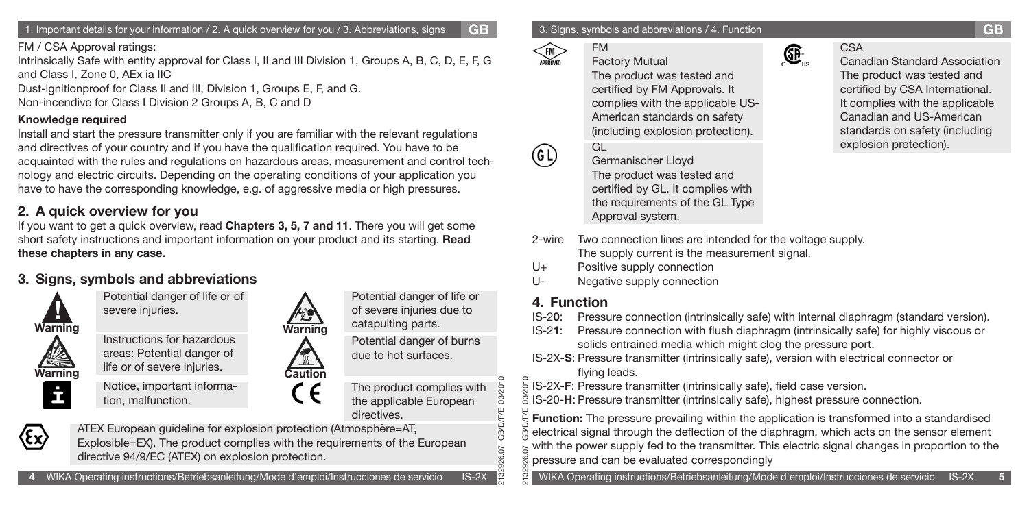FM / CSA Approval ratings:

Intrinsically Safe with entity approval for Class I, II and III Division 1, Groups A, B, C, D, E, F, G and Class I, Zone 0, AEx ia IIC

Dust-ignitionproof for Class II and III, Division 1, Groups E, F, and G.

Non-incendive for Class I Division 2 Groups A, B, C and D

**Knowledge required**

Install and start the pressure transmitter only if you are familiar with the relevant regulations and directives of your country and if you have the qualification required. You have to be acquainted with the rules and regulations on hazardous areas, measurement and control technology and electric circuits. Depending on the operating conditions of your application you have to have the corresponding knowledge, e.g. of aggressive media or high pressures.

## 2. A quick overview for you

If you want to get a quick overview, read **Chapters 3, 5, 7 and 11**. There you will get some short safety instructions and important information on your product and its starting. **Read these chapters in any case.**

## 3. Signs, symbols and abbreviations

| Symbol | Meaning |
|---|---|
| Warning | Potential danger of life or of severe injuries. |
| Warning | Instructions for hazardous areas: Potential danger of life or of severe injuries. |
| i | Notice, important information, malfunction. |
| Warning | Potential danger of life or of severe injuries due to catapulting parts. |
| Caution | Potential danger of burns due to hot surfaces. |
| CE | The product complies with the applicable European directives. |
| Ex | ATEX European guideline for explosion protection (Atmosphère=AT, Explosible=EX). The product complies with the requirements of the European directive 94/9/EC (ATEX) on explosion protection. |
| FM APPROVED | FM<br>Factory Mutual<br>The product was tested and certified by FM Approvals. It complies with the applicable US-American standards on safety (including explosion protection). |
| GL | GL<br>Germanischer Lloyd<br>The product was tested and certified by GL. It complies with the requirements of the GL Type Approval system. |
| CSA | CSA<br>Canadian Standard Association<br>The product was tested and certified by CSA International. It complies with the applicable Canadian and US-American standards on safety (including explosion protection). |

2-wire Two connection lines are intended for the voltage supply. The supply current is the measurement signal.

U+ Positive supply connection

U- Negative supply connection

## 4. Function

IS-2**0**: Pressure connection (intrinsically safe) with internal diaphragm (standard version).

IS-2**1**: Pressure connection with flush diaphragm (intrinsically safe) for highly viscous or solids entrained media which might clog the pressure port.

IS-2X-**S**: Pressure transmitter (intrinsically safe), version with electrical connector or flying leads.

IS-2X-**F**: Pressure transmitter (intrinsically safe), field case version.

IS-20-**H**: Pressure transmitter (intrinsically safe), highest pressure connection.

**Function:** The pressure prevailing within the application is transformed into a standardised electrical signal through the deflection of the diaphragm, which acts on the sensor element with the power supply fed to the transmitter. This electric signal changes in proportion to the pressure and can be evaluated correspondingly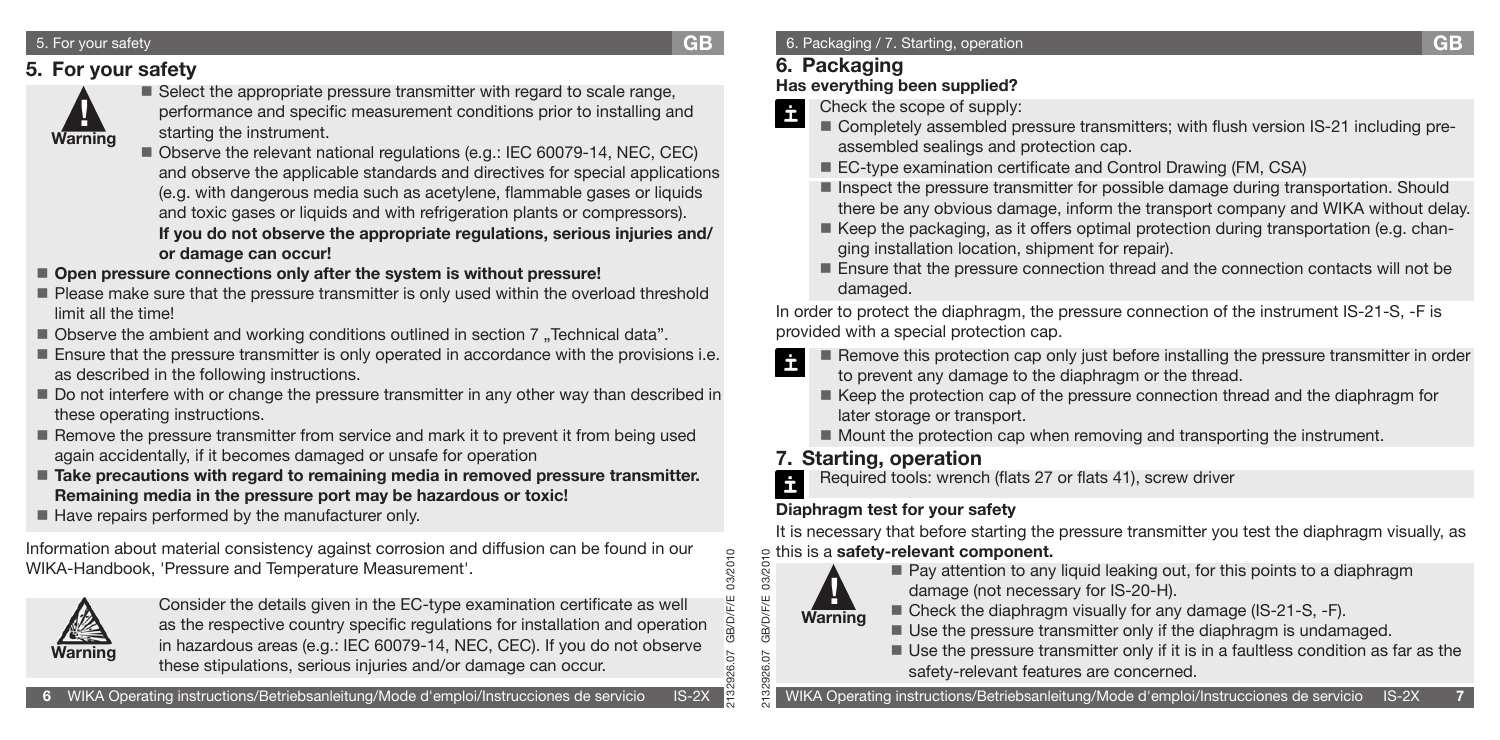## 5. For your safety

**Warning**

- Select the appropriate pressure transmitter with regard to scale range, performance and specific measurement conditions prior to installing and starting the instrument.
- Observe the relevant national regulations (e.g.: IEC 60079-14, NEC, CEC) and observe the applicable standards and directives for special applications (e.g. with dangerous media such as acetylene, flammable gases or liquids and toxic gases or liquids and with refrigeration plants or compressors).
  **If you do not observe the appropriate regulations, serious injuries and/ or damage can occur!**

- **Open pressure connections only after the system is without pressure!**
- Please make sure that the pressure transmitter is only used within the overload threshold limit all the time!
- Observe the ambient and working conditions outlined in section 7 „Technical data".
- Ensure that the pressure transmitter is only operated in accordance with the provisions i.e. as described in the following instructions.
- Do not interfere with or change the pressure transmitter in any other way than described in these operating instructions.
- Remove the pressure transmitter from service and mark it to prevent it from being used again accidentally, if it becomes damaged or unsafe for operation
- **Take precautions with regard to remaining media in removed pressure transmitter. Remaining media in the pressure port may be hazardous or toxic!**
- Have repairs performed by the manufacturer only.

Information about material consistency against corrosion and diffusion can be found in our WIKA-Handbook, 'Pressure and Temperature Measurement'.

**Warning**

Consider the details given in the EC-type examination certificate as well as the respective country specific regulations for installation and operation in hazardous areas (e.g.: IEC 60079-14, NEC, CEC). If you do not observe these stipulations, serious injuries and/or damage can occur.

## 6. Packaging

### Has everything been supplied?

Check the scope of supply:

- Completely assembled pressure transmitters; with flush version IS-21 including pre-assembled sealings and protection cap.
- EC-type examination certificate and Control Drawing (FM, CSA)
- Inspect the pressure transmitter for possible damage during transportation. Should there be any obvious damage, inform the transport company and WIKA without delay.
- Keep the packaging, as it offers optimal protection during transportation (e.g. changing installation location, shipment for repair).
- Ensure that the pressure connection thread and the connection contacts will not be damaged.

In order to protect the diaphragm, the pressure connection of the instrument IS-21-S, -F is provided with a special protection cap.

- Remove this protection cap only just before installing the pressure transmitter in order to prevent any damage to the diaphragm or the thread.
- Keep the protection cap of the pressure connection thread and the diaphragm for later storage or transport.
- Mount the protection cap when removing and transporting the instrument.

## 7. Starting, operation

Required tools: wrench (flats 27 or flats 41), screw driver

### Diaphragm test for your safety

It is necessary that before starting the pressure transmitter you test the diaphragm visually, as this is a **safety-relevant component.**

**Warning**

- Pay attention to any liquid leaking out, for this points to a diaphragm damage (not necessary for IS-20-H).
- Check the diaphragm visually for any damage (IS-21-S, -F).
- Use the pressure transmitter only if the diaphragm is undamaged.
- Use the pressure transmitter only if it is in a faultless condition as far as the safety-relevant features are concerned.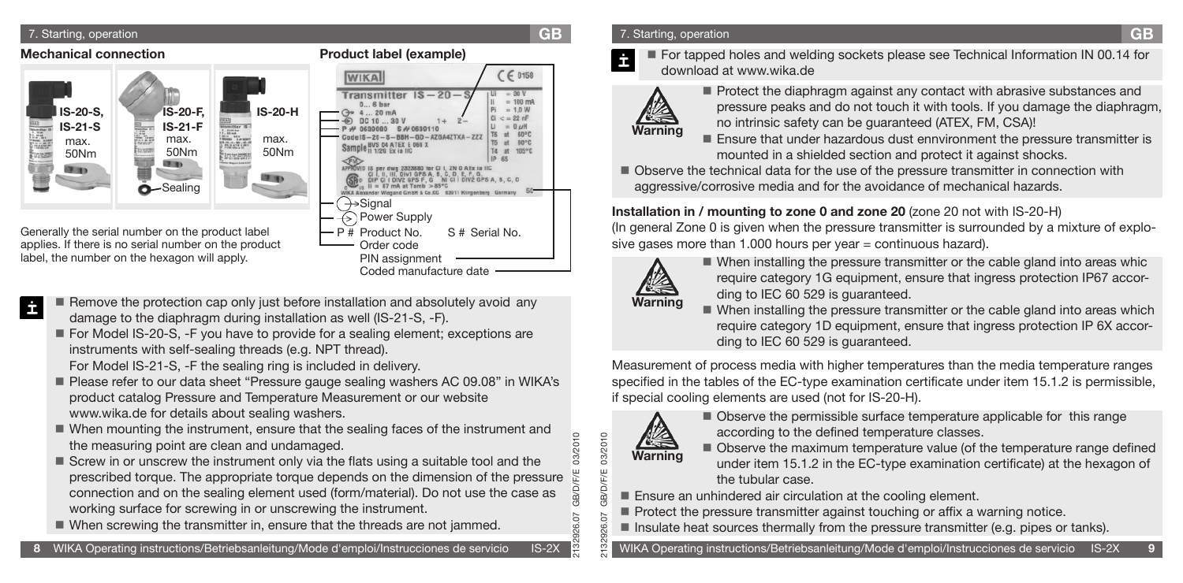## 7. Starting, operation

### Mechanical connection

IS-20-S, IS-21-S max. 50Nm

IS-20-F, IS-21-F max. 50Nm

IS-20-H max. 50Nm

Sealing

Generally the serial number on the product label applies. If there is no serial number on the product label, the number on the hexagon will apply.

### Product label (example)

- Signal
- Power Supply
- P # Product No. S # Serial No.
- Order code
- PIN assignment
- Coded manufacture date

- Remove the protection cap only just before installation and absolutely avoid any damage to the diaphragm during installation as well (IS-21-S, -F).
- For Model IS-20-S, -F you have to provide for a sealing element; exceptions are instruments with self-sealing threads (e.g. NPT thread).
  For Model IS-21-S, -F the sealing ring is included in delivery.
- Please refer to our data sheet "Pressure gauge sealing washers AC 09.08" in WIKA's product catalog Pressure and Temperature Measurement or our website www.wika.de for details about sealing washers.
- When mounting the instrument, ensure that the sealing faces of the instrument and the measuring point are clean and undamaged.
- Screw in or unscrew the instrument only via the flats using a suitable tool and the prescribed torque. The appropriate torque depends on the dimension of the pressure connection and on the sealing element used (form/material). Do not use the case as working surface for screwing in or unscrewing the instrument.
- When screwing the transmitter in, ensure that the threads are not jammed.

- For tapped holes and welding sockets please see Technical Information IN 00.14 for download at www.wika.de

**Warning**

- Protect the diaphragm against any contact with abrasive substances and pressure peaks and do not touch it with tools. If you damage the diaphragm, no intrinsic safety can be guaranteed (ATEX, FM, CSA)!
- Ensure that under hazardous dust ennvironment the pressure transmitter is mounted in a shielded section and protect it against shocks.

- Observe the technical data for the use of the pressure transmitter in connection with aggressive/corrosive media and for the avoidance of mechanical hazards.

**Installation in / mounting to zone 0 and zone 20** (zone 20 not with IS-20-H)
(In general Zone 0 is given when the pressure transmitter is surrounded by a mixture of explosive gases more than 1.000 hours per year = continuous hazard).

**Warning**

- When installing the pressure transmitter or the cable gland into areas whic require category 1G equipment, ensure that ingress protection IP67 according to IEC 60 529 is guaranteed.
- When installing the pressure transmitter or the cable gland into areas which require category 1D equipment, ensure that ingress protection IP 6X according to IEC 60 529 is guaranteed.

Measurement of process media with higher temperatures than the media temperature ranges specified in the tables of the EC-type examination certificate under item 15.1.2 is permissible, if special cooling elements are used (not for IS-20-H).

**Warning**

- Observe the permissible surface temperature applicable for this range according to the defined temperature classes.
- Observe the maximum temperature value (of the temperature range defined under item 15.1.2 in the EC-type examination certificate) at the hexagon of the tubular case.

- Ensure an unhindered air circulation at the cooling element.
- Protect the pressure transmitter against touching or affix a warning notice.
- Insulate heat sources thermally from the pressure transmitter (e.g. pipes or tanks).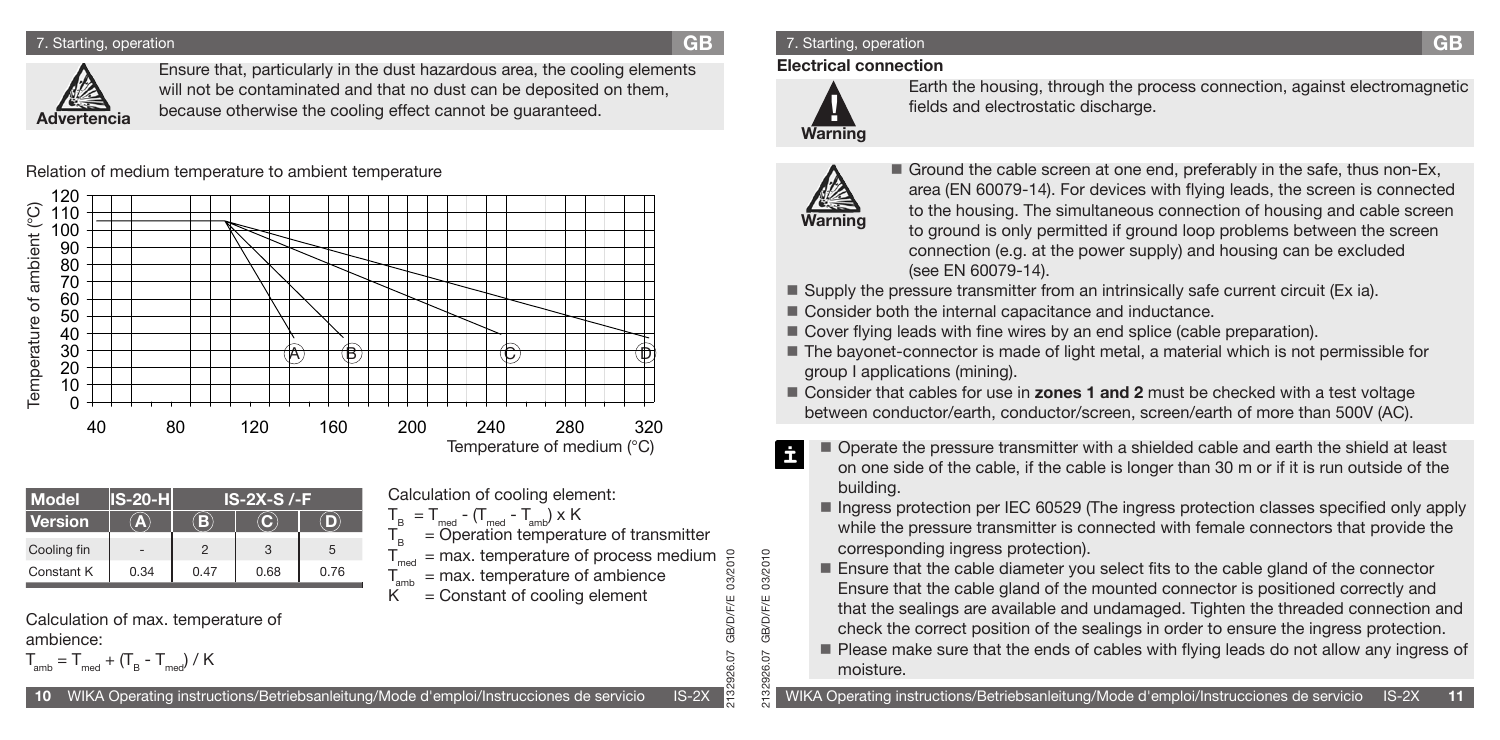## 7. Starting, operation

**Advertencia**

Ensure that, particularly in the dust hazardous area, the cooling elements will not be contaminated and that no dust can be deposited on them, because otherwise the cooling effect cannot be guaranteed.

Relation of medium temperature to ambient temperature

Temperature of ambient (°C)

Temperature of medium (°C)

| Model | IS-20-H | IS-2X-S /-F | | |
|---|---|---|---|---|
| Version | A | B | C | D |
| Cooling fin | - | 2 | 3 | 5 |
| Constant K | 0.34 | 0.47 | 0.68 | 0.76 |

Calculation of cooling element:

$T_B = T_{med} - (T_{med} - T_{amb}) \times K$

$T_B$ = Operation temperature of transmitter

$T_{med}$ = max. temperature of process medium

$T_{amb}$ = max. temperature of ambience

$K$ = Constant of cooling element

Calculation of max. temperature of ambience:

$T_{amb} = T_{med} + (T_B - T_{med}) / K$

### Electrical connection

**Warning**

Earth the housing, through the process connection, against electromagnetic fields and electrostatic discharge.

**Warning**

- Ground the cable screen at one end, preferably in the safe, thus non-Ex, area (EN 60079-14). For devices with flying leads, the screen is connected to the housing. The simultaneous connection of housing and cable screen to ground is only permitted if ground loop problems between the screen connection (e.g. at the power supply) and housing can be excluded (see EN 60079-14).
- Supply the pressure transmitter from an intrinsically safe current circuit (Ex ia).
- Consider both the internal capacitance and inductance.
- Cover flying leads with fine wires by an end splice (cable preparation).
- The bayonet-connector is made of light metal, a material which is not permissible for group I applications (mining).
- Consider that cables for use in **zones 1 and 2** must be checked with a test voltage between conductor/earth, conductor/screen, screen/earth of more than 500V (AC).

- Operate the pressure transmitter with a shielded cable and earth the shield at least on one side of the cable, if the cable is longer than 30 m or if it is run outside of the building.
- Ingress protection per IEC 60529 (The ingress protection classes specified only apply while the pressure transmitter is connected with female connectors that provide the corresponding ingress protection).
- Ensure that the cable diameter you select fits to the cable gland of the connector Ensure that the cable gland of the mounted connector is positioned correctly and that the sealings are available and undamaged. Tighten the threaded connection and check the correct position of the sealings in order to ensure the ingress protection.
- Please make sure that the ends of cables with flying leads do not allow any ingress of moisture.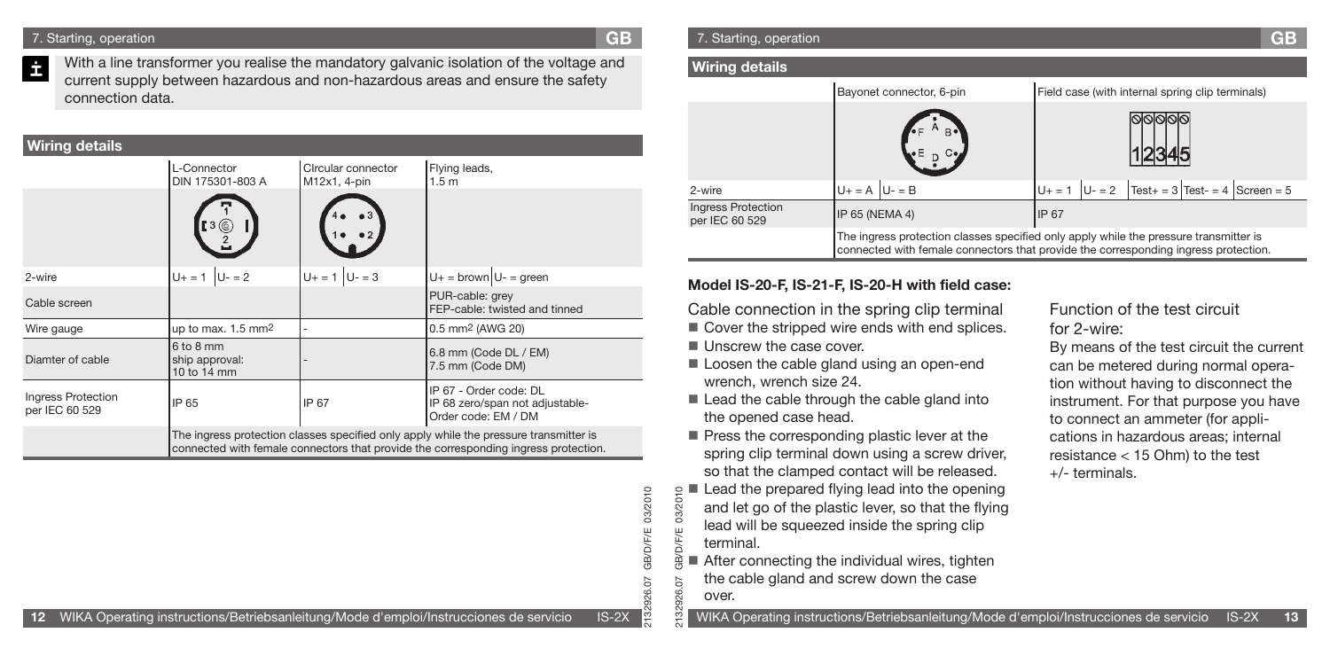## 7. Starting, operation

With a line transformer you realise the mandatory galvanic isolation of the voltage and current supply between hazardous and non-hazardous areas and ensure the safety connection data.

### Wiring details

| | L-Connector DIN 175301-803 A | CIrcular connector M12x1, 4-pin | Flying leads, 1.5 m |
|---|---|---|---|
| 2-wire | U+ = 1 U- = 2 | U+ = 1 U- = 3 | U+ = brown U- = green |
| Cable screen | | | PUR-cable: grey FEP-cable: twisted and tinned |
| Wire gauge | up to max. 1.5 mm² | - | 0.5 mm² (AWG 20) |
| Diamter of cable | 6 to 8 mm ship approval: 10 to 14 mm | - | 6.8 mm (Code DL / EM) 7.5 mm (Code DM) |
| Ingress Protection per IEC 60 529 | IP 65 | IP 67 | IP 67 - Order code: DL IP 68 zero/span not adjustable- Order code: EM / DM |
| | The ingress protection classes specified only apply while the pressure transmitter is connected with female connectors that provide the corresponding ingress protection. | | |

## 7. Starting, operation

### Wiring details

| | Bayonet connector, 6-pin | Field case (with internal spring clip terminals) |
|---|---|---|
| 2-wire | U+ = A U- = B | U+ = 1 U- = 2 Test+ = 3 Test- = 4 Screen = 5 |
| Ingress Protection per IEC 60 529 | IP 65 (NEMA 4) | IP 67 |
| | The ingress protection classes specified only apply while the pressure transmitter is connected with female connectors that provide the corresponding ingress protection. | |

### Model IS-20-F, IS-21-F, IS-20-H with field case:

Cable connection in the spring clip terminal

- Cover the stripped wire ends with end splices.
- Unscrew the case cover.
- Loosen the cable gland using an open-end wrench, wrench size 24.
- Lead the cable through the cable gland into the opened case head.
- Press the corresponding plastic lever at the spring clip terminal down using a screw driver, so that the clamped contact will be released.
- Lead the prepared flying lead into the opening and let go of the plastic lever, so that the flying lead will be squeezed inside the spring clip terminal.
- After connecting the individual wires, tighten the cable gland and screw down the case over.

Function of the test circuit for 2-wire:

By means of the test circuit the current can be metered during normal operation without having to disconnect the instrument. For that purpose you have to connect an ammeter (for applications in hazardous areas; internal resistance < 15 Ohm) to the test +/- terminals.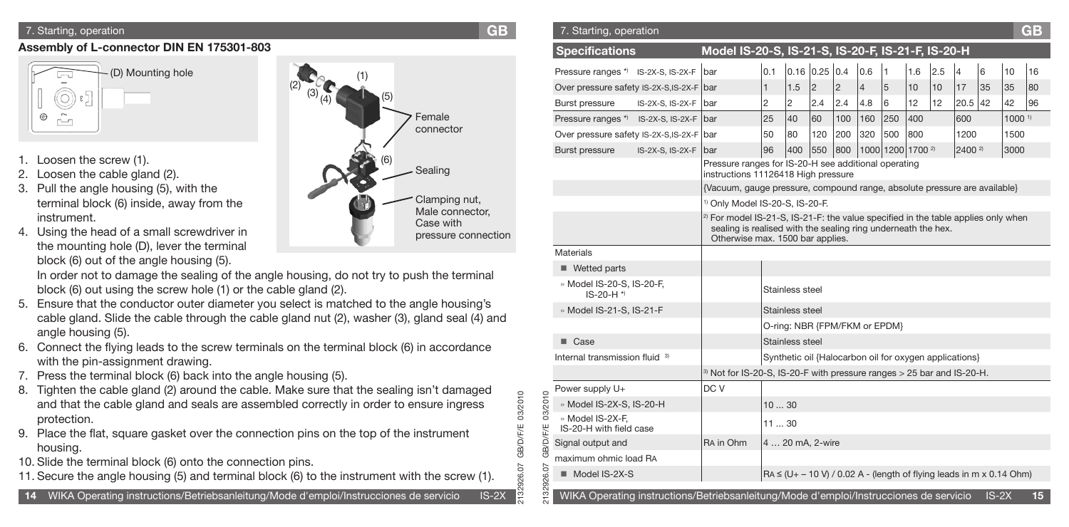## Assembly of L-connector DIN EN 175301-803

(D) Mounting hole

(1) (2) (3) (4) (5) Female connector

(6) Sealing

Clamping nut, Male connector, Case with pressure connection

1. Loosen the screw (1).
2. Loosen the cable gland (2).
3. Pull the angle housing (5), with the terminal block (6) inside, away from the instrument.
4. Using the head of a small screwdriver in the mounting hole (D), lever the terminal block (6) out of the angle housing (5).

   In order not to damage the sealing of the angle housing, do not try to push the terminal block (6) out using the screw hole (1) or the cable gland (2).
5. Ensure that the conductor outer diameter you select is matched to the angle housing's cable gland. Slide the cable through the cable gland nut (2), washer (3), gland seal (4) and angle housing (5).
6. Connect the flying leads to the screw terminals on the terminal block (6) in accordance with the pin-assignment drawing.
7. Press the terminal block (6) back into the angle housing (5).
8. Tighten the cable gland (2) around the cable. Make sure that the sealing isn't damaged and that the cable gland and seals are assembled correctly in order to ensure ingress protection.
9. Place the flat, square gasket over the connection pins on the top of the instrument housing.
10. Slide the terminal block (6) onto the connection pins.
11. Secure the angle housing (5) and terminal block (6) to the instrument with the screw (1).

## Specifications

| Specifications | | Model IS-20-S, IS-21-S, IS-20-F, IS-21-F, IS-20-H | | | | | | | | | | | |
|---|---|---|---|---|---|---|---|---|---|---|---|---|---|
| Pressure ranges *) IS-2X-S, IS-2X-F | bar | 0.1 | 0.16 | 0.25 | 0.4 | 0.6 | 1 | 1.6 | 2.5 | 4 | 6 | 10 | 16 |
| Over pressure safety IS-2X-S,IS-2X-F | bar | 1 | 1.5 | 2 | 2 | 4 | 5 | 10 | 10 | 17 | 35 | 35 | 80 |
| Burst pressure IS-2X-S, IS-2X-F | bar | 2 | 2 | 2.4 | 2.4 | 4.8 | 6 | 12 | 12 | 20.5 | 42 | 42 | 96 |
| Pressure ranges *) IS-2X-S, IS-2X-F | bar | 25 | 40 | 60 | 100 | 160 | 250 | 400 | | 600 | | 1000 [1] | |
| Over pressure safety IS-2X-S,IS-2X-F | bar | 50 | 80 | 120 | 200 | 320 | 500 | 800 | | 1200 | | 1500 | |
| Burst pressure IS-2X-S, IS-2X-F | bar | 96 | 400 | 550 | 800 | 1000 | 1200 | 1700 [2] | | 2400 [2] | | 3000 | |
| | Pressure ranges for IS-20-H see additional operating instructions 11126418 High pressure | | | | | | | | | | | | |
| | {Vacuum, gauge pressure, compound range, absolute pressure are available} | | | | | | | | | | | | |
| | [1] Only Model IS-20-S, IS-20-F. | | | | | | | | | | | | |
| | [2] For model IS-21-S, IS-21-F: the value specified in the table applies only when sealing is realised with the sealing ring underneath the hex. Otherwise max. 1500 bar applies. | | | | | | | | | | | | |
| Materials | | | | | | | | | | | | | |
| ■ Wetted parts | | | | | | | | | | | | | |
| » Model IS-20-S, IS-20-F, IS-20-H *) | | Stainless steel | | | | | | | | | | | |
| » Model IS-21-S, IS-21-F | | Stainless steel | | | | | | | | | | | |
| | | O-ring: NBR {FPM/FKM or EPDM} | | | | | | | | | | | |
| ■ Case | | Stainless steel | | | | | | | | | | | |
| Internal transmission fluid [3] | | Synthetic oil {Halocarbon oil for oxygen applications} | | | | | | | | | | | |
| | [3] Not for IS-20-S, IS-20-F with pressure ranges > 25 bar and IS-20-H. | | | | | | | | | | | | |
| Power supply U+ | DC V | | | | | | | | | | | | |
| » Model IS-2X-S, IS-20-H | | 10 ... 30 | | | | | | | | | | | |
| » Model IS-2X-F, IS-20-H with field case | | 11 ... 30 | | | | | | | | | | | |
| Signal output and | RA in Ohm | 4 … 20 mA, 2-wire | | | | | | | | | | | |
| maximum ohmic load RA | | | | | | | | | | | | | |
| ■ Model IS-2X-S | | RA ≤ (U+ – 10 V) / 0.02 A - (length of flying leads in m x 0.14 Ohm) | | | | | | | | | | | |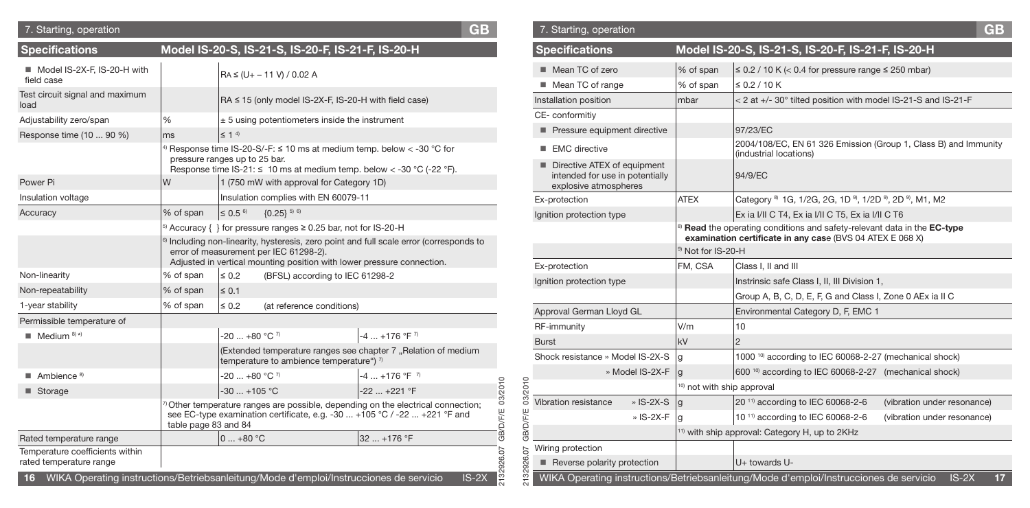## Specifications — Model IS-20-S, IS-21-S, IS-20-F, IS-21-F, IS-20-H

| Specifications | | Model IS-20-S, IS-21-S, IS-20-F, IS-21-F, IS-20-H | |
|---|---|---|---|
| ■ Model IS-2X-F, IS-20-H with field case | | RA ≤ (U+ – 11 V) / 0.02 A | |
| Test circuit signal and maximum load | | RA ≤ 15 (only model IS-2X-F, IS-20-H with field case) | |
| Adjustability zero/span | % | ± 5 using potentiometers inside the instrument | |
| Response time (10 ... 90 %) | ms | ≤ 1 [4] | |
| | | [4] Response time IS-20-S/-F: ≤ 10 ms at medium temp. below < -30 °C for pressure ranges up to 25 bar. Response time IS-21: ≤ 10 ms at medium temp. below < -30 °C (-22 °F). | |
| Power Pi | W | 1 (750 mW with approval for Category 1D) | |
| Insulation voltage | | Insulation complies with EN 60079-11 | |
| Accuracy | % of span | ≤ 0.5 [6] {0.25} [5] [6] | |
| | | [5] Accuracy { } for pressure ranges ≥ 0.25 bar, not for IS-20-H | |
| | | [6] Including non-linearity, hysteresis, zero point and full scale error (corresponds to error of measurement per IEC 61298-2). Adjusted in vertical mounting position with lower pressure connection. | |
| Non-linearity | % of span | ≤ 0.2 (BFSL) according to IEC 61298-2 | |
| Non-repeatability | % of span | ≤ 0.1 | |
| 1-year stability | % of span | ≤ 0.2 (at reference conditions) | |
| Permissible temperature of | | | |
| ■ Medium [8] *) | | -20 ... +80 °C [7] | -4 ... +176 °F [7] |
| | | (Extended temperature ranges see chapter 7 „Relation of medium temperature to ambience temperature") [7] | |
| ■ Ambience [8] | | -20 ... +80 °C [7] | -4 ... +176 °F [7] |
| ■ Storage | | -30 ... +105 °C | -22 ... +221 °F |
| | | [7] Other temperature ranges are possible, depending on the electrical connection; see EC-type examination certificate, e.g. -30 ... +105 °C / -22 ... +221 °F and table page 83 and 84 | |
| Rated temperature range | | 0 ... +80 °C | 32 ... +176 °F |
| Temperature coefficients within rated temperature range | | | |

| Specifications | | Model IS-20-S, IS-21-S, IS-20-F, IS-21-F, IS-20-H | |
|---|---|---|---|
| ■ Mean TC of zero | % of span | ≤ 0.2 / 10 K (< 0.4 for pressure range ≤ 250 mbar) | |
| ■ Mean TC of range | % of span | ≤ 0.2 / 10 K | |
| Installation position | mbar | < 2 at +/- 30° tilted position with model IS-21-S and IS-21-F | |
| CE- conformitiy | | | |
| ■ Pressure equipment directive | | 97/23/EC | |
| ■ EMC directive | | 2004/108/EC, EN 61 326 Emission (Group 1, Class B) and Immunity (industrial locations) | |
| ■ Directive ATEX of equipment intended for use in potentially explosive atmospheres | | 94/9/EC | |
| Ex-protection | ATEX | Category [8] 1G, 1/2G, 2G, 1D [9], 1/2D [9], 2D [9], M1, M2 | |
| Ignition protection type | | Ex ia I/II C T4, Ex ia I/II C T5, Ex ia I/II C T6 | |
| | | [8] **Read** the operating conditions and safety-relevant data in the **EC-type examination certificate in any cas**e (BVS 04 ATEX E 068 X) | |
| | [9] Not for IS-20-H | | |
| Ex-protection | FM, CSA | Class I, II and III | |
| Ignition protection type | | Instrinsic safe Class I, II, III Division 1, | |
| | | Group A, B, C, D, E, F, G and Class I, Zone 0 AEx ia II C | |
| Approval German Lloyd GL | | Environmental Category D, F, EMC 1 | |
| RF-immunity | V/m | 10 | |
| Burst | kV | 2 | |
| Shock resistance » Model IS-2X-S | g | 1000 [10] according to IEC 60068-2-27 (mechanical shock) | |
| » Model IS-2X-F | g | 600 [10] according to IEC 60068-2-27 (mechanical shock) | |
| | [10] not with ship approval | | |
| Vibration resistance » IS-2X-S | g | 20 [11] according to IEC 60068-2-6 | (vibration under resonance) |
| » IS-2X-F | g | 10 [11] according to IEC 60068-2-6 | (vibration under resonance) |
| | | [11] with ship approval: Category H, up to 2KHz | |
| Wiring protection | | | |
| ■ Reverse polarity protection | | U+ towards U- | |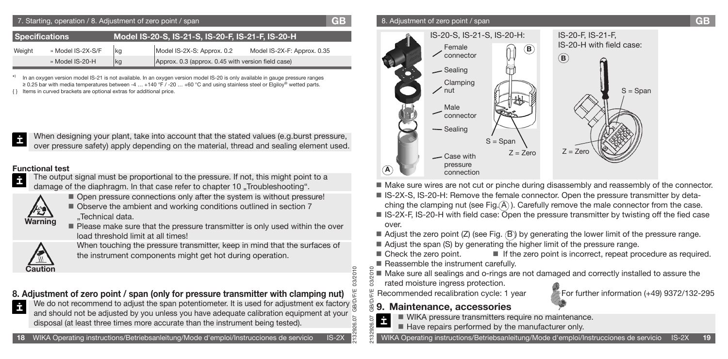| Specifications | | Model IS-20-S, IS-21-S, IS-20-F, IS-21-F, IS-20-H | |
|---|---|---|---|
| Weight | » Model IS-2X-S/F kg | Model IS-2X-S: Approx. 0.2 | Model IS-2X-F: Approx. 0.35 |
| | » Model IS-20-H kg | Approx. 0.3 (approx. 0.45 with version field case) | |

*) In an oxygen version model IS-21 is not available. In an oxygen version model IS-20 is only available in gauge pressure ranges ≥ 0.25 bar with media temperatures between -4 … +140 °F / -20 … +60 °C and using stainless steel or Elgiloy® wetted parts.

{ } Items in curved brackets are optional extras for additional price.

When designing your plant, take into account that the stated values (e.g.burst pressure, over pressure safety) apply depending on the material, thread and sealing element used.

**Functional test**

The output signal must be proportional to the pressure. If not, this might point to a damage of the diaphragm. In that case refer to chapter 10 „Troubleshooting".

**Warning**

- Open pressure connections only after the system is without pressure!
- Observe the ambient and working conditions outlined in section 7 „Technical data.
- Please make sure that the pressure transmitter is only used within the over load threshold limit at all times!

**Caution**

When touching the pressure transmitter, keep in mind that the surfaces of the instrument components might get hot during operation.

## 8. Adjustment of zero point / span (only for pressure transmitter with clamping nut)

We do not recommend to adjust the span potentiometer. It is used for adjustment ex factory and should not be adjusted by you unless you have adequate calibration equipment at your disposal (at least three times more accurate than the instrument being tested).

IS-20-S, IS-21-S, IS-20-H: Female connector, Sealing, Clamping nut, Male connector, Sealing, Case with pressure connection (A); (B) S = Span, Z = Zero

IS-20-F, IS-21-F, IS-20-H with field case: (B) S = Span, Z = Zero

- Make sure wires are not cut or pinche during disassembly and reassembly of the connector.
- IS-2X-S, IS-20-H: Remove the female connector. Open the pressure transmitter by detaching the clamping nut (see Fig. (A) ). Carefully remove the male connector from the case.
- IS-2X-F, IS-20-H with field case: Open the pressure transmitter by twisting off the fied case over.
- Adjust the zero point (Z) (see Fig. (B)) by generating the lower limit of the pressure range.
- Adjust the span (S) by generating the higher limit of the pressure range.
- Check the zero point.
- If the zero point is incorrect, repeat procedure as required.
- Reassemble the instrument carefully.
- Make sure all sealings and o-rings are not damaged and correctly installed to assure the rated moisture ingress protection.

Recommended recalibration cycle: 1 year

For further information (+49) 9372/132-295

## 9. Maintenance, accessories

- WIKA pressure transmitters require no maintenance.
- Have repairs performed by the manufacturer only.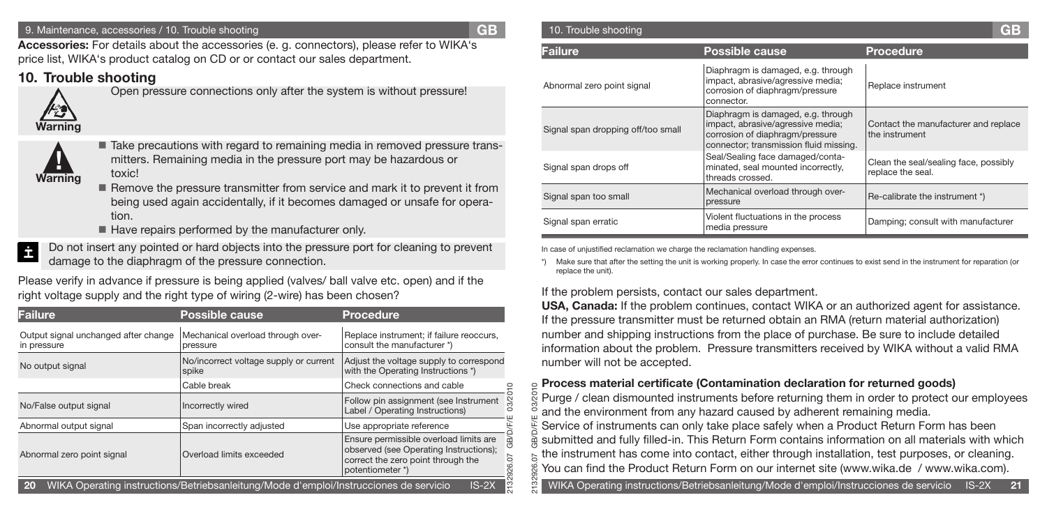**Accessories:** For details about the accessories (e. g. connectors), please refer to WIKA's price list, WIKA's product catalog on CD or or contact our sales department.

## 10. Trouble shooting

**Warning**

Open pressure connections only after the system is without pressure!

**Warning**

- Take precautions with regard to remaining media in removed pressure transmitters. Remaining media in the pressure port may be hazardous or toxic!
- Remove the pressure transmitter from service and mark it to prevent it from being used again accidentally, if it becomes damaged or unsafe for operation.
- Have repairs performed by the manufacturer only.

Do not insert any pointed or hard objects into the pressure port for cleaning to prevent damage to the diaphragm of the pressure connection.

Please verify in advance if pressure is being applied (valves/ ball valve etc. open) and if the right voltage supply and the right type of wiring (2-wire) has been chosen?

| Failure | Possible cause | Procedure |
|---|---|---|
| Output signal unchanged after change in pressure | Mechanical overload through overpressure | Replace instrument; if failure reoccurs, consult the manufacturer *) |
| No output signal | No/incorrect voltage supply or current spike | Adjust the voltage supply to correspond with the Operating Instructions *) |
| | Cable break | Check connections and cable |
| No/False output signal | Incorrectly wired | Follow pin assignment (see Instrument Label / Operating Instructions) |
| Abnormal output signal | Span incorrectly adjusted | Use appropriate reference |
| Abnormal zero point signal | Overload limits exceeded | Ensure permissible overload limits are observed (see Operating Instructions); correct the zero point through the potentiometer *) |
| Abnormal zero point signal | Diaphragm is damaged, e.g. through impact, abrasive/agressive media; corrosion of diaphragm/pressure connector. | Replace instrument |
| Signal span dropping off/too small | Diaphragm is damaged, e.g. through impact, abrasive/agressive media; corrosion of diaphragm/pressure connector; transmission fluid missing. | Contact the manufacturer and replace the instrument |
| Signal span drops off | Seal/Sealing face damaged/contaminated, seal mounted incorrectly, threads crossed. | Clean the seal/sealing face, possibly replace the seal. |
| Signal span too small | Mechanical overload through overpressure | Re-calibrate the instrument *) |
| Signal span erratic | Violent fluctuations in the process media pressure | Damping; consult with manufacturer |

In case of unjustified reclamation we charge the reclamation handling expenses.

*) Make sure that after the setting the unit is working properly. In case the error continues to exist send in the instrument for reparation (or replace the unit).

If the problem persists, contact our sales department.

**USA, Canada:** If the problem continues, contact WIKA or an authorized agent for assistance. If the pressure transmitter must be returned obtain an RMA (return material authorization) number and shipping instructions from the place of purchase. Be sure to include detailed information about the problem. Pressure transmitters received by WIKA without a valid RMA number will not be accepted.

**Process material certificate (Contamination declaration for returned goods)**

Purge / clean dismounted instruments before returning them in order to protect our employees and the environment from any hazard caused by adherent remaining media.

Service of instruments can only take place safely when a Product Return Form has been submitted and fully filled-in. This Return Form contains information on all materials with which the instrument has come into contact, either through installation, test purposes, or cleaning. You can find the Product Return Form on our internet site (www.wika.de / www.wika.com).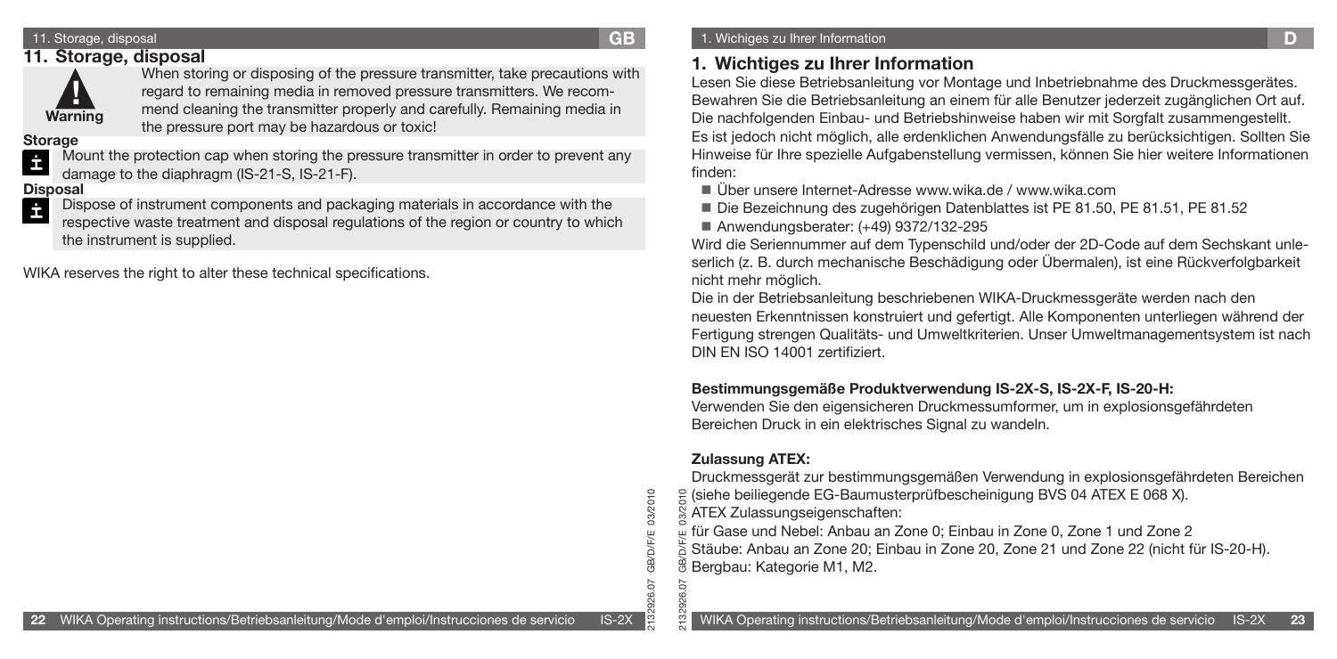## 11. Storage, disposal

**Warning**

When storing or disposing of the pressure transmitter, take precautions with regard to remaining media in removed pressure transmitters. We recommend cleaning the transmitter properly and carefully. Remaining media in the pressure port may be hazardous or toxic!

**Storage**

Mount the protection cap when storing the pressure transmitter in order to prevent any damage to the diaphragm (IS-21-S, IS-21-F).

**Disposal**

Dispose of instrument components and packaging materials in accordance with the respective waste treatment and disposal regulations of the region or country to which the instrument is supplied.

WIKA reserves the right to alter these technical specifications.

## 1. Wichtiges zu Ihrer Information

Lesen Sie diese Betriebsanleitung vor Montage und Inbetriebnahme des Druckmessgerätes. Bewahren Sie die Betriebsanleitung an einem für alle Benutzer jederzeit zugänglichen Ort auf. Die nachfolgenden Einbau- und Betriebshinweise haben wir mit Sorgfalt zusammengestellt. Es ist jedoch nicht möglich, alle erdenklichen Anwendungsfälle zu berücksichtigen. Sollten Sie Hinweise für Ihre spezielle Aufgabenstellung vermissen, können Sie hier weitere Informationen finden:

- Über unsere Internet-Adresse www.wika.de / www.wika.com
- Die Bezeichnung des zugehörigen Datenblattes ist PE 81.50, PE 81.51, PE 81.52
- Anwendungsberater: (+49) 9372/132-295

Wird die Seriennummer auf dem Typenschild und/oder der 2D-Code auf dem Sechskant unleserlich (z. B. durch mechanische Beschädigung oder Übermalen), ist eine Rückverfolgbarkeit nicht mehr möglich.

Die in der Betriebsanleitung beschriebenen WIKA-Druckmessgeräte werden nach den neuesten Erkenntnissen konstruiert und gefertigt. Alle Komponenten unterliegen während der Fertigung strengen Qualitäts- und Umweltkriterien. Unser Umweltmanagementsystem ist nach DIN EN ISO 14001 zertifiziert.

**Bestimmungsgemäße Produktverwendung IS-2X-S, IS-2X-F, IS-20-H:**

Verwenden Sie den eigensicheren Druckmessumformer, um in explosionsgefährdeten Bereichen Druck in ein elektrisches Signal zu wandeln.

**Zulassung ATEX:**

Druckmessgerät zur bestimmungsgemäßen Verwendung in explosionsgefährdeten Bereichen (siehe beiliegende EG-Baumusterprüfbescheinigung BVS 04 ATEX E 068 X).
ATEX Zulassungseigenschaften:
für Gase und Nebel: Anbau an Zone 0; Einbau in Zone 0, Zone 1 und Zone 2
Stäube: Anbau an Zone 20; Einbau in Zone 20, Zone 21 und Zone 22 (nicht für IS-20-H).
Bergbau: Kategorie M1, M2.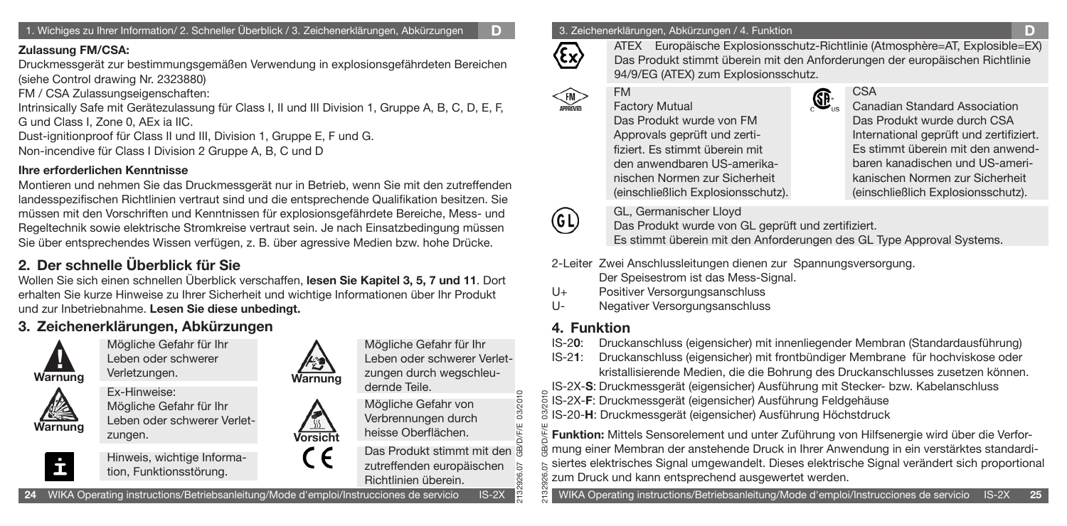**Zulassung FM/CSA:**

Druckmessgerät zur bestimmungsgemäßen Verwendung in explosionsgefährdeten Bereichen (siehe Control drawing Nr. 2323880)

FM / CSA Zulassungseigenschaften:

Intrinsically Safe mit Gerätezulassung für Class I, II und III Division 1, Gruppe A, B, C, D, E, F, G und Class I, Zone 0, AEx ia IIC.

Dust-ignitionproof für Class II und III, Division 1, Gruppe E, F und G.

Non-incendive für Class I Division 2 Gruppe A, B, C und D

**Ihre erforderlichen Kenntnisse**

Montieren und nehmen Sie das Druckmessgerät nur in Betrieb, wenn Sie mit den zutreffenden landesspezifischen Richtlinien vertraut sind und die entsprechende Qualifikation besitzen. Sie müssen mit den Vorschriften und Kenntnissen für explosionsgefährdete Bereiche, Mess- und Regeltechnik sowie elektrische Stromkreise vertraut sein. Je nach Einsatzbedingung müssen Sie über entsprechendes Wissen verfügen, z. B. über agressive Medien bzw. hohe Drücke.

## 2. Der schnelle Überblick für Sie

Wollen Sie sich einen schnellen Überblick verschaffen, **lesen Sie Kapitel 3, 5, 7 und 11**. Dort erhalten Sie kurze Hinweise zu Ihrer Sicherheit und wichtige Informationen über Ihr Produkt und zur Inbetriebnahme. **Lesen Sie diese unbedingt.**

## 3. Zeichenerklärungen, Abkürzungen

**Warnung**: Mögliche Gefahr für Ihr Leben oder schwerer Verletzungen.

**Warnung**: Ex-Hinweise: Mögliche Gefahr für Ihr Leben oder schwerer Verletzungen.

Hinweis, wichtige Information, Funktionsstörung.

**Warnung**: Mögliche Gefahr für Ihr Leben oder schwerer Verletzungen durch wegschleudernde Teile.

**Vorsicht**: Mögliche Gefahr von Verbrennungen durch heisse Oberflächen.

CE: Das Produkt stimmt mit den zutreffenden europäischen Richtlinien überein.

ATEX Europäische Explosionsschutz-Richtlinie (Atmosphère=AT, Explosible=EX) Das Produkt stimmt überein mit den Anforderungen der europäischen Richtlinie 94/9/EG (ATEX) zum Explosionsschutz.

FM
Factory Mutual
Das Produkt wurde von FM Approvals geprüft und zertifiziert. Es stimmt überein mit den anwendbaren US-amerikanischen Normen zur Sicherheit (einschließlich Explosionsschutz).

CSA
Canadian Standard Association
Das Produkt wurde durch CSA International geprüft und zertifiziert. Es stimmt überein mit den anwendbaren kanadischen und US-amerikanischen Normen zur Sicherheit (einschließlich Explosionsschutz).

GL, Germanischer Lloyd
Das Produkt wurde von GL geprüft und zertifiziert.
Es stimmt überein mit den Anforderungen des GL Type Approval Systems.

2-Leiter Zwei Anschlussleitungen dienen zur Spannungsversorgung. Der Speisestrom ist das Mess-Signal.

U+ Positiver Versorgungsanschluss

U- Negativer Versorgungsanschluss

## 4. Funktion

IS-2**0**: Druckanschluss (eigensicher) mit innenliegender Membran (Standardausführung)

IS-2**1**: Druckanschluss (eigensicher) mit frontbündiger Membrane für hochviskose oder kristallisierende Medien, die die Bohrung des Druckanschlusses zusetzen können.

IS-2X-**S**: Druckmessgerät (eigensicher) Ausführung mit Stecker- bzw. Kabelanschluss

IS-2X-**F**: Druckmessgerät (eigensicher) Ausführung Feldgehäuse

IS-20-**H**: Druckmessgerät (eigensicher) Ausführung Höchstdruck

**Funktion:** Mittels Sensorelement und unter Zuführung von Hilfsenergie wird über die Verformung einer Membran der anstehende Druck in Ihrer Anwendung in ein verstärktes standardisiertes elektrisches Signal umgewandelt. Dieses elektrische Signal verändert sich proportional zum Druck und kann entsprechend ausgewertet werden.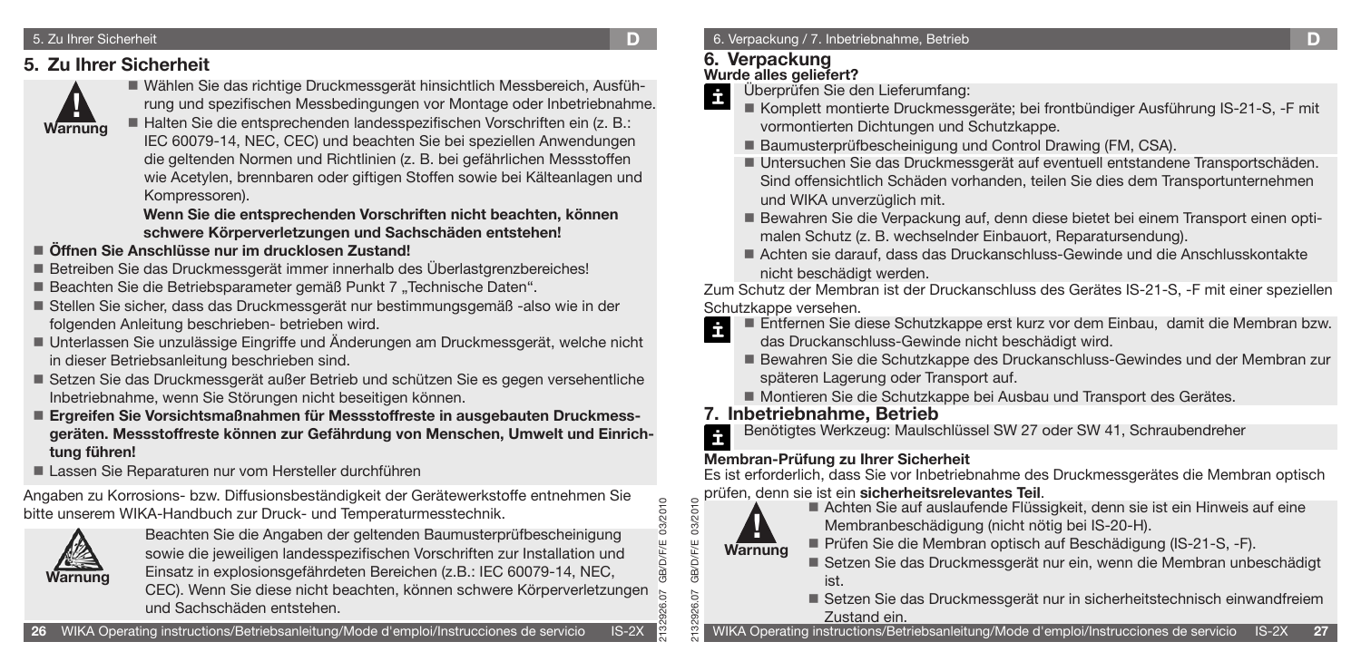## 5. Zu Ihrer Sicherheit

**Warnung**

- Wählen Sie das richtige Druckmessgerät hinsichtlich Messbereich, Ausführung und spezifischen Messbedingungen vor Montage oder Inbetriebnahme.
- Halten Sie die entsprechenden landesspezifischen Vorschriften ein (z. B.: IEC 60079-14, NEC, CEC) und beachten Sie bei speziellen Anwendungen die geltenden Normen und Richtlinien (z. B. bei gefährlichen Messstoffen wie Acetylen, brennbaren oder giftigen Stoffen sowie bei Kälteanlagen und Kompressoren).

  **Wenn Sie die entsprechenden Vorschriften nicht beachten, können schwere Körperverletzungen und Sachschäden entstehen!**

- **Öffnen Sie Anschlüsse nur im drucklosen Zustand!**
- Betreiben Sie das Druckmessgerät immer innerhalb des Überlastgrenzbereiches!
- Beachten Sie die Betriebsparameter gemäß Punkt 7 „Technische Daten".
- Stellen Sie sicher, dass das Druckmessgerät nur bestimmungsgemäß -also wie in der folgenden Anleitung beschrieben- betrieben wird.
- Unterlassen Sie unzulässige Eingriffe und Änderungen am Druckmessgerät, welche nicht in dieser Betriebsanleitung beschrieben sind.
- Setzen Sie das Druckmessgerät außer Betrieb und schützen Sie es gegen versehentliche Inbetriebnahme, wenn Sie Störungen nicht beseitigen können.
- **Ergreifen Sie Vorsichtsmaßnahmen für Messstoffreste in ausgebauten Druckmessgeräten. Messstoffreste können zur Gefährdung von Menschen, Umwelt und Einrichtung führen!**
- Lassen Sie Reparaturen nur vom Hersteller durchführen

Angaben zu Korrosions- bzw. Diffusionsbeständigkeit der Gerätewerkstoffe entnehmen Sie bitte unserem WIKA-Handbuch zur Druck- und Temperaturmesstechnik.

**Warnung**

Beachten Sie die Angaben der geltenden Baumusterprüfbescheinigung sowie die jeweiligen landesspezifischen Vorschriften zur Installation und Einsatz in explosionsgefährdeten Bereichen (z.B.: IEC 60079-14, NEC, CEC). Wenn Sie diese nicht beachten, können schwere Körperverletzungen und Sachschäden entstehen.

## 6. Verpackung

### Wurde alles geliefert?

Überprüfen Sie den Lieferumfang:

- Komplett montierte Druckmessgeräte; bei frontbündiger Ausführung IS-21-S, -F mit vormontierten Dichtungen und Schutzkappe.
- Baumusterprüfbescheinigung und Control Drawing (FM, CSA).
- Untersuchen Sie das Druckmessgerät auf eventuell entstandene Transportschäden. Sind offensichtlich Schäden vorhanden, teilen Sie dies dem Transportunternehmen und WIKA unverzüglich mit.
- Bewahren Sie die Verpackung auf, denn diese bietet bei einem Transport einen optimalen Schutz (z. B. wechselnder Einbauort, Reparatursendung).
- Achten sie darauf, dass das Druckanschluss-Gewinde und die Anschlusskontakte nicht beschädigt werden.

Zum Schutz der Membran ist der Druckanschluss des Gerätes IS-21-S, -F mit einer speziellen Schutzkappe versehen.

- Entfernen Sie diese Schutzkappe erst kurz vor dem Einbau, damit die Membran bzw. das Druckanschluss-Gewinde nicht beschädigt wird.
- Bewahren Sie die Schutzkappe des Druckanschluss-Gewindes und der Membran zur späteren Lagerung oder Transport auf.
- Montieren Sie die Schutzkappe bei Ausbau und Transport des Gerätes.

## 7. Inbetriebnahme, Betrieb

Benötigtes Werkzeug: Maulschlüssel SW 27 oder SW 41, Schraubendreher

### Membran-Prüfung zu Ihrer Sicherheit

Es ist erforderlich, dass Sie vor Inbetriebnahme des Druckmessgerätes die Membran optisch prüfen, denn sie ist ein **sicherheitsrelevantes Teil**.

**Warnung**

- Achten Sie auf auslaufende Flüssigkeit, denn sie ist ein Hinweis auf eine Membranbeschädigung (nicht nötig bei IS-20-H).
- Prüfen Sie die Membran optisch auf Beschädigung (IS-21-S, -F).
- Setzen Sie das Druckmessgerät nur ein, wenn die Membran unbeschädigt ist.
- Setzen Sie das Druckmessgerät nur in sicherheitstechnisch einwandfreiem Zustand ein.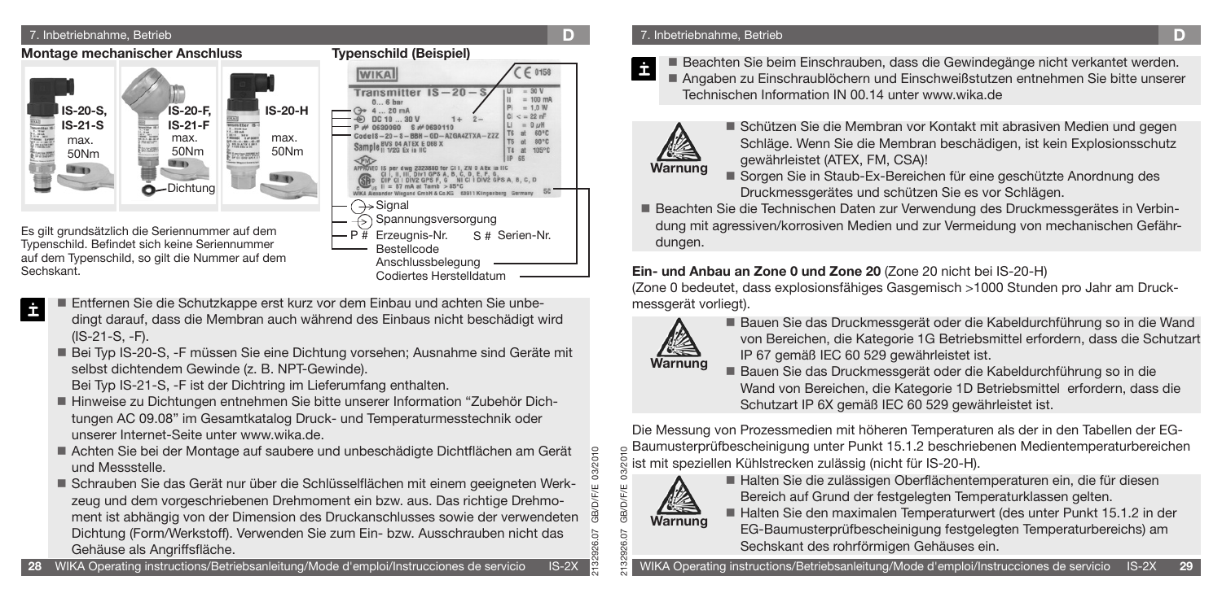## 7. Inbetriebnahme, Betrieb

### Montage mechanischer Anschluss

IS-20-S, IS-21-S max. 50Nm

IS-20-F, IS-21-F max. 50Nm

IS-20-H max. 50Nm

Dichtung

### Typenschild (Beispiel)

- Signal
- Spannungsversorgung
- P # Erzeugnis-Nr. S # Serien-Nr.
- Bestellcode
- Anschlussbelegung
- Codiertes Herstelldatum

Es gilt grundsätzlich die Seriennummer auf dem Typenschild. Befindet sich keine Seriennummer auf dem Typenschild, so gilt die Nummer auf dem Sechskant.

- Entfernen Sie die Schutzkappe erst kurz vor dem Einbau und achten Sie unbedingt darauf, dass die Membran auch während des Einbaus nicht beschädigt wird (IS-21-S, -F).
- Bei Typ IS-20-S, -F müssen Sie eine Dichtung vorsehen; Ausnahme sind Geräte mit selbst dichtendem Gewinde (z. B. NPT-Gewinde).
  Bei Typ IS-21-S, -F ist der Dichtring im Lieferumfang enthalten.
- Hinweise zu Dichtungen entnehmen Sie bitte unserer Information "Zubehör Dichtungen AC 09.08" im Gesamtkatalog Druck- und Temperaturmesstechnik oder unserer Internet-Seite unter www.wika.de.
- Achten Sie bei der Montage auf saubere und unbeschädigte Dichtflächen am Gerät und Messstelle.
- Schrauben Sie das Gerät nur über die Schlüsselflächen mit einem geeigneten Werkzeug und dem vorgeschriebenen Drehmoment ein bzw. aus. Das richtige Drehmoment ist abhängig von der Dimension des Druckanschlusses sowie der verwendeten Dichtung (Form/Werkstoff). Verwenden Sie zum Ein- bzw. Ausschrauben nicht das Gehäuse als Angriffsfläche.
- Beachten Sie beim Einschrauben, dass die Gewindegänge nicht verkantet werden.
- Angaben zu Einschraublöchern und Einschweißstutzen entnehmen Sie bitte unserer Technischen Information IN 00.14 unter www.wika.de

**Warnung**

- Schützen Sie die Membran vor Kontakt mit abrasiven Medien und gegen Schläge. Wenn Sie die Membran beschädigen, ist kein Explosionsschutz gewährleistet (ATEX, FM, CSA)!
- Sorgen Sie in Staub-Ex-Bereichen für eine geschützte Anordnung des Druckmessgerätes und schützen Sie es vor Schlägen.

- Beachten Sie die Technischen Daten zur Verwendung des Druckmessgerätes in Verbindung mit agressiven/korrosiven Medien und zur Vermeidung von mechanischen Gefährdungen.

**Ein- und Anbau an Zone 0 und Zone 20** (Zone 20 nicht bei IS-20-H)
(Zone 0 bedeutet, dass explosionsfähiges Gasgemisch >1000 Stunden pro Jahr am Druckmessgerät vorliegt).

**Warnung**

- Bauen Sie das Druckmessgerät oder die Kabeldurchführung so in die Wand von Bereichen, die Kategorie 1G Betriebsmittel erfordern, dass die Schutzart IP 67 gemäß IEC 60 529 gewährleistet ist.
- Bauen Sie das Druckmessgerät oder die Kabeldurchführung so in die Wand von Bereichen, die Kategorie 1D Betriebsmittel erfordern, dass die Schutzart IP 6X gemäß IEC 60 529 gewährleistet ist.

Die Messung von Prozessmedien mit höheren Temperaturen als der in den Tabellen der EG-Baumusterprüfbescheinigung unter Punkt 15.1.2 beschriebenen Medientemperaturbereichen ist mit speziellen Kühlstrecken zulässig (nicht für IS-20-H).

**Warnung**

- Halten Sie die zulässigen Oberflächentemperaturen ein, die für diesen Bereich auf Grund der festgelegten Temperaturklassen gelten.
- Halten Sie den maximalen Temperaturwert (des unter Punkt 15.1.2 in der EG-Baumusterprüfbescheinigung festgelegten Temperaturbereichs) am Sechskant des rohrförmigen Gehäuses ein.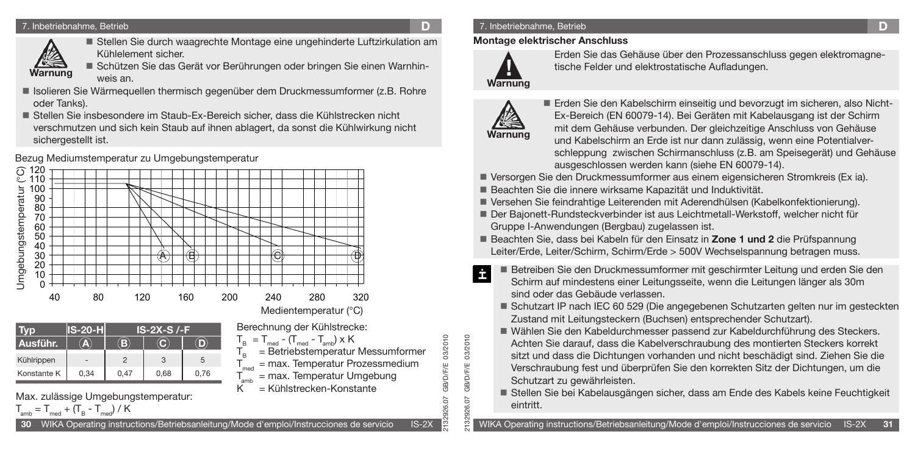## 7. Inbetriebnahme, Betrieb

**Warnung**

- Stellen Sie durch waagrechte Montage eine ungehinderte Luftzirkulation am Kühlelement sicher.
- Schützen Sie das Gerät vor Berührungen oder bringen Sie einen Warnhinweis an.

- Isolieren Sie Wärmequellen thermisch gegenüber dem Druckmessumformer (z.B. Rohre oder Tanks).
- Stellen Sie insbesondere im Staub-Ex-Bereich sicher, dass die Kühlstrecken nicht verschmutzen und sich kein Staub auf ihnen ablagert, da sonst die Kühlwirkung nicht sichergestellt ist.

Bezug Mediumstemperatur zu Umgebungstemperatur

| Typ | IS-20-H | IS-2X-S /-F | | |
|---|---|---|---|---|
| Ausführ. | (A) | (B) | (C) | (D) |
| Kühlrippen | - | 2 | 3 | 5 |
| Konstante K | 0,34 | 0,47 | 0,68 | 0,76 |

Berechnung der Kühlstrecke:

$T_B = T_{med} - (T_{med} - T_{amb}) \times K$

$T_B$ = Betriebstemperatur Messumformer
$T_{med}$ = max. Temperatur Prozessmedium
$T_{amb}$ = max. Temperatur Umgebung
K = Kühlstrecken-Konstante

Max. zulässige Umgebungstemperatur:

$T_{amb} = T_{med} + (T_B - T_{med}) / K$

### Montage elektrischer Anschluss

**Warnung**

Erden Sie das Gehäuse über den Prozessanschluss gegen elektromagnetische Felder und elektrostatische Aufladungen.

**Warnung**

- Erden Sie den Kabelschirm einseitig und bevorzugt im sicheren, also Nicht-Ex-Bereich (EN 60079-14). Bei Geräten mit Kabelausgang ist der Schirm mit dem Gehäuse verbunden. Der gleichzeitige Anschluss von Gehäuse und Kabelschirm an Erde ist nur dann zulässig, wenn eine Potentialverschleppung zwischen Schirmanschluss (z.B. am Speisegerät) und Gehäuse ausgeschlossen werden kann (siehe EN 60079-14).

- Versorgen Sie den Druckmessumformer aus einem eigensicheren Stromkreis (Ex ia).
- Beachten Sie die innere wirksame Kapazität und Induktivität.
- Versehen Sie feindrahtige Leiterenden mit Aderendhülsen (Kabelkonfektionierung).
- Der Bajonett-Rundsteckverbinder ist aus Leichtmetall-Werkstoff, welcher nicht für Gruppe I-Anwendungen (Bergbau) zugelassen ist.
- Beachten Sie, dass bei Kabeln für den Einsatz in **Zone 1 und 2** die Prüfspannung Leiter/Erde, Leiter/Schirm, Schirm/Erde > 500V Wechselspannung betragen muss.

- Betreiben Sie den Druckmessumformer mit geschirmter Leitung und erden Sie den Schirm auf mindestens einer Leitungsseite, wenn die Leitungen länger als 30m sind oder das Gebäude verlassen.
- Schutzart IP nach IEC 60 529 (Die angegebenen Schutzarten gelten nur im gesteckten Zustand mit Leitungsteckern (Buchsen) entsprechender Schutzart).
- Wählen Sie den Kabeldurchmesser passend zur Kabeldurchführung des Steckers. Achten Sie darauf, dass die Kabelverschraubung des montierten Steckers korrekt sitzt und dass die Dichtungen vorhanden und nicht beschädigt sind. Ziehen Sie die Verschraubung fest und überprüfen Sie den korrekten Sitz der Dichtungen, um die Schutzart zu gewährleisten.
- Stellen Sie bei Kabelausgängen sicher, dass am Ende des Kabels keine Feuchtigkeit eintritt.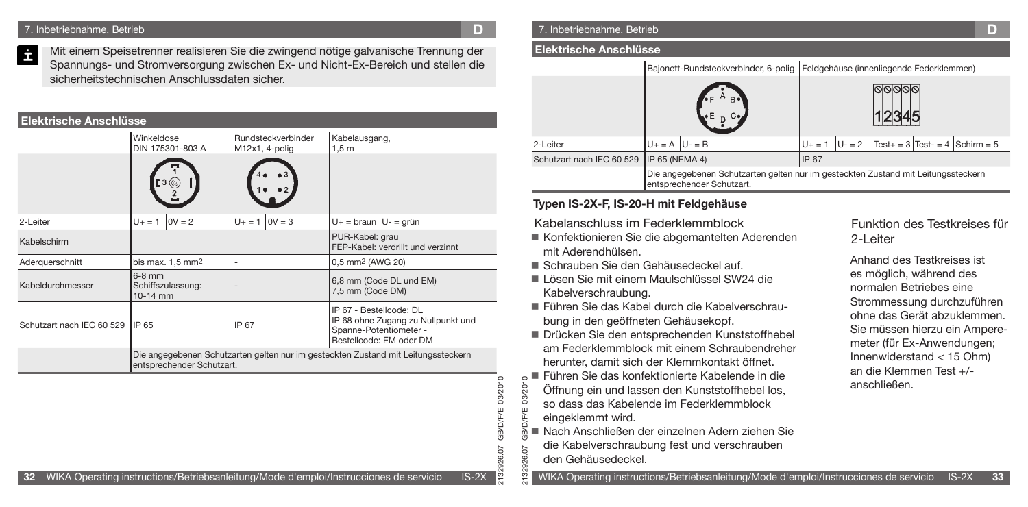## 7. Inbetriebnahme, Betrieb

Mit einem Speisetrenner realisieren Sie die zwingend nötige galvanische Trennung der Spannungs- und Stromversorgung zwischen Ex- und Nicht-Ex-Bereich und stellen die sicherheitstechnischen Anschlussdaten sicher.

### Elektrische Anschlüsse

| | Winkeldose DIN 175301-803 A | Rundsteckverbinder M12x1, 4-polig | Kabelausgang, 1,5 m |
|---|---|---|---|
| | | | |
| 2-Leiter | U+ = 1, 0V = 2 | U+ = 1, 0V = 3 | U+ = braun, U- = grün |
| Kabelschirm | | | PUR-Kabel: grau<br>FEP-Kabel: verdrillt und verzinnt |
| Aderquerschnitt | bis max. 1,5 mm² | - | 0,5 mm² (AWG 20) |
| Kabeldurchmesser | 6-8 mm<br>Schiffszulassung: 10-14 mm | - | 6,8 mm (Code DL und EM)<br>7,5 mm (Code DM) |
| Schutzart nach IEC 60 529 | IP 65 | IP 67 | IP 67 - Bestellcode: DL<br>IP 68 ohne Zugang zu Nullpunkt und Spanne-Potentiometer - Bestellcode: EM oder DM |
| | Die angegebenen Schutzarten gelten nur im gesteckten Zustand mit Leitungssteckern entsprechender Schutzart. | | |

## 7. Inbetriebnahme, Betrieb

### Elektrische Anschlüsse

| | Bajonett-Rundsteckverbinder, 6-polig | Feldgehäuse (innenliegende Federklemmen) |
|---|---|---|
| | | |
| 2-Leiter | U+ = A, U- = B | U+ = 1, U- = 2, Test+ = 3, Test- = 4, Schirm = 5 |
| Schutzart nach IEC 60 529 | IP 65 (NEMA 4) | IP 67 |
| | Die angegebenen Schutzarten gelten nur im gesteckten Zustand mit Leitungssteckern entsprechender Schutzart. | |

### Typen IS-2X-F, IS-20-H mit Feldgehäuse

Kabelanschluss im Federklemmblock

- Konfektionieren Sie die abgemantelten Aderenden mit Aderendhülsen.
- Schrauben Sie den Gehäusedeckel auf.
- Lösen Sie mit einem Maulschlüssel SW24 die Kabelverschraubung.
- Führen Sie das Kabel durch die Kabelverschraubung in den geöffneten Gehäusekopf.
- Drücken Sie den entsprechenden Kunststoffhebel am Federklemmblock mit einem Schraubendreher herunter, damit sich der Klemmkontakt öffnet.
- Führen Sie das konfektionierte Kabelende in die Öffnung ein und lassen den Kunststoffhebel los, so dass das Kabelende im Federklemmblock eingeklemmt wird.
- Nach Anschließen der einzelnen Adern ziehen Sie die Kabelverschraubung fest und verschrauben den Gehäusedeckel.

Funktion des Testkreises für 2-Leiter

Anhand des Testkreises ist es möglich, während des normalen Betriebes eine Strommessung durchzuführen ohne das Gerät abzuklemmen. Sie müssen hierzu ein Amperemeter (für Ex-Anwendungen; Innenwiderstand < 15 Ohm) an die Klemmen Test +/- anschließen.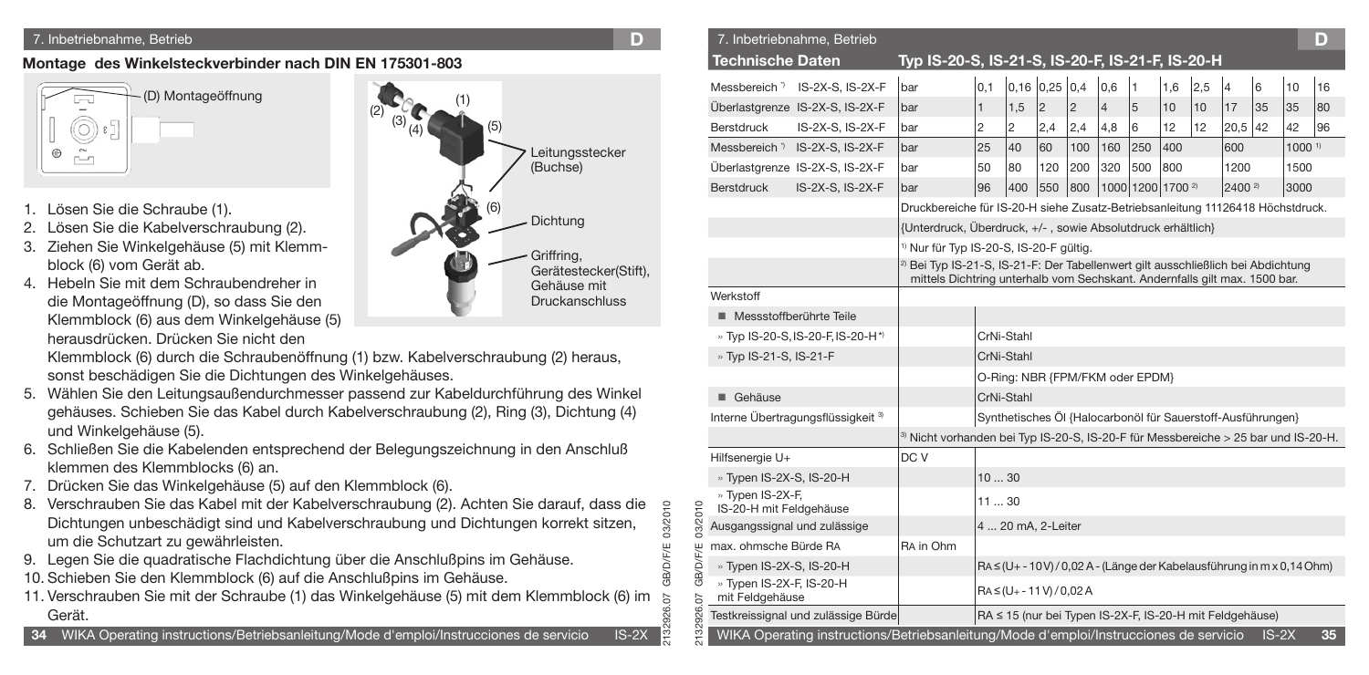## Montage des Winkelsteckverbinder nach DIN EN 175301-803

(D) Montageöffnung

(1) (2) (3) (4) (5) Leitungsstecker (Buchse)

(6) Dichtung

Griffring, Gerätestecker(Stift), Gehäuse mit Druckanschluss

1. Lösen Sie die Schraube (1).
2. Lösen Sie die Kabelverschraubung (2).
3. Ziehen Sie Winkelgehäuse (5) mit Klemmblock (6) vom Gerät ab.
4. Hebeln Sie mit dem Schraubendreher in die Montageöffnung (D), so dass Sie den Klemmblock (6) aus dem Winkelgehäuse (5) herausdrücken. Drücken Sie nicht den Klemmblock (6) durch die Schraubenöffnung (1) bzw. Kabelverschraubung (2) heraus, sonst beschädigen Sie die Dichtungen des Winkelgehäuses.
5. Wählen Sie den Leitungsaußendurchmesser passend zur Kabeldurchführung des Winkel gehäuses. Schieben Sie das Kabel durch Kabelverschraubung (2), Ring (3), Dichtung (4) und Winkelgehäuse (5).
6. Schließen Sie die Kabelenden entsprechend der Belegungszeichnung in den Anschluß klemmen des Klemmblocks (6) an.
7. Drücken Sie das Winkelgehäuse (5) auf den Klemmblock (6).
8. Verschrauben Sie das Kabel mit der Kabelverschraubung (2). Achten Sie darauf, dass die Dichtungen unbeschädigt sind und Kabelverschraubung und Dichtungen korrekt sitzen, um die Schutzart zu gewährleisten.
9. Legen Sie die quadratische Flachdichtung über die Anschlußpins im Gehäuse.
10. Schieben Sie den Klemmblock (6) auf die Anschlußpins im Gehäuse.
11. Verschrauben Sie mit der Schraube (1) das Winkelgehäuse (5) mit dem Klemmblock (6) im Gerät.

## Technische Daten — Typ IS-20-S, IS-21-S, IS-20-F, IS-21-F, IS-20-H

| Technische Daten | | | | | | | | | | | | | |
|---|---|---|---|---|---|---|---|---|---|---|---|---|---|
| Messbereich [*)] IS-2X-S, IS-2X-F | bar | 0,1 | 0,16 | 0,25 | 0,4 | 0,6 | 1 | 1,6 | 2,5 | 4 | 6 | 10 | 16 |
| Überlastgrenze IS-2X-S, IS-2X-F | bar | 1 | 1,5 | 2 | 2 | 4 | 5 | 10 | 10 | 17 | 35 | 35 | 80 |
| Berstdruck IS-2X-S, IS-2X-F | bar | 2 | 2 | 2,4 | 2,4 | 4,8 | 6 | 12 | 12 | 20,5 | 42 | 42 | 96 |
| Messbereich [*)] IS-2X-S, IS-2X-F | bar | 25 | 40 | 60 | 100 | 160 | 250 | 400 | | 600 | | 1000 [1)] | |
| Überlastgrenze IS-2X-S, IS-2X-F | bar | 50 | 80 | 120 | 200 | 320 | 500 | 800 | | 1200 | | 1500 | |
| Berstdruck IS-2X-S, IS-2X-F | bar | 96 | 400 | 550 | 800 | 1000 | 1200 | 1700 [2)] | | 2400 [2)] | | 3000 | |

Druckbereiche für IS-20-H siehe Zusatz-Betriebsanleitung 11126418 Höchstdruck.

{Unterdruck, Überdruck, +/- , sowie Absolutdruck erhältlich}

[1)] Nur für Typ IS-20-S, IS-20-F gültig.

[2)] Bei Typ IS-21-S, IS-21-F: Der Tabellenwert gilt ausschließlich bei Abdichtung mittels Dichtring unterhalb vom Sechskant. Andernfalls gilt max. 1500 bar.

| | | |
|---|---|---|
| Werkstoff | | |
| ■ Messstoffberührte Teile | | |
| » Typ IS-20-S, IS-20-F, IS-20-H [*)] | | CrNi-Stahl |
| » Typ IS-21-S, IS-21-F | | CrNi-Stahl |
| | | O-Ring: NBR {FPM/FKM oder EPDM} |
| ■ Gehäuse | | CrNi-Stahl |
| Interne Übertragungsflüssigkeit [3)] | | Synthetisches Öl {Halocarbonöl für Sauerstoff-Ausführungen} |
| | | [3)] Nicht vorhanden bei Typ IS-20-S, IS-20-F für Messbereiche > 25 bar und IS-20-H. |
| Hilfsenergie U+ | DC V | |
| » Typen IS-2X-S, IS-20-H | | 10 ... 30 |
| » Typen IS-2X-F, IS-20-H mit Feldgehäuse | | 11 ... 30 |
| Ausgangssignal und zulässige | | 4 ... 20 mA, 2-Leiter |
| max. ohmsche Bürde RA | RA in Ohm | |
| » Typen IS-2X-S, IS-20-H | | RA ≤ (U+ - 10 V) / 0,02 A - (Länge der Kabelausführung in m x 0,14 Ohm) |
| » Typen IS-2X-F, IS-20-H mit Feldgehäuse | | RA ≤ (U+ - 11 V) / 0,02 A |
| Testkreissignal und zulässige Bürde | | RA ≤ 15 (nur bei Typen IS-2X-F, IS-20-H mit Feldgehäuse) |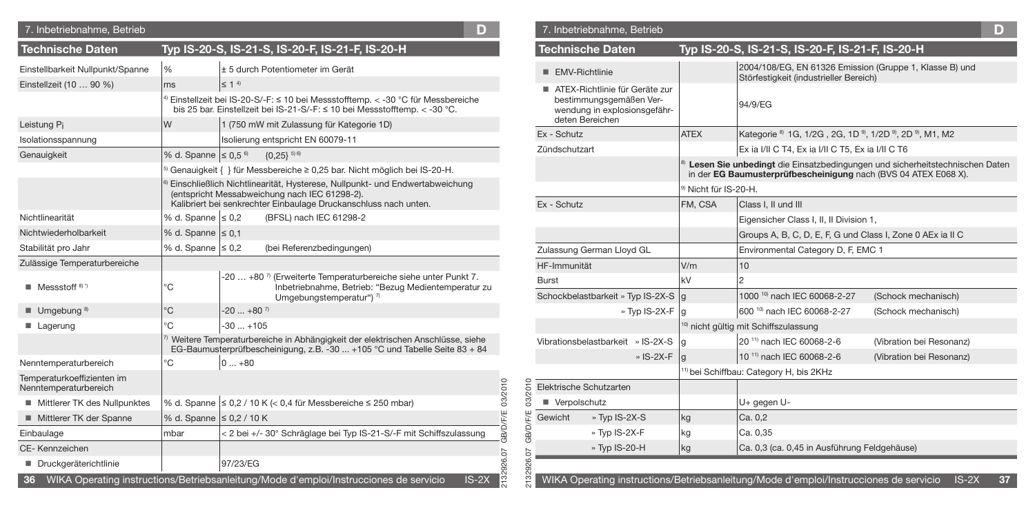## Technische Daten — Typ IS-20-S, IS-21-S, IS-20-F, IS-21-F, IS-20-H

| Technische Daten | | Typ IS-20-S, IS-21-S, IS-20-F, IS-21-F, IS-20-H |
|---|---|---|
| Einstellbarkeit Nullpunkt/Spanne | % | ± 5 durch Potentiometer im Gerät |
| Einstellzeit (10 … 90 %) | ms | ≤ 1 [4] |
| | | [4] Einstellzeit bei IS-20-S/-F: ≤ 10 bei Messstofftemp. < -30 °C für Messbereiche bis 25 bar. Einstellzeit bei IS-21-S/-F: ≤ 10 bei Messstofftemp. < -30 °C. |
| Leistung $P_i$ | W | 1 (750 mW mit Zulassung für Kategorie 1D) |
| Isolationsspannung | | Isolierung entspricht EN 60079-11 |
| Genauigkeit | % d. Spanne | ≤ 0,5 [6] {0,25} [5] [6] |
| | | [5] Genauigkeit { } für Messbereiche ≥ 0,25 bar. Nicht möglich bei IS-20-H. |
| | | [6] Einschließlich Nichtlinearität, Hysterese, Nullpunkt- und Endwertabweichung (entspricht Messabweichung nach IEC 61298-2). Kalibriert bei senkrechter Einbaulage Druckanschluss nach unten. |
| Nichtlinearität | % d. Spanne | ≤ 0,2 (BFSL) nach IEC 61298-2 |
| Nichtwiederholbarkeit | % d. Spanne | ≤ 0,1 |
| Stabilität pro Jahr | % d. Spanne | ≤ 0,2 (bei Referenzbedingungen) |
| Zulässige Temperaturbereiche | | |
| ■ Messstoff [8] [*] | °C | -20 … +80 [7] (Erweiterte Temperaturbereiche siehe unter Punkt 7. Inbetriebnahme, Betrieb: "Bezug Medientemperatur zu Umgebungstemperatur") [7] |
| ■ Umgebung [8] | °C | -20 ... +80 [7] |
| ■ Lagerung | °C | -30 ... +105 |
| | | [7] Weitere Temperaturbereiche in Abhängigkeit der elektrischen Anschlüsse, siehe EG-Baumusterprüfbescheinigung, z.B. -30 ... +105 °C und Tabelle Seite 83 + 84 |
| Nenntemperaturbereich | °C | 0 ... +80 |
| Temperaturkoeffizienten im Nenntemperaturbereich | | |
| ■ Mittlerer TK des Nullpunktes | % d. Spanne | ≤ 0,2 / 10 K (< 0,4 für Messbereiche ≤ 250 mbar) |
| ■ Mittlerer TK der Spanne | % d. Spanne | ≤ 0,2 / 10 K |
| Einbaulage | mbar | < 2 bei +/- 30° Schräglage bei Typ IS-21-S/-F mit Schiffszulassung |
| CE- Kennzeichen | | |
| ■ Druckgeräterichtlinie | | 97/23/EG |
| ■ EMV-Richtlinie | | 2004/108/EG, EN 61326 Emission (Gruppe 1, Klasse B) und Störfestigkeit (industrieller Bereich) |
| ■ ATEX-Richtlinie für Geräte zur bestimmungsgemäßen Verwendung in explosionsgefährdeten Bereichen | | 94/9/EG |
| Ex - Schutz | ATEX | Kategorie [8] 1G, 1/2G , 2G, 1D [9], 1/2D [9], 2D [9], M1, M2 |
| Zündschutzart | | Ex ia I/II C T4, Ex ia I/II C T5, Ex ia I/II C T6 |
| | | [8] **Lesen Sie unbedingt** die Einsatzbedingungen und sicherheitstechnischen Daten in der **EG Baumusterprüfbescheinigung** nach (BVS 04 ATEX E068 X). |
| | | [9] Nicht für IS-20-H. |
| Ex - Schutz | FM, CSA | Class I, II und III |
| | | Eigensicher Class I, II, Division 1, |
| | | Groups A, B, C, D, E, F, G und Class I, Zone 0 AEx ia II C |
| Zulassung German Lloyd GL | | Environmental Category D, F, EMC 1 |
| HF-Immunität | V/m | 10 |
| Burst | kV | 2 |
| Schockbelastbarkeit » Typ IS-2X-S | g | 1000 [10] nach IEC 60068-2-27 (Schock mechanisch) |
| » Typ IS-2X-F | g | 600 [10] nach IEC 60068-2-27 (Schock mechanisch) |
| | | [10] nicht gültig mit Schiffszulassung |
| Vibrationsbelastbarkeit » IS-2X-S | g | 20 [11] nach IEC 60068-2-6 (Vibration bei Resonanz) |
| » IS-2X-F | g | 10 [11] nach IEC 60068-2-6 (Vibration bei Resonanz) |
| | | [11] bei Schiffbau: Category H, bis 2KHz |
| Elektrische Schutzarten | | |
| ■ Verpolschutz | | U+ gegen U- |
| Gewicht » Typ IS-2X-S | kg | Ca. 0,2 |
| » Typ IS-2X-F | kg | Ca. 0,35 |
| » Typ IS-20-H | kg | Ca. 0,3 (ca. 0,45 in Ausführung Feldgehäuse) |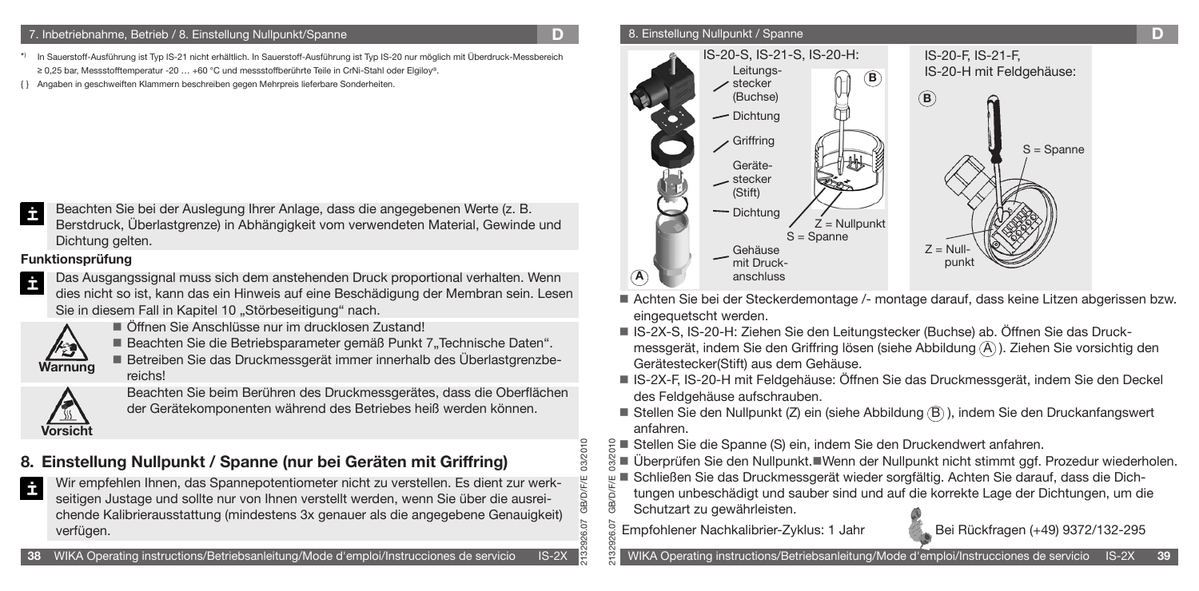*) In Sauerstoff-Ausführung ist Typ IS-21 nicht erhältlich. In Sauerstoff-Ausführung ist Typ IS-20 nur möglich mit Überdruck-Messbereich ≥ 0,25 bar, Messstofftemperatur -20 … +60 °C und messstoffberührte Teile in CrNi-Stahl oder Elgiloy®.

{ } Angaben in geschweiften Klammern beschreiben gegen Mehrpreis lieferbare Sonderheiten.

Beachten Sie bei der Auslegung Ihrer Anlage, dass die angegebenen Werte (z. B. Berstdruck, Überlastgrenze) in Abhängigkeit vom verwendeten Material, Gewinde und Dichtung gelten.

**Funktionsprüfung**

Das Ausgangssignal muss sich dem anstehenden Druck proportional verhalten. Wenn dies nicht so ist, kann das ein Hinweis auf eine Beschädigung der Membran sein. Lesen Sie in diesem Fall in Kapitel 10 „Störbeseitigung" nach.

**Warnung**

- Öffnen Sie Anschlüsse nur im drucklosen Zustand!
- Beachten Sie die Betriebsparameter gemäß Punkt 7 „Technische Daten".
- Betreiben Sie das Druckmessgerät immer innerhalb des Überlastgrenzbereichs!

**Vorsicht**

Beachten Sie beim Berühren des Druckmessgerätes, dass die Oberflächen der Gerätekomponenten während des Betriebes heiß werden können.

## 8. Einstellung Nullpunkt / Spanne (nur bei Geräten mit Griffring)

Wir empfehlen Ihnen, das Spannepotentiometer nicht zu verstellen. Es dient zur werkseitigen Justage und sollte nur von Ihnen verstellt werden, wenn Sie über die ausreichende Kalibrierausstattung (mindestens 3x genauer als die angegebene Genauigkeit) verfügen.

IS-20-S, IS-21-S, IS-20-H:

A: Leitungsstecker (Buchse), Dichtung, Griffring, Gerätestecker (Stift), Dichtung, Gehäuse mit Druckanschluss

B: Z = Nullpunkt, S = Spanne

IS-20-F, IS-21-F, IS-20-H mit Feldgehäuse:

B: S = Spanne, Z = Nullpunkt

- Achten Sie bei der Steckerdemontage /- montage darauf, dass keine Litzen abgerissen bzw. eingequetscht werden.
- IS-2X-S, IS-20-H: Ziehen Sie den Leitungstecker (Buchse) ab. Öffnen Sie das Druckmessgerät, indem Sie den Griffring lösen (siehe Abbildung (A)). Ziehen Sie vorsichtig den Gerätestecker(Stift) aus dem Gehäuse.
- IS-2X-F, IS-20-H mit Feldgehäuse: Öffnen Sie das Druckmessgerät, indem Sie den Deckel des Feldgehäuse aufschrauben.
- Stellen Sie den Nullpunkt (Z) ein (siehe Abbildung (B)), indem Sie den Druckanfangswert anfahren.
- Stellen Sie die Spanne (S) ein, indem Sie den Druckendwert anfahren.
- Überprüfen Sie den Nullpunkt. Wenn der Nullpunkt nicht stimmt ggf. Prozedur wiederholen.
- Schließen Sie das Druckmessgerät wieder sorgfältig. Achten Sie darauf, dass die Dichtungen unbeschädigt und sauber sind und auf die korrekte Lage der Dichtungen, um die Schutzart zu gewährleisten.

Empfohlener Nachkalibrier-Zyklus: 1 Jahr

Bei Rückfragen (+49) 9372/132-295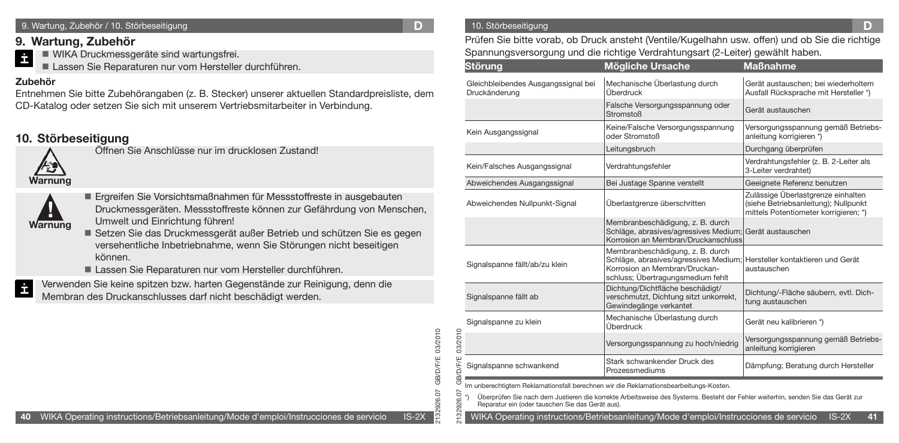## 9. Wartung, Zubehör

- WIKA Druckmessgeräte sind wartungsfrei.
- Lassen Sie Reparaturen nur vom Hersteller durchführen.

**Zubehör**

Entnehmen Sie bitte Zubehörangaben (z. B. Stecker) unserer aktuellen Standardpreisliste, dem CD-Katalog oder setzen Sie sich mit unserem Vertriebsmitarbeiter in Verbindung.

## 10. Störbeseitigung

**Warnung**

Öffnen Sie Anschlüsse nur im drucklosen Zustand!

**Warnung**

- Ergreifen Sie Vorsichtsmaßnahmen für Messstoffreste in ausgebauten Druckmessgeräten. Messstoffreste können zur Gefährdung von Menschen, Umwelt und Einrichtung führen!
- Setzen Sie das Druckmessgerät außer Betrieb und schützen Sie es gegen versehentliche Inbetriebnahme, wenn Sie Störungen nicht beseitigen können.
- Lassen Sie Reparaturen nur vom Hersteller durchführen.

Verwenden Sie keine spitzen bzw. harten Gegenstände zur Reinigung, denn die Membran des Druckanschlusses darf nicht beschädigt werden.

Prüfen Sie bitte vorab, ob Druck ansteht (Ventile/Kugelhahn usw. offen) und ob Sie die richtige Spannungsversorgung und die richtige Verdrahtungsart (2-Leiter) gewählt haben.

| Störung | Mögliche Ursache | Maßnahme |
|---|---|---|
| Gleichbleibendes Ausgangssignal bei Druckänderung | Mechanische Überlastung durch Überdruck | Gerät austauschen; bei wiederholtem Ausfall Rücksprache mit Hersteller *) |
| | Falsche Versorgungsspannung oder Stromstoß | Gerät austauschen |
| Kein Ausgangssignal | Keine/Falsche Versorgungsspannung oder Stromstoß | Versorgungsspannung gemäß Betriebsanleitung korrigieren *) |
| | Leitungsbruch | Durchgang überprüfen |
| Kein/Falsches Ausgangssignal | Verdrahtungsfehler | Verdrahtungsfehler (z. B. 2-Leiter als 3-Leiter verdrahtet) |
| Abweichendes Ausgangssignal | Bei Justage Spanne verstellt | Geeignete Referenz benutzen |
| Abweichendes Nullpunkt-Signal | Überlastgrenze überschritten | Zulässige Überlastgrenze einhalten (siehe Betriebsanleitung); Nullpunkt mittels Potentiometer korrigieren; *) |
| | Membranbeschädigung, z. B. durch Schläge, abrasives/agressives Medium; Korrosion an Membran/Druckanschluss | Gerät austauschen |
| Signalspanne fällt ab/zu klein | Membranbeschädigung, z. B. durch Schläge, abrasives/agressives Medium; Korrosion an Membran/Druckanschluss; Übertragungsmedium fehlt | Hersteller kontaktieren und Gerät austauschen |
| Signalspanne fällt ab | Dichtung/Dichtfläche beschädigt/verschmutzt, Dichtung sitzt unkorrekt, Gewindegänge verkantet | Dichtung/-Fläche säubern, evtl. Dichtung austauschen |
| Signalspanne zu klein | Mechanische Überlastung durch Überdruck | Gerät neu kalibrieren *) |
| | Versorgungsspannung zu hoch/niedrig | Versorgungsspannung gemäß Betriebsanleitung korrigieren |
| Signalspanne schwankend | Stark schwankender Druck des Prozessmediums | Dämpfung; Beratung durch Hersteller |

Im unberechtigtem Reklamationsfall berechnen wir die Reklamationsbearbeitungs-Kosten.

*) Überprüfen Sie nach dem Justieren die korrekte Arbeitsweise des Systems. Besteht der Fehler weiterhin, senden Sie das Gerät zur Reparatur ein (oder tauschen Sie das Gerät aus).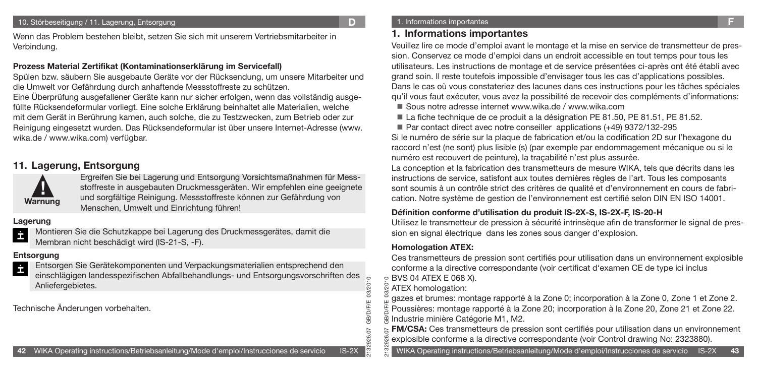Wenn das Problem bestehen bleibt, setzen Sie sich mit unserem Vertriebsmitarbeiter in Verbindung.

**Prozess Material Zertifikat (Kontaminationserklärung im Servicefall)**

Spülen bzw. säubern Sie ausgebaute Geräte vor der Rücksendung, um unsere Mitarbeiter und die Umwelt vor Gefährdung durch anhaftende Messstoffreste zu schützen.
Eine Überprüfung ausgefallener Geräte kann nur sicher erfolgen, wenn das vollständig ausgefüllte Rücksendeformular vorliegt. Eine solche Erklärung beinhaltet alle Materialien, welche mit dem Gerät in Berührung kamen, auch solche, die zu Testzwecken, zum Betrieb oder zur Reinigung eingesetzt wurden. Das Rücksendeformular ist über unsere Internet-Adresse (www.wika.de / www.wika.com) verfügbar.

## 11. Lagerung, Entsorgung

**Warnung**

Ergreifen Sie bei Lagerung und Entsorgung Vorsichtsmaßnahmen für Messstoffreste in ausgebauten Druckmessgeräten. Wir empfehlen eine geeignete und sorgfältige Reinigung. Messstoffreste können zur Gefährdung von Menschen, Umwelt und Einrichtung führen!

**Lagerung**

Montieren Sie die Schutzkappe bei Lagerung des Druckmessgerätes, damit die Membran nicht beschädigt wird (IS-21-S, -F).

**Entsorgung**

Entsorgen Sie Gerätekomponenten und Verpackungsmaterialien entsprechend den einschlägigen landesspezifischen Abfallbehandlungs- und Entsorgungsvorschriften des Anliefergebietes.

Technische Änderungen vorbehalten.

## 1. Informations importantes

Veuillez lire ce mode d'emploi avant le montage et la mise en service de transmetteur de pression. Conservez ce mode d'emploi dans un endroit accessible en tout temps pour tous les utilisateurs. Les instructions de montage et de service présentées ci-après ont été établi avec grand soin. Il reste toutefois impossible d'envisager tous les cas d'applications possibles. Dans le cas où vous constateriez des lacunes dans ces instructions pour les tâches spéciales qu'il vous faut exécuter, vous avez la possibilité de recevoir des compléments d'informations:

- Sous notre adresse internet www.wika.de / www.wika.com
- La fiche technique de ce produit a la désignation PE 81.50, PE 81.51, PE 81.52.
- Par contact direct avec notre conseiller applications (+49) 9372/132-295

Si le numéro de série sur la plaque de fabrication et/ou la codification 2D sur l'hexagone du raccord n'est (ne sont) plus lisible (s) (par exemple par endommagement mécanique ou si le numéro est recouvert de peinture), la traçabilité n'est plus assurée.

La conception et la fabrication des transmetteurs de mesure WIKA, tels que décrits dans les instructions de service, satisfont aux toutes dernières règles de l'art. Tous les composants sont soumis à un contrôle strict des critères de qualité et d'environnement en cours de fabrication. Notre système de gestion de l'environnement est certifié selon DIN EN ISO 14001.

**Définition conforme d'utilisation du produit IS-2X-S, IS-2X-F, IS-20-H**

Utilisez le transmetteur de pression à sécurité intrinsèque afin de transformer le signal de pression en signal électrique dans les zones sous danger d'explosion.

**Homologation ATEX:**

Ces transmetteurs de pression sont certifiés pour utilisation dans un environnement explosible conforme a la directive correspondante (voir certificat d'examen CE de type ici inclus BVS 04 ATEX E 068 X).
ATEX homologation:
gazes et brumes: montage rapporté à la Zone 0; incorporation à la Zone 0, Zone 1 et Zone 2.
Poussières: montage rapporté à la Zone 20; incorporation à la Zone 20, Zone 21 et Zone 22.
Industrie minière Catégorie M1, M2.

**FM/CSA:** Ces transmetteurs de pression sont certifiés pour utilisation dans un environnement explosible conforme a la directive correspondante (voir Control drawing No: 2323880).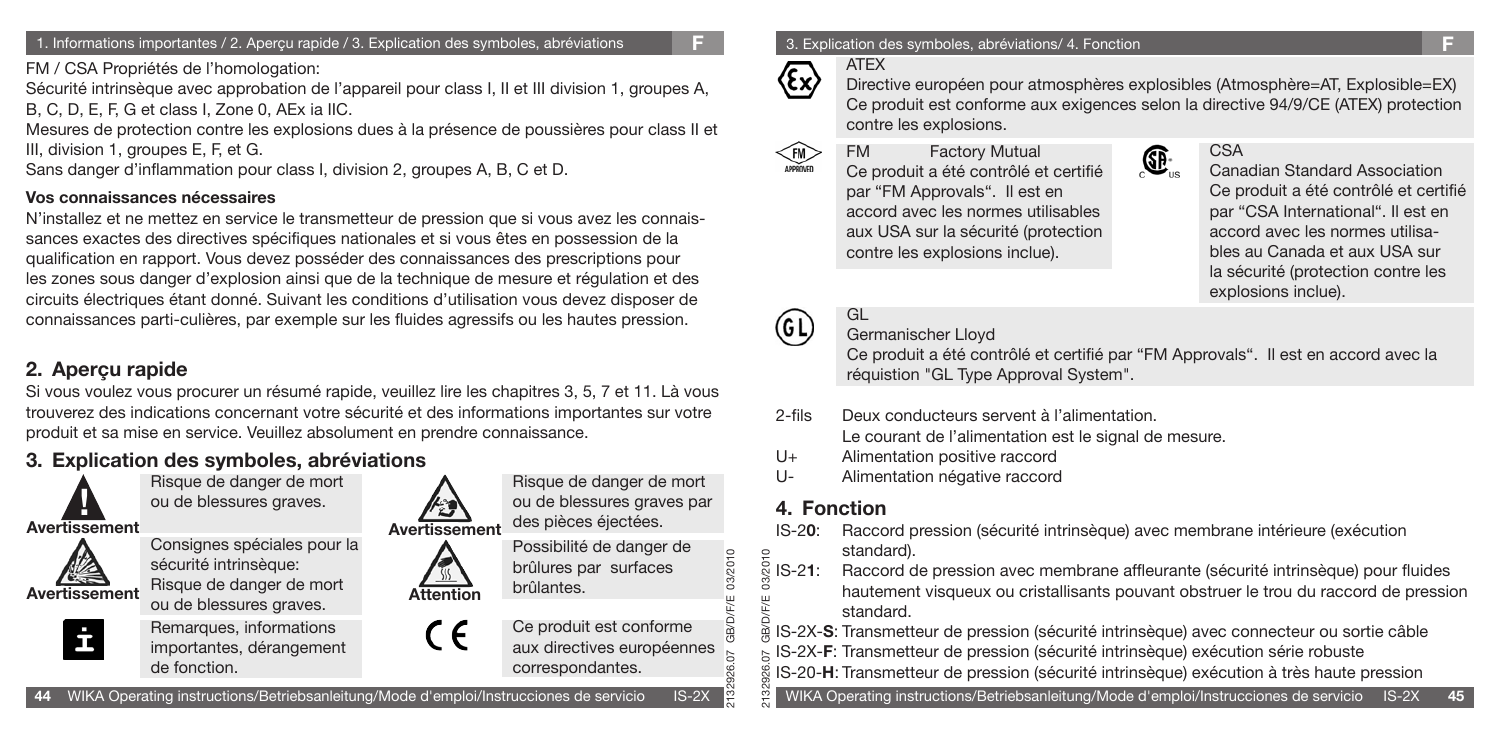FM / CSA Propriétés de l'homologation:

Sécurité intrinsèque avec approbation de l'appareil pour class I, II et III division 1, groupes A, B, C, D, E, F, G et class I, Zone 0, AEx ia IIC.

Mesures de protection contre les explosions dues à la présence de poussières pour class II et III, division 1, groupes E, F, et G.

Sans danger d'inflammation pour class I, division 2, groupes A, B, C et D.

**Vos connaissances nécessaires**

N'installez et ne mettez en service le transmetteur de pression que si vous avez les connaissances exactes des directives spécifiques nationales et si vous êtes en possession de la qualification en rapport. Vous devez posséder des connaissances des prescriptions pour les zones sous danger d'explosion ainsi que de la technique de mesure et régulation et des circuits électriques étant donné. Suivant les conditions d'utilisation vous devez disposer de connaissances parti-culières, par exemple sur les fluides agressifs ou les hautes pression.

## 2. Aperçu rapide

Si vous voulez vous procurer un résumé rapide, veuillez lire les chapitres 3, 5, 7 et 11. Là vous trouverez des indications concernant votre sécurité et des informations importantes sur votre produit et sa mise en service. Veuillez absolument en prendre connaissance.

## 3. Explication des symboles, abréviations

**Avertissement** — Risque de danger de mort ou de blessures graves.

**Avertissement** — Risque de danger de mort ou de blessures graves par des pièces éjectées.

**Avertissement** — Consignes spéciales pour la sécurité intrinsèque: Risque de danger de mort ou de blessures graves.

**Attention** — Possibilité de danger de brûlures par surfaces brûlantes.

Remarques, informations importantes, dérangement de fonction.

CE — Ce produit est conforme aux directives européennes correspondantes.

ATEX — Directive européen pour atmosphères explosibles (Atmosphère=AT, Explosible=EX) Ce produit est conforme aux exigences selon la directive 94/9/CE (ATEX) protection contre les explosions.

FM — Factory Mutual — Ce produit a été contrôlé et certifié par "FM Approvals". Il est en accord avec les normes utilisables aux USA sur la sécurité (protection contre les explosions inclue).

CSA — Canadian Standard Association — Ce produit a été contrôlé et certifié par "CSA International". Il est en accord avec les normes utilisables au Canada et aux USA sur la sécurité (protection contre les explosions inclue).

GL — Germanischer Lloyd — Ce produit a été contrôlé et certifié par "FM Approvals". Il est en accord avec la réquistion "GL Type Approval System".

2-fils — Deux conducteurs servent à l'alimentation. Le courant de l'alimentation est le signal de mesure.

U+ — Alimentation positive raccord

U- — Alimentation négative raccord

## 4. Fonction

IS-2**0**: Raccord pression (sécurité intrinsèque) avec membrane intérieure (exécution standard).

IS-2**1**: Raccord de pression avec membrane affleurante (sécurité intrinsèque) pour fluides hautement visqueux ou cristallisants pouvant obstruer le trou du raccord de pression standard.

IS-2X-**S**: Transmetteur de pression (sécurité intrinsèque) avec connecteur ou sortie câble

IS-2X-**F**: Transmetteur de pression (sécurité intrinsèque) exécution série robuste

IS-20-**H**: Transmetteur de pression (sécurité intrinsèque) exécution à très haute pression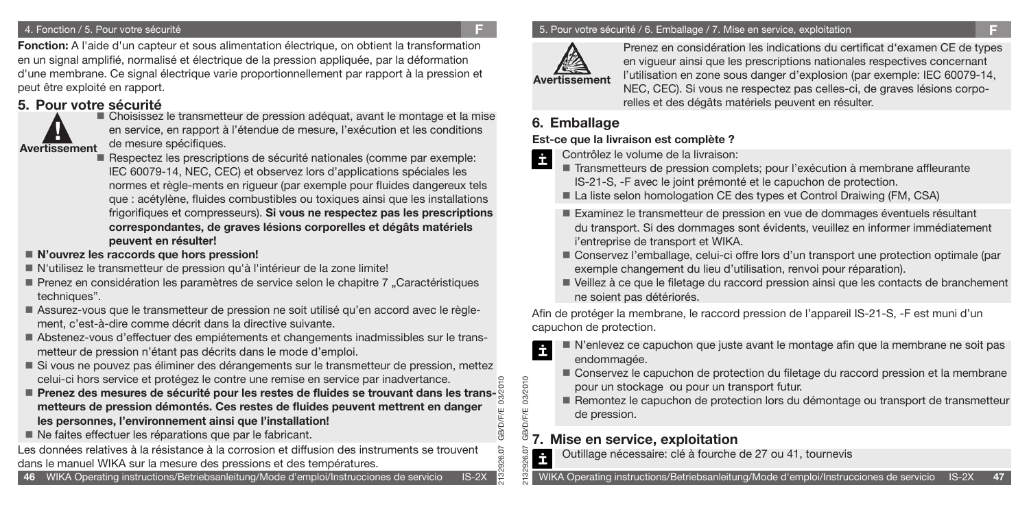**Fonction:** A l'aide d'un capteur et de son alimentation électrique, on obtient la transformation en un signal amplifié, normalisé et électrique de la pression appliquée, par la déformation d'une membrane. Ce signal électrique varie proportionnellement par rapport à la pression et peut être exploité en rapport.

## 5. Pour votre sécurité

**Avertissement**

- Choisissez le transmetteur de pression adéquat, avant le montage et la mise en service, en rapport à l'étendue de mesure, l'exécution et les conditions de mesure spécifiques.
- Respectez les prescriptions de sécurité nationales (comme par exemple: IEC 60079-14, NEC, CEC) et observez lors d'applications spéciales les normes et règle-ments en rigueur (par exemple pour fluides dangereux tels que : acétylène, fluides combustibles ou toxiques ainsi que les installations frigorifiques et compresseurs). **Si vous ne respectez pas les prescriptions correspondantes, de graves lésions corporelles et dégâts matériels peuvent en résulter!**

- **N'ouvrez les raccords que hors pression!**
- N'utilisez le transmetteur de pression qu'à l'intérieur de la zone limite!
- Prenez en considération les paramètres de service selon le chapitre 7 „Caractéristiques techniques".
- Assurez-vous que le transmetteur de pression ne soit utilisé qu'en accord avec le règlement, c'est-à-dire comme décrit dans la directive suivante.
- Abstenez-vous d'effectuer des empiétements et changements inadmissibles sur le transmetteur de pression n'étant pas décrits dans le mode d'emploi.
- Si vous ne pouvez pas éliminer des dérangements sur le transmetteur de pression, mettez celui-ci hors service et protégez le contre une remise en service par inadvertance.
- **Prenez des mesures de sécurité pour les restes de fluides se trouvant dans les transmetteurs de pression démontés. Ces restes de fluides peuvent mettrent en danger les personnes, l'environnement ainsi que l'installation!**
- Ne faites effectuer les réparations que par le fabricant.

Les données relatives à la résistance à la corrosion et diffusion des instruments se trouvent dans le manuel WIKA sur la mesure des pressions et des températures.

**Avertissement**

Prenez en considération les indications du certificat d'examen CE de types en vigueur ainsi que les prescriptions nationales respectives concernant l'utilisation en zone sous danger d'explosion (par exemple: IEC 60079-14, NEC, CEC). Si vous ne respectez pas celles-ci, de graves lésions corporelles et des dégâts matériels peuvent en résulter.

## 6. Emballage

### Est-ce que la livraison est complète ?

Contrôlez le volume de la livraison:

- Transmetteurs de pression complets; pour l'exécution à membrane affleurante IS-21-S, -F avec le joint prémonté et le capuchon de protection.
- La liste selon homologation CE des types et Control Draiwing (FM, CSA)

- Examinez le transmetteur de pression en vue de dommages éventuels résultant du transport. Si des dommages sont évidents, veuillez en informer immédiatement l'entreprise de transport et WIKA.
- Conservez l'emballage, celui-ci offre lors d'un transport une protection optimale (par exemple changement du lieu d'utilisation, renvoi pour réparation).
- Veillez à ce que le filetage du raccord pression ainsi que les contacts de branchement ne soient pas détériorés.

Afin de protéger la membrane, le raccord pression de l'appareil IS-21-S, -F est muni d'un capuchon de protection.

- N'enlevez ce capuchon que juste avant le montage afin que la membrane ne soit pas endommagée.
- Conservez le capuchon de protection du filetage du raccord pression et la membrane pour un stockage ou pour un transport futur.
- Remontez le capuchon de protection lors du démontage ou transport de transmetteur de pression.

## 7. Mise en service, exploitation

Outillage nécessaire: clé à fourche de 27 ou 41, tournevis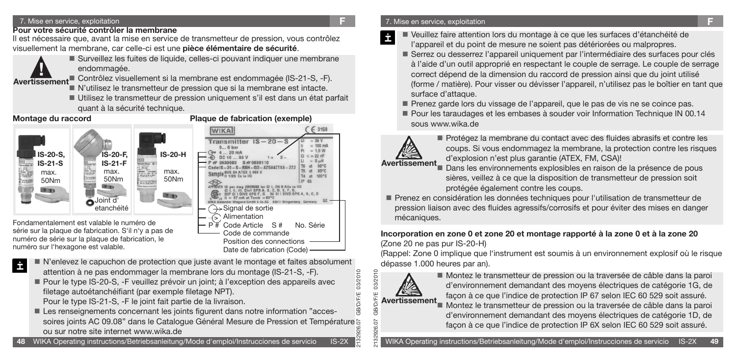## 7. Mise en service, exploitation

### Pour votre sécurité contrôler la membrane

Il est nécessaire que, avant la mise en service de transmetteur de pression, vous contrôlez visuellement la membrane, car celle-ci est une **pièce élémentaire de sécurité**.

**Avertissement**

- Surveillez les fuites de liquide, celles-ci pouvant indiquer une membrane endommagée.
- Contrôlez visuellement si la membrane est endommagée (IS-21-S, -F).
- N'utilisez le transmetteur de pression que si la membrane est intacte.
- Utilisez le transmetteur de pression uniquement s'il est dans un état parfait quant à la sécurité technique.

### Montage du raccord

IS-20-S, IS-21-S max. 50Nm

IS-20-F, IS-21-F max. 50Nm

IS-20-H max. 50Nm

Joint d'etanchéité

### Plaque de fabrication (exemple)

- Signal de sortie
- Alimentation
- P # Code Article S # No. Série
- Code de commande
- Position des connections
- Date de fabrication (Code)

Fondamentalement est valable le numéro de série sur la plaque de fabrication. S'il n'y a pas de numéro de série sur la plaque de fabrication, le numéro sur l'hexagone est valable.

- N'enlevez le capuchon de protection que juste avant le montage et faites absolument attention à ne pas endommager la membrane lors du montage (IS-21-S, -F).
- Pour le type IS-20-S, -F veuillez prévoir un joint; à l'exception des appareils avec filetage autoétanchéifiant (par exemple filetage NPT).
  Pour le type IS-21-S, -F le joint fait partie de la livraison.
- Les renseignements concernant les joints figurent dans notre information "accessoires joints AC 09.08" dans le Catalogue Général Mesure de Pression et Température ou sur notre site internet www.wika.de

- Veuillez faire attention lors du montage à ce que les surfaces d'étanchéité de l'appareil et du point de mesure ne soient pas détériorées ou malpropres.
- Serrez ou desserrez l'appareil uniquement par l'intermédiaire des surfaces pour clés à l'aide d'un outil approprié en respectant le couple de serrage. Le couple de serrage correct dépend de la dimension du raccord de pression ainsi que du joint utilisé (forme / matière). Pour visser ou dévisser l'appareil, n'utilisez pas le boîtier en tant que surface d'attaque.
- Prenez garde lors du vissage de l'appareil, que le pas de vis ne se coince pas.
- Pour les taraudages et les embases à souder voir Information Technique IN 00.14 sous www.wika.de

**Avertissement**

- Protégez la membrane du contact avec des fluides abrasifs et contre les coups. Si vous endommagez la membrane, la protection contre les risques d'explosion n'est plus garantie (ATEX, FM, CSA)!
- Dans les environnements explosibles en raison de la présence de pous sières, veillez à ce que la disposition de transmetteur de pression soit protégée également contre les coups.

- Prenez en considération les données techniques pour l'utilisation de transmetteur de pression liaison avec des fluides agressifs/corrosifs et pour éviter des mises en danger mécaniques.

### Incorporation en zone 0 et zone 20 et montage rapporté à la zone 0 et à la zone 20

(Zone 20 ne pas pur IS-20-H)

(Rappel: Zone 0 implique que l'instrument est soumis à un environnement explosif où le risque dépasse 1.000 heures par an).

**Avertissement**

- Montez le transmetteur de pression ou la traversée de câble dans la paroi d'environnement demandant des moyens électriques de catégorie 1G, de façon à ce que l'indice de protection IP 67 selon IEC 60 529 soit assuré.
- Montez le transmetteur de pression ou la traversée de câble dans la paroi d'environnement demandant des moyens électriques de catégorie 1D, de façon à ce que l'indice de protection IP 6X selon IEC 60 529 soit assuré.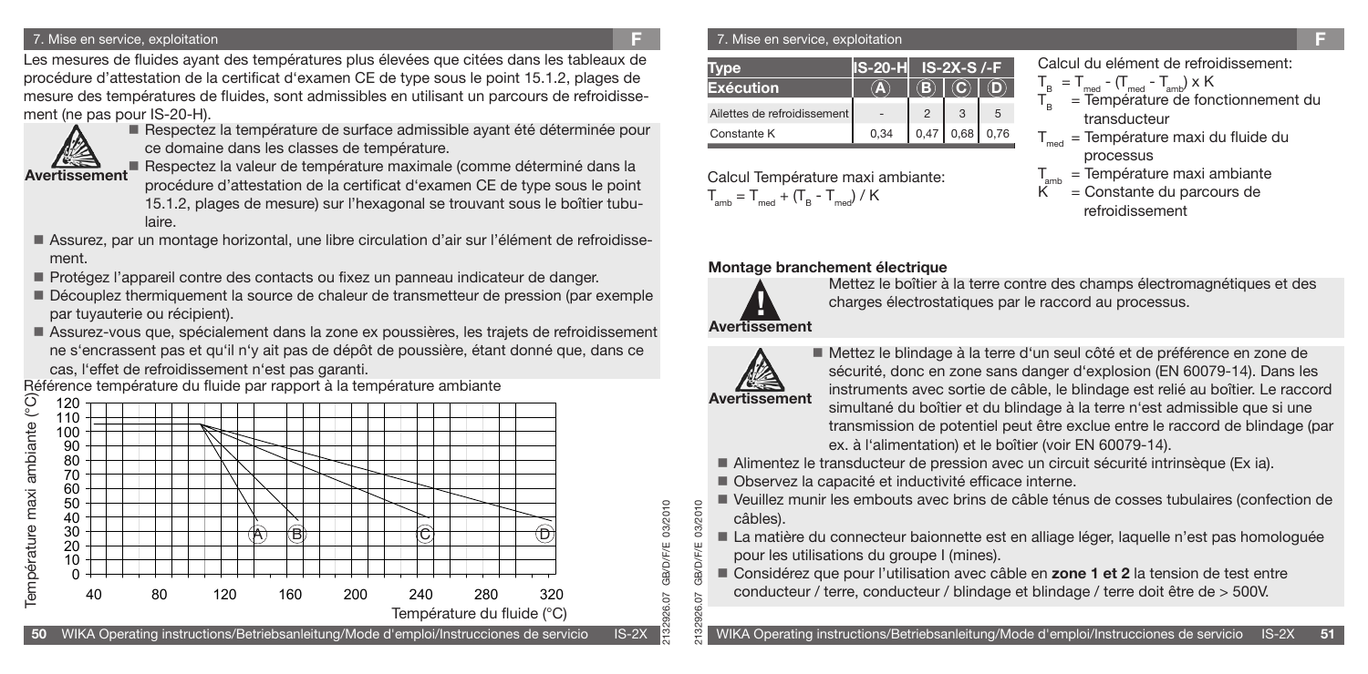## 7. Mise en service, exploitation

Les mesures de fluides ayant des températures plus élevées que citées dans les tableaux de procédure d'attestation de la certificat d'examen CE de type sous le point 15.1.2, plages de mesure des températures de fluides, sont admissibles en utilisant un parcours de refroidissement (ne pas pour IS-20-H).

**Avertissement**

- Respectez la température de surface admissible ayant été déterminée pour ce domaine dans les classes de température.
- Respectez la valeur de température maximale (comme déterminé dans la procédure d'attestation de la certificat d'examen CE de type sous le point 15.1.2, plages de mesure) sur l'hexagonal se trouvant sous le boîtier tubulaire.

- Assurez, par un montage horizontal, une libre circulation d'air sur l'élément de refroidissement.
- Protégez l'appareil contre des contacts ou fixez un panneau indicateur de danger.
- Découplez thermiquement la source de chaleur de transmetteur de pression (par exemple par tuyauterie ou récipient).
- Assurez-vous que, spécialement dans la zone ex poussières, les trajets de refroidissement ne s'encrassent pas et qu'il n'y ait pas de dépôt de poussière, étant donné que, dans ce cas, l'effet de refroidissement n'est pas garanti.

Référence température du fluide par rapport à la température ambiante

(Diagramme : Température maxi ambiante (°C), 0 à 120, en fonction de la Température du fluide (°C), 40 à 320 ; courbes A, B, C, D)

| Type | IS-20-H | IS-2X-S /-F | | |
|---|---|---|---|---|
| Exécution | (A) | (B) | (C) | (D) |
| Ailettes de refroidissement | - | 2 | 3 | 5 |
| Constante K | 0,34 | 0,47 | 0,68 | 0,76 |

Calcul Température maxi ambiante:

$T_{amb} = T_{med} + (T_B - T_{med}) / K$

Calcul du elément de refroidissement:

$T_B = T_{med} - (T_{med} - T_{amb}) \times K$

$T_B$ = Température de fonctionnement du transducteur

$T_{med}$ = Température maxi du fluide du processus

$T_{amb}$ = Température maxi ambiante

$K$ = Constante du parcours de refroidissement

### Montage branchement électrique

**Avertissement**

Mettez le boîtier à la terre contre des champs électromagnétiques et des charges électrostatiques par le raccord au processus.

**Avertissement**

- Mettez le blindage à la terre d'un seul côté et de préférence en zone de sécurité, donc en zone sans danger d'explosion (EN 60079-14). Dans les instruments avec sortie de câble, le blindage est relié au boîtier. Le raccord simultané du boîtier et du blindage à la terre n'est admissible que si une transmission de potentiel peut être exclue entre le raccord de blindage (par ex. à l'alimentation) et le boîtier (voir EN 60079-14).

- Alimentez le transducteur de pression avec un circuit sécurité intrinsèque (Ex ia).
- Observez la capacité et inductivité efficace interne.
- Veuillez munir les embouts avec brins de câble ténus de cosses tubulaires (confection de câbles).
- La matière du connecteur baionnette est en alliage léger, laquelle n'est pas homologuée pour les utilisations du groupe I (mines).
- Considérez que pour l'utilisation avec câble en **zone 1 et 2** la tension de test entre conducteur / terre, conducteur / blindage et blindage / terre doit être de > 500V.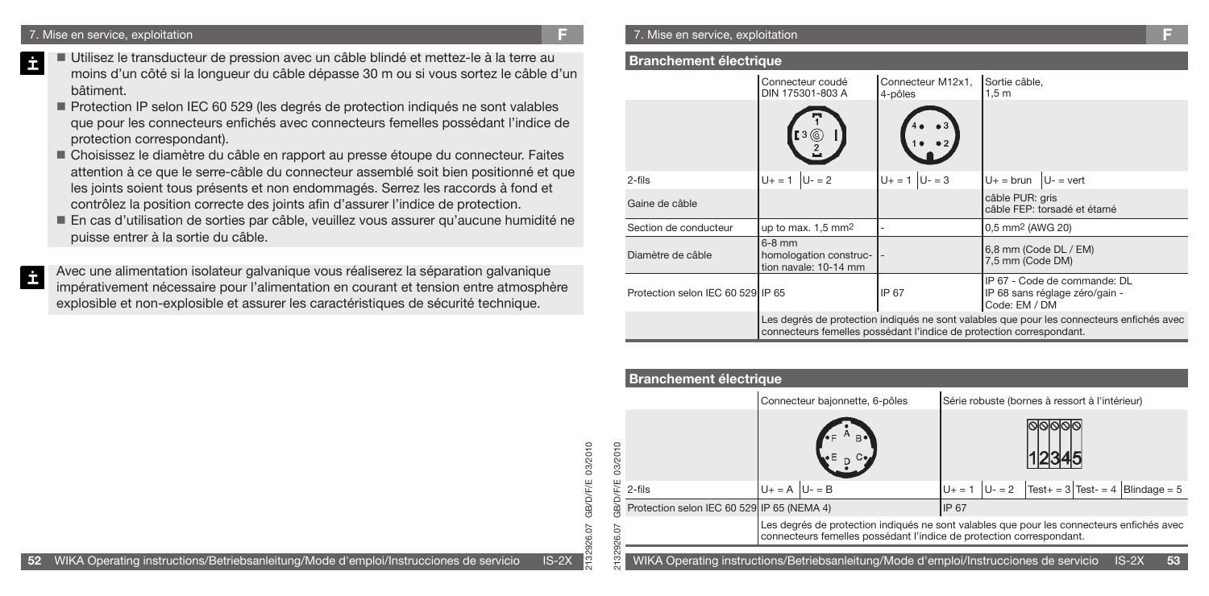## 7. Mise en service, exploitation

- Utilisez le transducteur de pression avec un câble blindé et mettez-le à la terre au moins d'un côté si la longueur du câble dépasse 30 m ou si vous sortez le câble d'un bâtiment.
- Protection IP selon IEC 60 529 (les degrés de protection indiqués ne sont valables que pour les connecteurs enfichés avec connecteurs femelles possédant l'indice de protection correspondant).
- Choisissez le diamètre du câble en rapport au presse étoupe du connecteur. Faites attention à ce que le serre-câble du connecteur assemblé soit bien positionné et que les joints soient tous présents et non endommagés. Serrez les raccords à fond et contrôlez la position correcte des joints afin d'assurer l'indice de protection.
- En cas d'utilisation de sorties par câble, veuillez vous assurer qu'aucune humidité ne puisse entrer à la sortie du câble.

Avec une alimentation isolateur galvanique vous réaliserez la séparation galvanique impérativement nécessaire pour l'alimentation en courant et tension entre atmosphère explosible et non-explosible et assurer les caractéristiques de sécurité technique.

### Branchement électrique

| | Connecteur coudé DIN 175301-803 A | Connecteur M12x1, 4-pôles | Sortie câble, 1,5 m |
|---|---|---|---|
| 2-fils | U+ = 1 U- = 2 | U+ = 1 U- = 3 | U+ = brun U- = vert |
| Gaine de câble | | | câble PUR: gris<br>câble FEP: torsadé et étamé |
| Section de conducteur | up to max. 1,5 mm² | - | 0,5 mm² (AWG 20) |
| Diamètre de câble | 6-8 mm<br>homologation construction navale: 10-14 mm | - | 6,8 mm (Code DL / EM)<br>7,5 mm (Code DM) |
| Protection selon IEC 60 529 | IP 65 | IP 67 | IP 67 - Code de commande: DL<br>IP 68 sans réglage zéro/gain - Code: EM / DM |
| | Les degrés de protection indiqués ne sont valables que pour les connecteurs enfichés avec connecteurs femelles possédant l'indice de protection correspondant. | | |

### Branchement électrique

| | Connecteur bajonnette, 6-pôles | Série robuste (bornes à ressort à l'intérieur) |
|---|---|---|
| 2-fils | U+ = A U- = B | U+ = 1 U- = 2 Test+ = 3 Test- = 4 Blindage = 5 |
| Protection selon IEC 60 529 | IP 65 (NEMA 4) | IP 67 |
| | Les degrés de protection indiqués ne sont valables que pour les connecteurs enfichés avec connecteurs femelles possédant l'indice de protection correspondant. | |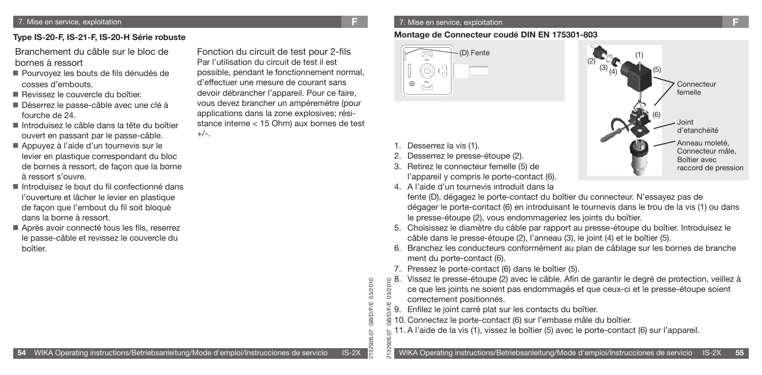### Type IS-20-F, IS-21-F, IS-20-H Série robuste

Branchement du câble sur le bloc de bornes à ressort

- Pourvoyez les bouts de fils dénudés de cosses d'embouts.
- Revissez le couvercle du boîtier.
- Déserrez le passe-câble avec une clé à fourche de 24.
- Introduisez le câble dans la tête du boîtier ouvert en passant par le passe-câble.
- Appuyez à l'aide d'un tournevis sur le levier en plastique correspondant du bloc de bornes à ressort, de façon que la borne à ressort s'ouvre.
- Introduisez le bout du fil confectionné dans l'ouverture et lâcher le levier en plastique de façon que l'embout du fil soit bloqué dans la borne à ressort.
- Après avoir connecté tous les fils, reserrez le passe-câble et revissez le couvercle du boîtier.

Fonction du circuit de test pour 2-fils
Par l'utilisation du circuit de test il est possible, pendant le fonctionnement normal, d'effectuer une mesure de courant sans devoir débrancher l'appareil. Pour ce faire, vous devez brancher un ampèremètre (pour applications dans la zone explosives; résistance interne < 15 Ohm) aux bornes de test +/-.

### Montage de Connecteur coudé DIN EN 175301-803

(D) Fente

(1) (2) (3) (4) (5) (6) Connecteur femelle; Joint d'etanchéité; Anneau moleté, Connecteur mâle, Boîtier avec raccord de pression

1. Desserrez la vis (1).
2. Desserrez le presse-étoupe (2).
3. Retirez le connecteur femelle (5) de l'appareil y compris le porte-contact (6).
4. A l'aide d'un tournevis introduit dans la fente (D), dégagez le porte-contact du boîtier du connecteur. N'essayez pas de dégager le porte-contact (6) en introduisant le tournevis dans le trou de la vis (1) ou dans le presse-étoupe (2), vous endommageriez les joints du boîtier.
5. Choisissez le diamètre du câble par rapport au presse-étoupe du boîtier. Introduisez le câble dans le presse-étoupe (2), l'anneau (3), le joint (4) et le boîtier (5).
6. Branchez les conducteurs conformément au plan de câblage sur les bornes de branche ment du porte-contact (6).
7. Pressez le porte-contact (6) dans le boîtier (5).
8. Vissez le presse-étoupe (2) avec le câble. Afin de garantir le degré de protection, veillez à ce que les joints ne soient pas endommagés et que ceux-ci et le presse-étoupe soient correctement positionnés.
9. Enfilez le joint carré plat sur les contacts du boîtier.
10. Connectez le porte-contact (6) sur l'embase mâle du boîtier.
11. A l'aide de la vis (1), vissez le boîtier (5) avec le porte-contact (6) sur l'appareil.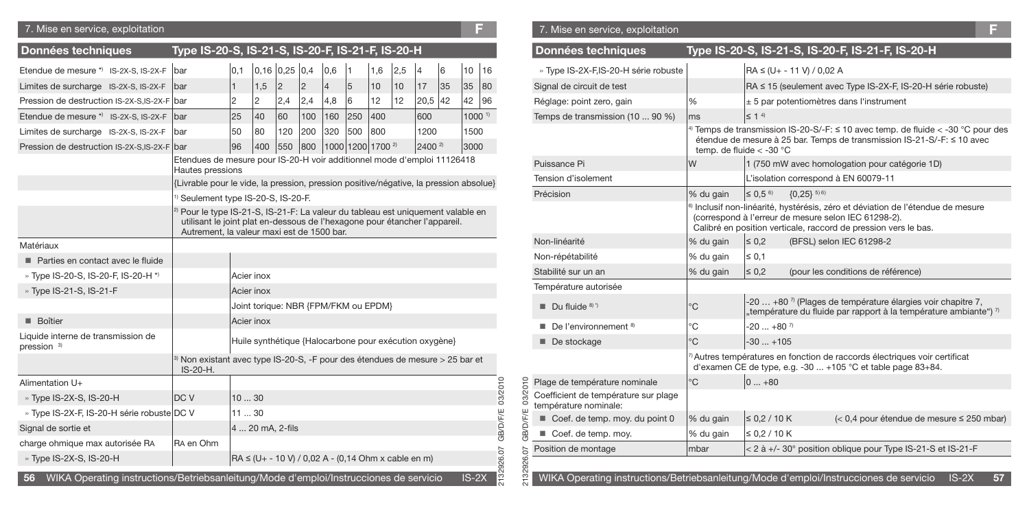## 7. Mise en service, exploitation

| Données techniques | Type IS-20-S, IS-21-S, IS-20-F, IS-21-F, IS-20-H | | | | | | | | | | | | |
|---|---|---|---|---|---|---|---|---|---|---|---|---|---|
| Etendue de mesure *) IS-2X-S, IS-2X-F | bar | 0,1 | 0,16 | 0,25 | 0,4 | 0,6 | 1 | 1,6 | 2,5 | 4 | 6 | 10 | 16 |
| Limites de surcharge IS-2X-S, IS-2X-F | bar | 1 | 1,5 | 2 | 2 | 4 | 5 | 10 | 10 | 17 | 35 | 35 | 80 |
| Pression de destruction IS-2X-S,IS-2X-F | bar | 2 | 2 | 2,4 | 2,4 | 4,8 | 6 | 12 | 12 | 20,5 | 42 | 42 | 96 |
| Etendue de mesure *) IS-2X-S, IS-2X-F | bar | 25 | 40 | 60 | 100 | 160 | 250 | 400 | | 600 | | 1000 [1] | |
| Limites de surcharge IS-2X-S, IS-2X-F | bar | 50 | 80 | 120 | 200 | 320 | 500 | 800 | | 1200 | | 1500 | |
| Pression de destruction IS-2X-S,IS-2X-F | bar | 96 | 400 | 550 | 800 | 1000 | 1200 | 1700 [2] | | 2400 [2] | | 3000 | |

Etendues de mesure pour IS-20-H voir additionnel mode d'emploi 11126418 Hautes pressions

{Livrable pour le vide, la pression, pression positive/négative, la pression absolue}

[1] Seulement type IS-20-S, IS-20-F.

[2] Pour le type IS-21-S, IS-21-F: La valeur du tableau est uniquement valable en utilisant le joint plat en-dessous de l'hexagone pour étancher l'appareil. Autrement, la valeur maxi est de 1500 bar.

| Données techniques | | Type IS-20-S, IS-21-S, IS-20-F, IS-21-F, IS-20-H |
|---|---|---|
| Matériaux | | |
| ■ Parties en contact avec le fluide | | |
| » Type IS-20-S, IS-20-F, IS-20-H *) | | Acier inox |
| » Type IS-21-S, IS-21-F | | Acier inox |
| | | Joint torique: NBR {FPM/FKM ou EPDM} |
| ■ Boîtier | | Acier inox |
| Liquide interne de transmission de pression [3] | | Huile synthétique {Halocarbone pour exécution oxygène} |
| | | [3] Non existant avec type IS-20-S, -F pour des étendues de mesure > 25 bar et IS-20-H. |
| Alimentation U+ | | |
| » Type IS-2X-S, IS-20-H | DC V | 10 ... 30 |
| » Type IS-2X-F, IS-20-H série robuste | DC V | 11 ... 30 |
| Signal de sortie et | | 4 ... 20 mA, 2-fils |
| charge ohmique max autorisée RA | RA en Ohm | |
| » Type IS-2X-S, IS-20-H | | RA ≤ (U+ - 10 V) / 0,02 A - (0,14 Ohm x cable en m) |
| » Type IS-2X-F,IS-20-H série robuste | | RA ≤ (U+ - 11 V) / 0,02 A |
| Signal de circuit de test | | RA ≤ 15 (seulement avec Type IS-2X-F, IS-20-H série robuste) |
| Réglage: point zero, gain | % | ± 5 par potentiomètres dans l'instrument |
| Temps de transmission (10 ... 90 %) | ms | ≤ 1 [4] |
| | | [4] Temps de transmission IS-20-S/-F: ≤ 10 avec temp. de fluide < -30 °C pour des étendue de mesure à 25 bar. Temps de transmission IS-21-S/-F: ≤ 10 avec temp. de fluide < -30 °C |
| Puissance Pi | W | 1 (750 mW avec homologation pour catégorie 1D) |
| Tension d'isolement | | L'isolation correspond à EN 60079-11 |
| Précision | % du gain | ≤ 0,5 [6] {0,25} [5) 6)] |
| | | [6] Inclusif non-linéarité, hystérésis, zéro et déviation de l'étendue de mesure (correspond à l'erreur de mesure selon IEC 61298-2). Calibré en position verticale, raccord de pression vers le bas. |
| Non-linéarité | % du gain | ≤ 0,2 (BFSL) selon IEC 61298-2 |
| Non-répétabilité | % du gain | ≤ 0,1 |
| Stabilité sur un an | % du gain | ≤ 0,2 (pour les conditions de référence) |
| Température autorisée | | |
| ■ Du fluide [8) *)] | °C | -20 … +80 [7] (Plages de température élargies voir chapitre 7, „température du fluide par rapport à la température ambiante") [7] |
| ■ De l'environnement [8] | °C | -20 ... +80 [7] |
| ■ De stockage | °C | -30 ... +105 |
| | | [7] Autres températures en fonction de raccords électriques voir certificat d'examen CE de type, e.g. -30 ... +105 °C et table page 83+84. |
| Plage de température nominale | °C | 0 ... +80 |
| Coefficient de température sur plage température nominale: | | |
| ■ Coef. de temp. moy. du point 0 | % du gain | ≤ 0,2 / 10 K (< 0,4 pour étendue de mesure ≤ 250 mbar) |
| ■ Coef. de temp. moy. | % du gain | ≤ 0,2 / 10 K |
| Position de montage | mbar | < 2 à +/- 30° position oblique pour Type IS-21-S et IS-21-F |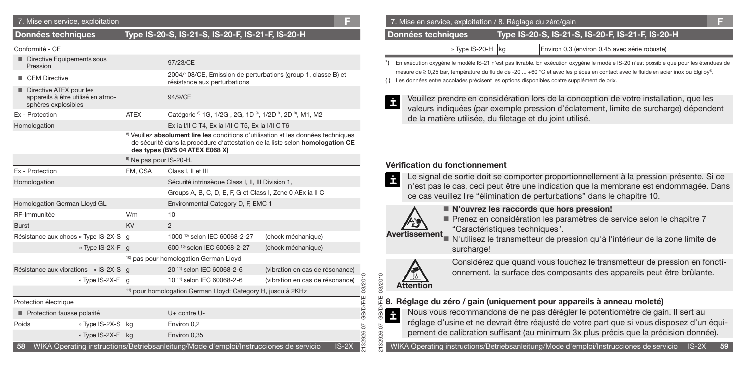## 7. Mise en service, exploitation

| Données techniques | | Type IS-20-S, IS-21-S, IS-20-F, IS-21-F, IS-20-H | |
|---|---|---|---|
| Conformité - CE | | | |
| ■ Directive Equipements sous Pression | | 97/23/CE | |
| ■ CEM Directive | | 2004/108/CE, Emission de perturbations (group 1, classe B) et résistance aux perturbations | |
| ■ Directive ATEX pour les appareils à être utilisé en atmosphères explosibles | | 94/9/CE | |
| Ex - Protection | ATEX | Catégorie [8] 1G, 1/2G , 2G, 1D [9], 1/2D [9], 2D [9], M1, M2 | |
| Homologation | | Ex ia I/II C T4, Ex ia I/II C T5, Ex ia I/II C T6 | |
| | [8] Veuillez **absolument lire les** conditions d'utilisation et les données techniques de sécurité dans la procédure d'attestation de la liste selon **homologation CE des types (BVS 04 ATEX E068 X)** | | |
| | [9] Ne pas pour IS-20-H. | | |
| Ex - Protection | FM, CSA | Class I, II et III | |
| Homologation | | Sécurité intrinsèque Class I, II, III Division 1, | |
| | | Groups A, B, C, D, E, F, G et Class I, Zone 0 AEx ia II C | |
| Homologation German Lloyd GL | | Environmental Category D, F, EMC 1 | |
| RF-Immunitée | V/m | 10 | |
| Burst | KV | 2 | |
| Résistance aux chocs » Type IS-2X-S | g | 1000 [10] selon IEC 60068-2-27 | (chock méchanique) |
| » Type IS-2X-F | g | 600 [10] selon IEC 60068-2-27 | (chock méchanique) |
| | [10] pas pour homologation German Lloyd | | |
| Résistance aux vibrations » IS-2X-S | g | 20 [11] selon IEC 60068-2-6 | (vibration en cas de résonance) |
| » Type IS-2X-F | g | 10 [11] selon IEC 60068-2-6 | (vibration en cas de résonance) |
| | [11] pour homologation German Lloyd: Category H, jusqu'à 2KHz | | |
| Protection électrique | | | |
| ■ Protection fausse polarité | | U+ contre U- | |
| Poids » Type IS-2X-S | kg | Environ 0,2 | |
| » Type IS-2X-F | kg | Environ 0,35 | |
| » Type IS-20-H | kg | Environ 0,3 (environ 0,45 avec série robuste) | |

*) En exécution oxygène le modèle IS-21 n'est pas livrable. En exécution oxygène le modèle IS-20 n'est possible que pour les étendues de mesure de ≥ 0,25 bar, température du fluide de -20 ... +60 °C et avec les pièces en contact avec le fluide en acier inox ou Elgiloy®.

{ } Les données entre accolades précisent les options disponibles contre supplément de prix.

Veuillez prendre en considération lors de la conception de votre installation, que les valeurs indiquées (par exemple pression d'éclatement, limite de surcharge) dépendent de la matière utilisée, du filetage et du joint utilisé.

### Vérification du fonctionnement

Le signal de sortie doit se comporter proportionnellement à la pression présente. Si ce n'est pas le cas, ceci peut être une indication que la membrane est endommagée. Dans ce cas veuillez lire "élimination de perturbations" dans le chapitre 10.

**Avertissement**

- **N'ouvrez les raccords que hors pression!**
- Prenez en considération les paramètres de service selon le chapitre 7 "Caractéristiques techniques".
- N'utilisez le transmetteur de pression qu'à l'intérieur de la zone limite de surcharge!

**Attention**

Considérez que quand vous touchez le transmetteur de pression en fonctionnement, la surface des composants des appareils peut être brûlante.

## 8. Réglage du zéro / gain (uniquement pour appareils à anneau moleté)

Nous vous recommandons de ne pas dérégler le potentiomètre de gain. Il sert au réglage d'usine et ne devrait être réajusté de votre part que si vous disposez d'un équipement de calibration suffisant (au minimum 3x plus précis que la précision donnée).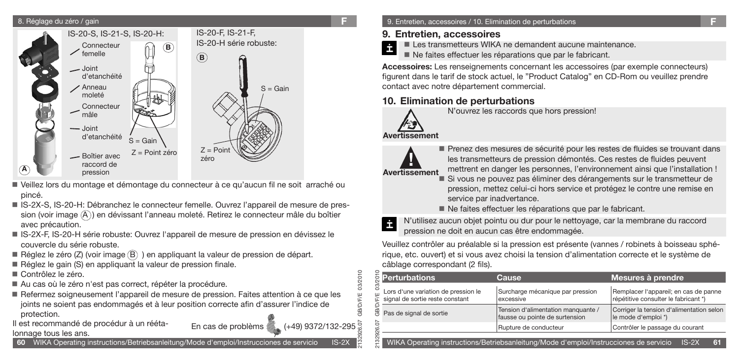## 8. Réglage du zéro / gain

IS-20-S, IS-21-S, IS-20-H:

- Connecteur femelle
- Joint d'etanchéité
- Anneau moleté
- Connecteur mâle
- Joint d'etanchéité
- Boîtier avec raccord de pression

(A)

(B) S = Gain, Z = Point zéro

IS-20-F, IS-21-F, IS-20-H série robuste:

(B) S = Gain, Z = Point zéro

- Veillez lors du montage et démontage du connecteur à ce qu'aucun fil ne soit arraché ou pincé.
- IS-2X-S, IS-20-H: Débranchez le connecteur femelle. Ouvrez l'appareil de mesure de pression (voir image (A)) en dévissant l'anneau moleté. Retirez le connecteur mâle du boîtier avec précaution.
- IS-2X-F, IS-20-H série robuste: Ouvrez l'appareil de mesure de pression en dévissez le couvercle du série robuste.
- Réglez le zéro (Z) (voir image (B) ) en appliquant la valeur de pression de départ.
- Réglez le gain (S) en appliquant la valeur de pression finale.
- Contrôlez le zéro.
- Au cas où le zéro n'est pas correct, répéter la procédure.
- Refermez soigneusement l'appareil de mesure de pression. Faites attention à ce que les joints ne soient pas endommagés et à leur position correcte afin d'assurer l'indice de protection.

Il est recommandé de procédur à un réétalonnage tous les ans.

En cas de problèms (+49) 9372/132-295

## 9. Entretien, accessoires

- Les transmetteurs WIKA ne demandent aucune maintenance.
- Ne faites effectuer les réparations que par le fabricant.

**Accessoires:** Les renseignements concernant les accessoires (par exemple connecteurs) figurent dans le tarif de stock actuel, le "Product Catalog" en CD-Rom ou veuillez prendre contact avec notre département commercial.

## 10. Elimination de perturbations

**Avertissement**

N'ouvrez les raccords que hors pression!

**Avertissement**

- Prenez des mesures de sécurité pour les restes de fluides se trouvant dans les transmetteurs de pression démontés. Ces restes de fluides peuvent mettrent en danger les personnes, l'environnement ainsi que l'installation !
- Si vous ne pouvez pas éliminer des dérangements sur le transmetteur de pression, mettez celui-ci hors service et protégez le contre une remise en service par inadvertance.
- Ne faites effectuer les réparations que par le fabricant.

N'utilisez aucun objet pointu ou dur pour le nettoyage, car la membrane du raccord pression ne doit en aucun cas être endommagée.

Veuillez contrôler au préalable si la pression est présente (vannes / robinets à boisseau sphérique, etc. ouvert) et si vous avez choisi la tension d'alimentation correcte et le système de câblage correspondant (2 fils).

| Perturbations | Cause | Mesures à prendre |
|---|---|---|
| Lors d'une variation de pression le signal de sortie reste constant | Surcharge mécanique par pression excessive | Remplacer l'appareil; en cas de panne répétitive consulter le fabricant *) |
| Pas de signal de sortie | Tension d'alimentation manquante / fausse ou pointe de surtension | Corriger la tension d'alimentation selon le mode d'emploi *) |
| | Rupture de conducteur | Contrôler le passage du courant |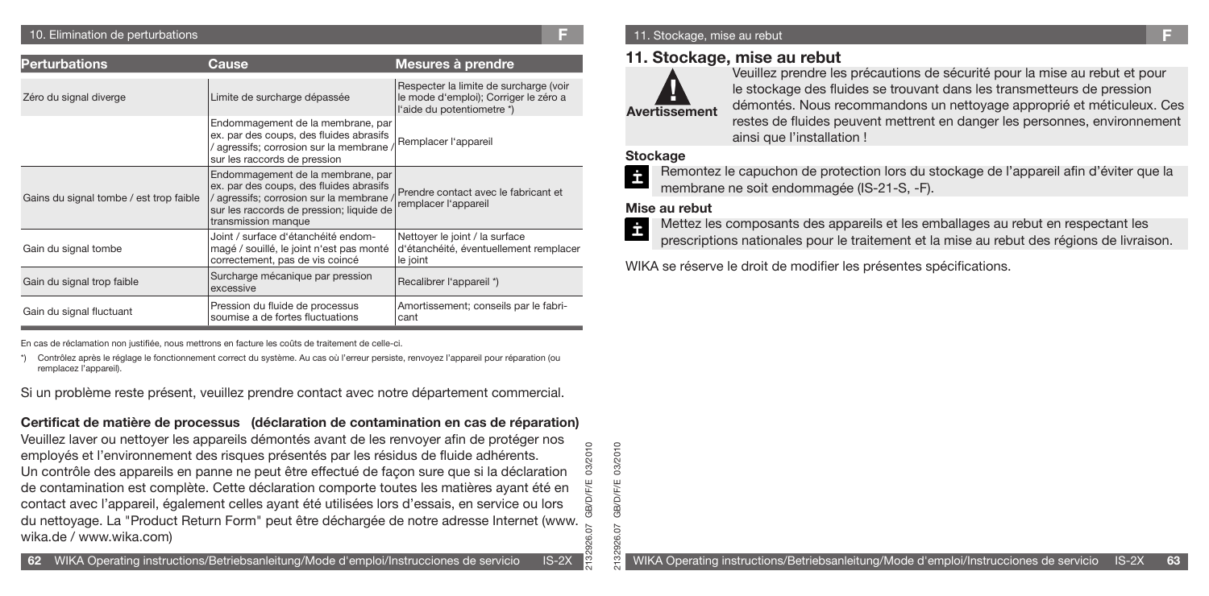| Perturbations | Cause | Mesures à prendre |
|---|---|---|
| Zéro du signal diverge | Limite de surcharge dépassée | Respecter la limite de surcharge (voir le mode d'emploi); Corriger le zéro a l'aide du potentiometre *) |
| | Endommagement de la membrane, par ex. par des coups, des fluides abrasifs / agressifs; corrosion sur la membrane / sur les raccords de pression | Remplacer l'appareil |
| Gains du signal tombe / est trop faible | Endommagement de la membrane, par ex. par des coups, des fluides abrasifs / agressifs; corrosion sur la membrane / sur les raccords de pression; liquide de transmission manque | Prendre contact avec le fabricant et remplacer l'appareil |
| Gain du signal tombe | Joint / surface d'étanchéité endommagé / souillé, le joint n'est pas monté correctement, pas de vis coincé | Nettoyer le joint / la surface d'étanchéité, éventuellement remplacer le joint |
| Gain du signal trop faible | Surcharge mécanique par pression excessive | Recalibrer l'appareil *) |
| Gain du signal fluctuant | Pression du fluide de processus soumise a de fortes fluctuations | Amortissement; conseils par le fabricant |

En cas de réclamation non justifiée, nous mettrons en facture les coûts de traitement de celle-ci.

*) Contrôlez après le réglage le fonctionnement correct du système. Au cas où l'erreur persiste, renvoyez l'appareil pour réparation (ou remplacez l'appareil).

Si un problème reste présent, veuillez prendre contact avec notre département commercial.

**Certificat de matière de processus (déclaration de contamination en cas de réparation)**

Veuillez laver ou nettoyer les appareils démontés avant de les renvoyer afin de protéger nos employés et l'environnement des risques présentés par les résidus de fluide adhérents. Un contrôle des appareils en panne ne peut être effectué de façon sure que si la déclaration de contamination est complète. Cette déclaration comporte toutes les matières ayant été en contact avec l'appareil, également celles ayant été utilisées lors d'essais, en service ou lors du nettoyage. La "Product Return Form" peut être déchargée de notre adresse Internet (www.wika.de / www.wika.com)

## 11. Stockage, mise au rebut

**Avertissement**

Veuillez prendre les précautions de sécurité pour la mise au rebut et pour le stockage des fluides se trouvant dans les transmetteurs de pression démontés. Nous recommandons un nettoyage approprié et méticuleux. Ces restes de fluides peuvent mettrent en danger les personnes, environnement ainsi que l'installation !

**Stockage**

Remontez le capuchon de protection lors du stockage de l'appareil afin d'éviter que la membrane ne soit endommagée (IS-21-S, -F).

**Mise au rebut**

Mettez les composants des appareils et les emballages au rebut en respectant les prescriptions nationales pour le traitement et la mise au rebut des régions de livraison.

WIKA se réserve le droit de modifier les présentes spécifications.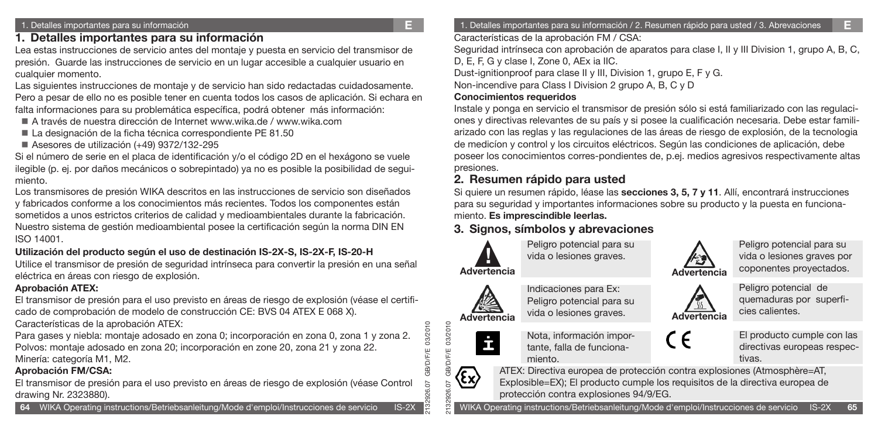## 1. Detalles importantes para su información

Lea estas instrucciones de servicio antes del montaje y puesta en servicio del transmisor de presión. Guarde las instrucciones de servicio en un lugar accesible a cualquier usuario en cualquier momento.

Las siguientes instrucciones de montaje y de servicio han sido redactadas cuidadosamente. Pero a pesar de ello no es posible tener en cuenta todos los casos de aplicación. Si echara en falta informaciones para su problemática específica, podrá obtener más información:

- A través de nuestra dirección de Internet www.wika.de / www.wika.com
- La designación de la ficha técnica correspondiente PE 81.50
- Asesores de utilización (+49) 9372/132-295

Si el número de serie en el placa de identificación y/o el código 2D en el hexágono se vuele ilegible (p. ej. por daños mecánicos o sobrepintado) ya no es posible la posibilidad de seguimiento.

Los transmisores de presión WIKA descritos en las instrucciones de servicio son diseñados y fabricados conforme a los conocimientos más recientes. Todos los componentes están sometidos a unos estrictos criterios de calidad y medioambientales durante la fabricación. Nuestro sistema de gestión medioambiental posee la certificación según la norma DIN EN ISO 14001.

**Utilización del producto según el uso de destinación IS-2X-S, IS-2X-F, IS-20-H**

Utilice el transmisor de presión de seguridad intrínseca para convertir la presión en una señal eléctrica en áreas con riesgo de explosión.

**Aprobación ATEX:**

El transmisor de presión para el uso previsto en áreas de riesgo de explosión (véase el certificado de comprobación de modelo de construcción CE: BVS 04 ATEX E 068 X).

Características de la aprobación ATEX:

Para gases y niebla: montaje adosado en zona 0; incorporación en zona 0, zona 1 y zona 2.
Polvos: montaje adosado en zona 20; incorporación en zone 20, zona 21 y zona 22.
Minería: categoría M1, M2.

**Aprobación FM/CSA:**

El transmisor de presión para el uso previsto en áreas de riesgo de explosión (véase Control drawing Nr. 2323880).

Características de la aprobación FM / CSA:

Seguridad intrínseca con aprobación de aparatos para clase I, II y III Division 1, grupo A, B, C, D, E, F, G y clase I, Zone 0, AEx ia IIC.

Dust-ignitionproof para clase II y III, Division 1, grupo E, F y G.

Non-incendive para Class I Division 2 grupo A, B, C y D

**Conocimientos requeridos**

Instale y ponga en servicio el transmisor de presión sólo si está familiarizado con las regulaciones y directivas relevantes de su país y si posee la cualificación necesaria. Debe estar familiarizado con las reglas y las regulaciones de las áreas de riesgo de explosión, de la tecnologia de medicíon y control y los circuitos eléctricos. Según las condiciones de aplicación, debe poseer los conocimientos corres-pondientes de, p.ej. medios agresivos respectivamente altas presiones.

## 2. Resumen rápido para usted

Si quiere un resumen rápido, léase las **secciones 3, 5, 7 y 11**. Allí, encontrará instrucciones para su seguridad y importantes informaciones sobre su producto y la puesta en funcionamiento. **Es imprescindible leerlas.**

## 3. Signos, símbolos y abrevaciones

**Advertencia** – Peligro potencial para su vida o lesiones graves.

**Advertencia** – Peligro potencial para su vida o lesiones graves por coponentes proyectados.

**Advertencia** – Indicaciones para Ex: Peligro potencial para su vida o lesiones graves.

**Advertencia** – Peligro potencial de quemaduras por superficies calientes.

Nota, información importante, falla de funcionamiento.

CE – El producto cumple con las directivas europeas respectivas.

Ex – ATEX: Directiva europea de protección contra explosiones (Atmosphère=AT, Explosible=EX); El producto cumple los requisitos de la directiva europea de protección contra explosiones 94/9/EG.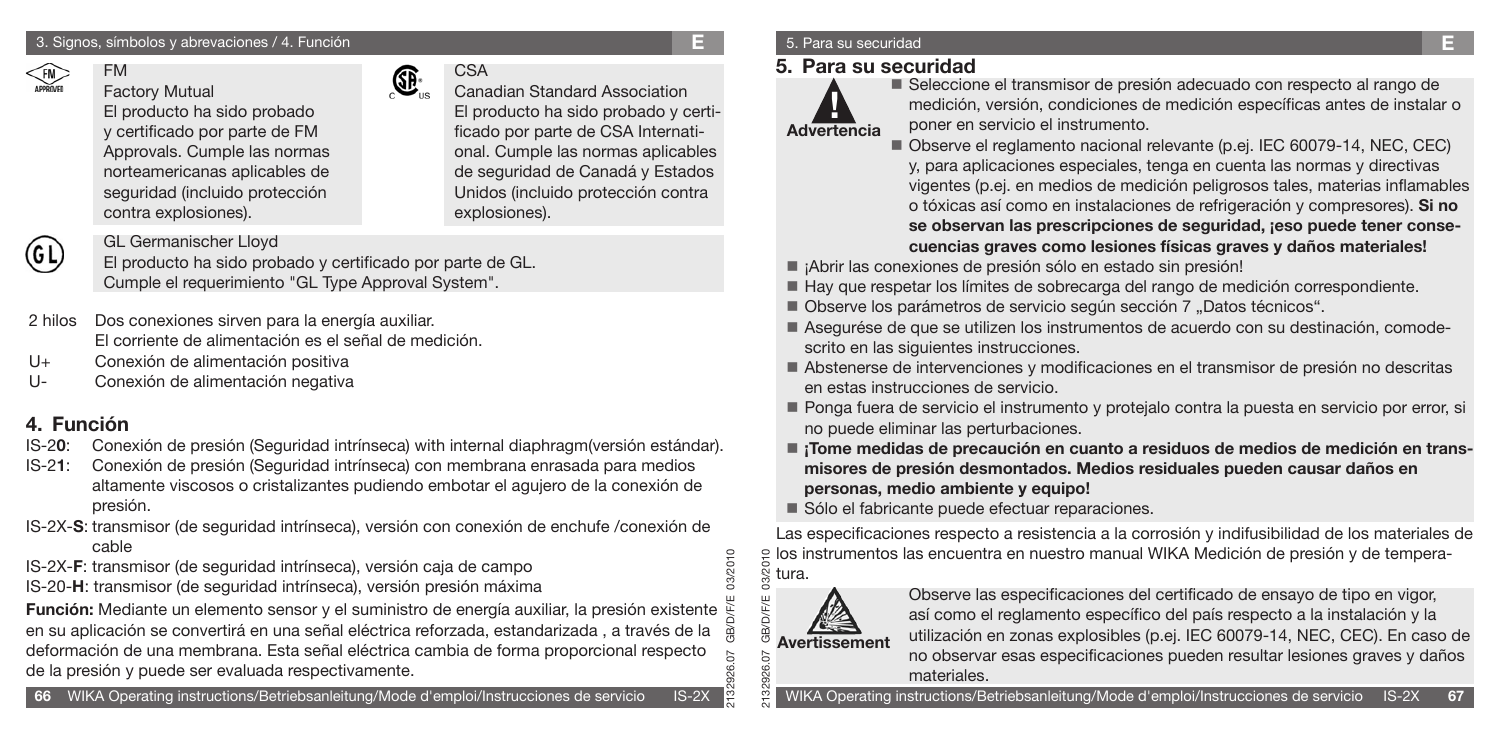FM
Factory Mutual
El producto ha sido probado y certificado por parte de FM Approvals. Cumple las normas norteamericanas aplicables de seguridad (incluido protección contra explosiones).

CSA
Canadian Standard Association
El producto ha sido probado y certificado por parte de CSA International. Cumple las normas aplicables de seguridad de Canadá y Estados Unidos (incluido protección contra explosiones).

GL Germanischer Lloyd
El producto ha sido probado y certificado por parte de GL. Cumple el requerimiento "GL Type Approval System".

2 hilos — Dos conexiones sirven para la energía auxiliar. El corriente de alimentación es el señal de medición.
U+ — Conexión de alimentación positiva
U- — Conexión de alimentación negativa

## 4. Función

IS-2**0**: Conexión de presión (Seguridad intrínseca) with internal diaphragm(versión estándar).
IS-2**1**: Conexión de presión (Seguridad intrínseca) con membrana enrasada para medios altamente viscosos o cristalizantes pudiendo embotar el agujero de la conexión de presión.
IS-2X-**S**: transmisor (de seguridad intrínseca), versión con conexión de enchufe /conexión de cable
IS-2X-**F**: transmisor (de seguridad intrínseca), versión caja de campo
IS-20-**H**: transmisor (de seguridad intrínseca), versión presión máxima

**Función:** Mediante un elemento sensor y el suministro de energía auxiliar, la presión existente en su aplicación se convertirá en una señal eléctrica reforzada, estandarizada , a través de la deformación de una membrana. Esta señal eléctrica cambia de forma proporcional respecto de la presión y puede ser evaluada respectivamente.

## 5. Para su seguridad

**Advertencia**

- Seleccione el transmisor de presión adecuado con respecto al rango de medición, versión, condiciones de medición específicas antes de instalar o poner en servicio el instrumento.
- Observe el reglamento nacional relevante (p.ej. IEC 60079-14, NEC, CEC) y, para aplicaciones especiales, tenga en cuenta las normas y directivas vigentes (p.ej. en medios de medición peligrosos tales, materias inflamables o tóxicas así como en instalaciones de refrigeración y compresores). **Si no se observan las prescripciones de seguridad, ¡eso puede tener consecuencias graves como lesiones físicas graves y daños materiales!**
- ¡Abrir las conexiones de presión sólo en estado sin presión!
- Hay que respetar los límites de sobrecarga del rango de medición correspondiente.
- Observe los parámetros de servicio según sección 7 „Datos técnicos".
- Asegurése de que se utilizen los instrumentos de acuerdo con su destinación, comodescrito en las siguientes instrucciones.
- Abstenerse de intervenciones y modificaciones en el transmisor de presión no descritas en estas instrucciones de servicio.
- Ponga fuera de servicio el instrumento y protejalo contra la puesta en servicio por error, si no puede eliminar las perturbaciones.
- **¡Tome medidas de precaución en cuanto a residuos de medios de medición en transmisores de presión desmontados. Medios residuales pueden causar daños en personas, medio ambiente y equipo!**
- Sólo el fabricante puede efectuar reparaciones.

Las especificaciones respecto a resistencia a la corrosión y indifusibilidad de los materiales de los instrumentos las encuentra en nuestro manual WIKA Medición de presión y de temperatura.

**Avertissement**

Observe las especificaciones del certificado de ensayo de tipo en vigor, así como el reglamento específico del país respecto a la instalación y la utilización en zonas explosibles (p.ej. IEC 60079-14, NEC, CEC). En caso de no observar esas especificaciones pueden resultar lesiones graves y daños materiales.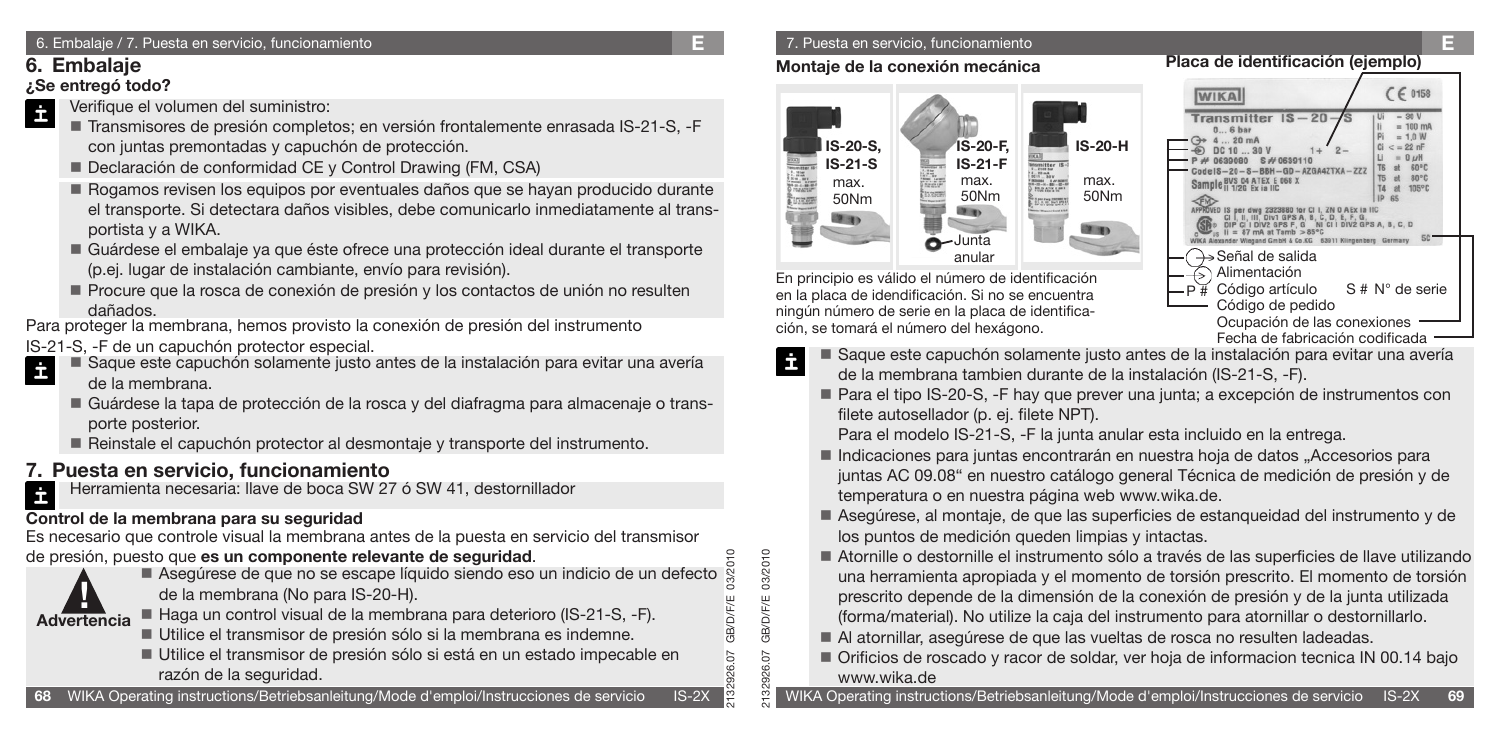## 6. Embalaje

### ¿Se entregó todo?

Verifique el volumen del suministro:

- Transmisores de presión completos; en versión frontalemente enrasada IS-21-S, -F con juntas premontadas y capuchón de protección.
- Declaración de conformidad CE y Control Drawing (FM, CSA)
- Rogamos revisen los equipos por eventuales daños que se hayan producido durante el transporte. Si detectara daños visibles, debe comunicarlo inmediatamente al transportista y a WIKA.
- Guárdese el embalaje ya que éste ofrece una protección ideal durante el transporte (p.ej. lugar de instalación cambiante, envío para revisión).
- Procure que la rosca de conexión de presión y los contactos de unión no resulten dañados.

Para proteger la membrana, hemos provisto la conexión de presión del instrumento IS-21-S, -F de un capuchón protector especial.

- Saque este capuchón solamente justo antes de la instalación para evitar una avería de la membrana.
- Guárdese la tapa de protección de la rosca y del diafragma para almacenaje o transporte posterior.
- Reinstale el capuchón protector al desmontaje y transporte del instrumento.

## 7. Puesta en servicio, funcionamiento

Herramienta necesaria: llave de boca SW 27 ó SW 41, destornillador

**Control de la membrana para su seguridad**

Es necesario que controle visual la membrana antes de la puesta en servicio del transmisor de presión, puesto que **es un componente relevante de seguridad**.

**Advertencia**

- Asegúrese de que no se escape líquido siendo eso un indicio de un defecto de la membrana (No para IS-20-H).
- Haga un control visual de la membrana para deterioro (IS-21-S, -F).
- Utilice el transmisor de presión sólo si la membrana es indemne.
- Utilice el transmisor de presión sólo si está en un estado impecable en razón de la seguridad.

**Montaje de la conexión mecánica**

IS-20-S, IS-21-S max. 50Nm

IS-20-F, IS-21-F max. 50Nm

IS-20-H max. 50Nm

Junta anular

En principio es válido el número de identificación en la placa de idendificación. Si no se encuentra ningún número de serie en la placa de identificación, se tomará el número del hexágono.

**Placa de identificación (ejemplo)**

- Señal de salida
- Alimentación
- P # Código artículo
- S # N° de serie
- Código de pedido
- Ocupación de las conexiones
- Fecha de fabricación codificada

- Saque este capuchón solamente justo antes de la instalación para evitar una avería de la membrana tambien durante de la instalación (IS-21-S, -F).
- Para el tipo IS-20-S, -F hay que prever una junta; a excepción de instrumentos con filete autosellador (p. ej. filete NPT).
  Para el modelo IS-21-S, -F la junta anular esta incluido en la entrega.
- Indicaciones para juntas encontrarán en nuestra hoja de datos „Accesorios para juntas AC 09.08" en nuestro catálogo general Técnica de medición de presión y de temperatura o en nuestra página web www.wika.de.
- Asegúrese, al montaje, de que las superficies de estanqueidad del instrumento y de los puntos de medición queden limpias y intactas.
- Atornille o destornille el instrumento sólo a través de las superficies de llave utilizando una herramienta apropiada y el momento de torsión prescrito. El momento de torsión prescrito depende de la dimensión de la conexión de presión y de la junta utilizada (forma/material). No utilize la caja del instrumento para atornillar o destornillarlo.
- Al atornillar, asegúrese de que las vueltas de rosca no resulten ladeadas.
- Orificios de roscado y racor de soldar, ver hoja de informacion tecnica IN 00.14 bajo www.wika.de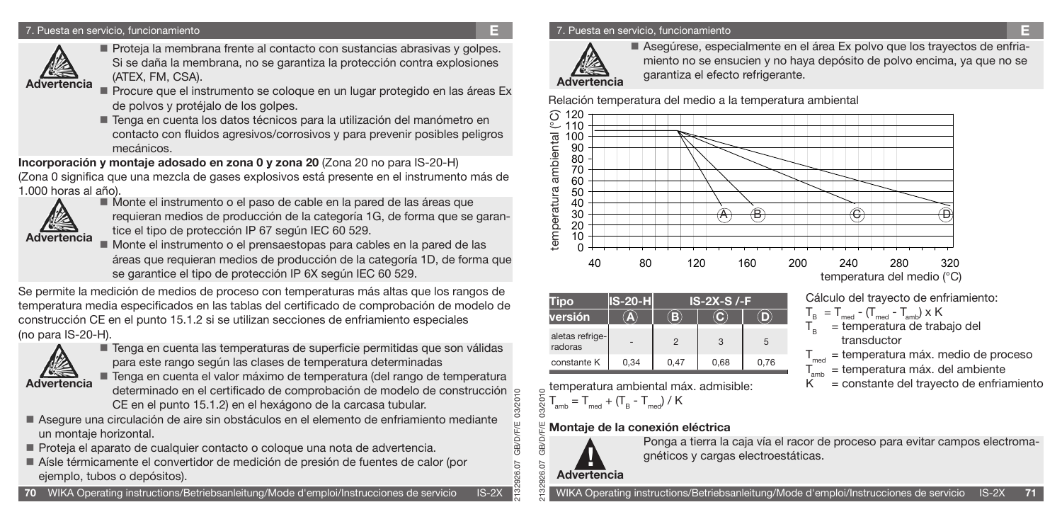## 7. Puesta en servicio, funcionamiento

**Advertencia**

- Proteja la membrana frente al contacto con sustancias abrasivas y golpes. Si se daña la membrana, no se garantiza la protección contra explosiones (ATEX, FM, CSA).
- Procure que el instrumento se coloque en un lugar protegido en las áreas Ex de polvos y protéjalo de los golpes.
- Tenga en cuenta los datos técnicos para la utilización del manómetro en contacto con fluidos agresivos/corrosivos y para prevenir posibles peligros mecánicos.

**Incorporación y montaje adosado en zona 0 y zona 20** (Zona 20 no para IS-20-H)
(Zona 0 significa que una mezcla de gases explosivos está presente en el instrumento más de 1.000 horas al año).

**Advertencia**

- Monte el instrumento o el paso de cable en la pared de las áreas que requieran medios de producción de la categoría 1G, de forma que se garantice el tipo de protección IP 67 según IEC 60 529.
- Monte el instrumento o el prensaestopas para cables en la pared de las áreas que requieran medios de producción de la categoría 1D, de forma que se garantice el tipo de protección IP 6X según IEC 60 529.

Se permite la medición de medios de proceso con temperaturas más altas que los rangos de temperatura media especificados en las tablas del certificado de comprobación de modelo de construcción CE en el punto 15.1.2 si se utilizan secciones de enfriamiento especiales (no para IS-20-H).

**Advertencia**

- Tenga en cuenta las temperaturas de superficie permitidas que son válidas para este rango según las clases de temperatura determinadas
- Tenga en cuenta el valor máximo de temperatura (del rango de temperatura determinado en el certificado de comprobación de modelo de construcción CE en el punto 15.1.2) en el hexágono de la carcasa tubular.

- Asegure una circulación de aire sin obstáculos en el elemento de enfriamiento mediante un montaje horizontal.
- Proteja el aparato de cualquier contacto o coloque una nota de advertencia.
- Aísle térmicamente el convertidor de medición de presión de fuentes de calor (por ejemplo, tubos o depósitos).

**Advertencia**

- Asegúrese, especialmente en el área Ex polvo que los trayectos de enfriamiento no se ensucien y no haya depósito de polvo encima, ya que no se garantiza el efecto refrigerante.

Relación temperatura del medio a la temperatura ambiental

(Diagrama: eje vertical "temperatura ambiental (°C)" de 0 a 120; eje horizontal "temperatura del medio (°C)" de 40 a 320; curvas A, B, C, D)

| Tipo | IS-20-H | IS-2X-S /-F | | |
|---|---|---|---|---|
| versión | A | B | C | D |
| aletas refrigeradoras | - | 2 | 3 | 5 |
| constante K | 0,34 | 0,47 | 0,68 | 0,76 |

temperatura ambiental máx. admisible:

$T_{amb} = T_{med} + (T_B - T_{med}) / K$

Cálculo del trayecto de enfriamiento:

$T_B = T_{med} - (T_{med} - T_{amb}) \times K$

$T_B$ = temperatura de trabajo del transductor

$T_{med}$ = temperatura máx. medio de proceso

$T_{amb}$ = temperatura máx. del ambiente

K = constante del trayecto de enfriamiento

### Montaje de la conexión eléctrica

**Advertencia**

Ponga a tierra la caja vía el racor de proceso para evitar campos electromagnéticos y cargas electroestáticas.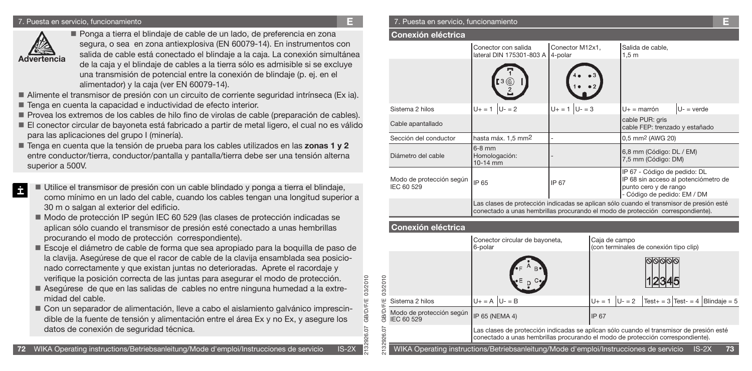## 7. Puesta en servicio, funcionamiento

**Advertencia**

- Ponga a tierra el blindaje de cable de un lado, de preferencia en zona segura, o sea en zona antiexplosiva (EN 60079-14). En instrumentos con salida de cable está conectado el blindaje a la caja. La conexión simultánea de la caja y el blindaje de cables a la tierra sólo es admisible si se excluye una transmisión de potencial entre la conexión de blindaje (p. ej. en el alimentador) y la caja (ver EN 60079-14).
- Alimente el transmisor de presión con un circuito de corriente seguridad intrínseca (Ex ia).
- Tenga en cuenta la capacidad e inductividad de efecto interior.
- Provea los extremos de los cables de hilo fino de virolas de cable (preparación de cables).
- El conector circular de bayoneta está fabricado a partir de metal ligero, el cual no es válido para las aplicaciones del grupo I (minería).
- Tenga en cuenta que la tensión de prueba para los cables utilizados en las **zonas 1 y 2** entre conductor/tierra, conductor/pantalla y pantalla/tierra debe ser una tensión alterna superior a 500V.

- Utilice el transmisor de presión con un cable blindado y ponga a tierra el blindaje, como mínimo en un lado del cable, cuando los cables tengan una longitud superior a 30 m o salgan al exterior del edificio.
- Modo de protección IP según IEC 60 529 (las clases de protección indicadas se aplican sólo cuando el transmisor de presión esté conectado a unas hembrillas procurando el modo de protección correspondiente).
- Escoje el diámetro de cable de forma que sea apropiado para la boquilla de paso de la clavija. Asegúrese de que el racor de cable de la clavija ensamblada sea posicionado correctamente y que existan juntas no deterioradas. Apriete el racordaje y verifique la posición correcta de las juntas para asegurar el modo de protección.
- Asegúrese de que en las salidas de cables no entre ninguna humedad a la extremidad del cable.
- Con un separador de alimentación, lleve a cabo el aislamiento galvánico imprescindible de la fuente de tensión y alimentación entre el área Ex y no Ex, y asegure los datos de conexión de seguridad técnica.

### Conexión eléctrica

| | Conector con salida lateral DIN 175301-803 A | Conector M12x1, 4-polar | Salida de cable, 1,5 m | |
|---|---|---|---|---|
| Sistema 2 hilos | U+ = 1 U- = 2 | U+ = 1 U- = 3 | U+ = marrón | U- = verde |
| Cable apantallado | | | cable PUR: gris<br>cable FEP: trenzado y estañado | |
| Sección del conductor | hasta máx. 1,5 mm² | - | 0,5 mm² (AWG 20) | |
| Diámetro del cable | 6-8 mm<br>Homologación:<br>10-14 mm | - | 6,8 mm (Código: DL / EM)<br>7,5 mm (Código: DM) | |
| Modo de protección según IEC 60 529 | IP 65 | IP 67 | IP 67 - Código de pedido: DL<br>IP 68 sin acceso al potenciómetro de punto cero y de rango<br>- Código de pedido: EM / DM | |

Las clases de protección indicadas se aplican sólo cuando el transmisor de presión esté conectado a unas hembrillas procurando el modo de protección correspondiente).

### Conexión eléctrica

| | Conector circular de bayoneta, 6-polar | Caja de campo (con terminales de conexión tipo clip) |
|---|---|---|
| Sistema 2 hilos | U+ = A U- = B | U+ = 1 U- = 2 Test+ = 3 Test- = 4 Blindaje = 5 |
| Modo de protección según IEC 60 529 | IP 65 (NEMA 4) | IP 67 |

Las clases de protección indicadas se aplican sólo cuando el transmisor de presión esté conectado a unas hembrillas procurando el modo de protección correspondiente).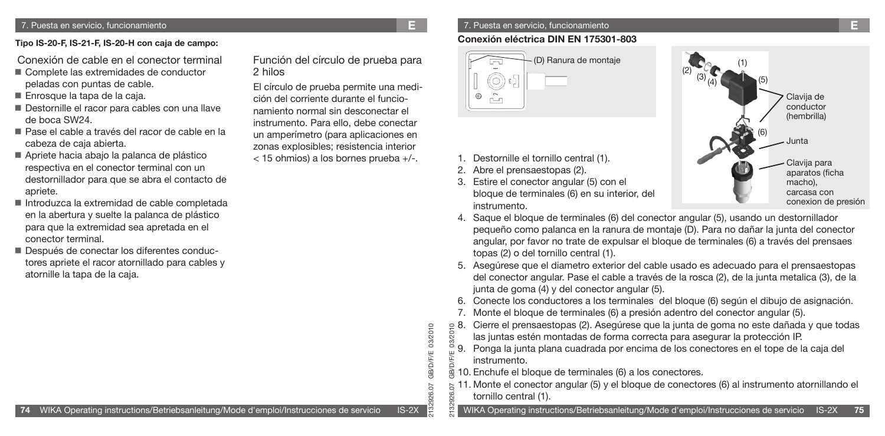**Tipo IS-20-F, IS-21-F, IS-20-H con caja de campo:**

Conexión de cable en el conector terminal

- Complete las extremidades de conductor peladas con puntas de cable.
- Enrosque la tapa de la caja.
- Destornille el racor para cables con una llave de boca SW24.
- Pase el cable a través del racor de cable en la cabeza de caja abierta.
- Apriete hacia abajo la palanca de plástico respectiva en el conector terminal con un destornillador para que se abra el contacto de apriete.
- Introduzca la extremidad de cable completada en la abertura y suelte la palanca de plástico para que la extremidad sea apretada en el conector terminal.
- Después de conectar los diferentes conductores apriete el racor atornillado para cables y atornille la tapa de la caja.

Función del círculo de prueba para 2 hilos

El círculo de prueba permite una medición del corriente durante el funcionamiento normal sin desconectar el instrumento. Para ello, debe conectar un amperímetro (para aplicaciones en zonas explosibles; resistencia interior < 15 ohmios) a los bornes prueba +/-.

**Conexión eléctrica DIN EN 175301-803**

(D) Ranura de montaje

(1) (2) (3) (4) (5) (6)

Clavija de conductor (hembrilla)

Junta

Clavija para aparatos (ficha macho), carcasa con conexion de presión

1. Destornille el tornillo central (1).
2. Abre el prensaestopas (2).
3. Estire el conector angular (5) con el bloque de terminales (6) en su interior, del instrumento.
4. Saque el bloque de terminales (6) del conector angular (5), usando un destornillador pequeño como palanca en la ranura de montaje (D). Para no dañar la junta del conector angular, por favor no trate de expulsar el bloque de terminales (6) a través del prensaes topas (2) o del tornillo central (1).
5. Asegúrese que el diametro exterior del cable usado es adecuado para el prensaestopas del conector angular. Pase el cable a través de la rosca (2), de la junta metalica (3), de la junta de goma (4) y del conector angular (5).
6. Conecte los conductores a los terminales del bloque (6) según el dibujo de asignación.
7. Monte el bloque de terminales (6) a presión adentro del conector angular (5).
8. Cierre el prensaestopas (2). Asegúrese que la junta de goma no este dañada y que todas las juntas estén montadas de forma correcta para asegurar la protección IP.
9. Ponga la junta plana cuadrada por encima de los conectores en el tope de la caja del instrumento.
10. Enchufe el bloque de terminales (6) a los conectores.
11. Monte el conector angular (5) y el bloque de conectores (6) al instrumento atornillando el tornillo central (1).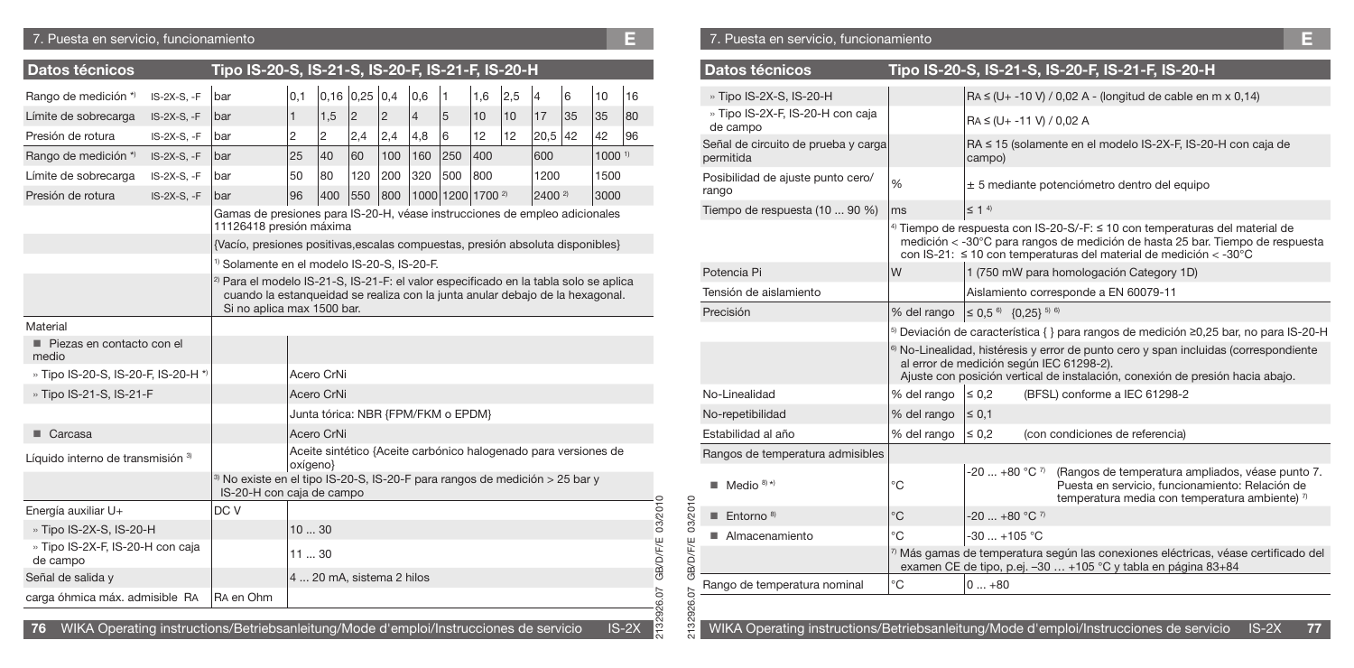## Datos técnicos — Tipo IS-20-S, IS-21-S, IS-20-F, IS-21-F, IS-20-H

| Datos técnicos | | | | | | | | | | | | | | |
|---|---|---|---|---|---|---|---|---|---|---|---|---|---|---|
| Rango de medición *) | IS-2X-S, -F | bar | 0,1 | 0,16 | 0,25 | 0,4 | 0,6 | 1 | 1,6 | 2,5 | 4 | 6 | 10 | 16 |
| Límite de sobrecarga | IS-2X-S, -F | bar | 1 | 1,5 | 2 | 2 | 4 | 5 | 10 | 10 | 17 | 35 | 35 | 80 |
| Presión de rotura | IS-2X-S, -F | bar | 2 | 2 | 2,4 | 2,4 | 4,8 | 6 | 12 | 12 | 20,5 | 42 | 42 | 96 |
| Rango de medición *) | IS-2X-S, -F | bar | 25 | 40 | 60 | 100 | 160 | 250 | 400 | | 600 | | 1000 1) | |
| Límite de sobrecarga | IS-2X-S, -F | bar | 50 | 80 | 120 | 200 | 320 | 500 | 800 | | 1200 | | 1500 | |
| Presión de rotura | IS-2X-S, -F | bar | 96 | 400 | 550 | 800 | 1000 | 1200 | 1700 2) | | 2400 2) | | 3000 | |

Gamas de presiones para IS-20-H, véase instrucciones de empleo adicionales 11126418 presión máxima

{Vacío, presiones positivas,escalas compuestas, presión absoluta disponibles}

1) Solamente en el modelo IS-20-S, IS-20-F.

2) Para el modelo IS-21-S, IS-21-F: el valor especificado en la tabla solo se aplica cuando la estanqueidad se realiza con la junta anular debajo de la hexagonal. Si no aplica max 1500 bar.

| Datos técnicos | Unidad | Tipo IS-20-S, IS-21-S, IS-20-F, IS-21-F, IS-20-H |
|---|---|---|
| **Material** | | |
| ■ Piezas en contacto con el medio | | |
| » Tipo IS-20-S, IS-20-F, IS-20-H *) | | Acero CrNi |
| » Tipo IS-21-S, IS-21-F | | Acero CrNi |
| | | Junta tórica: NBR {FPM/FKM o EPDM} |
| ■ Carcasa | | Acero CrNi |
| Líquido interno de transmisión 3) | | Aceite sintético {Aceite carbónico halogenado para versiones de oxígeno} |
| | | 3) No existe en el tipo IS-20-S, IS-20-F para rangos de medición > 25 bar y IS-20-H con caja de campo |
| Energía auxiliar U+ | DC V | |
| » Tipo IS-2X-S, IS-20-H | | 10 ... 30 |
| » Tipo IS-2X-F, IS-20-H con caja de campo | | 11 ... 30 |
| Señal de salida y | | 4 ... 20 mA, sistema 2 hilos |
| carga óhmica máx. admisible RA | RA en Ohm | |
| » Tipo IS-2X-S, IS-20-H | | RA ≤ (U+ -10 V) / 0,02 A - (longitud de cable en m x 0,14) |
| » Tipo IS-2X-F, IS-20-H con caja de campo | | RA ≤ (U+ -11 V) / 0,02 A |
| Señal de circuito de prueba y carga permitida | | RA ≤ 15 (solamente en el modelo IS-2X-F, IS-20-H con caja de campo) |
| Posibilidad de ajuste punto cero/rango | % | ± 5 mediante potenciómetro dentro del equipo |
| Tiempo de respuesta (10 ... 90 %) | ms | ≤ 1 4) |
| | | 4) Tiempo de respuesta con IS-20-S/-F: ≤ 10 con temperaturas del material de medición < -30°C para rangos de medición de hasta 25 bar. Tiempo de respuesta con IS-21: ≤ 10 con temperaturas del material de medición < -30°C |
| Potencia Pi | W | 1 (750 mW para homologación Category 1D) |
| Tensión de aislamiento | | Aislamiento corresponde a EN 60079-11 |
| Precisión | % del rango | ≤ 0,5 6) {0,25} 5) 6) |
| | | 5) Deviación de característica { } para rangos de medición ≥0,25 bar, no para IS-20-H |
| | | 6) No-Linealidad, histéresis y error de punto cero y span incluidas (correspondiente al error de medición según IEC 61298-2). Ajuste con posición vertical de instalación, conexión de presión hacia abajo. |
| No-Linealidad | % del rango | ≤ 0,2 (BFSL) conforme a IEC 61298-2 |
| No-repetibilidad | % del rango | ≤ 0,1 |
| Estabilidad al año | % del rango | ≤ 0,2 (con condiciones de referencia) |
| Rangos de temperatura admisibles | | |
| ■ Medio 8) *) | °C | -20 ... +80 °C 7) (Rangos de temperatura ampliados, véase punto 7. Puesta en servicio, funcionamiento: Relación de temperatura media con temperatura ambiente) 7) |
| ■ Entorno 8) | °C | -20 ... +80 °C 7) |
| ■ Almacenamiento | °C | -30 ... +105 °C |
| | | 7) Más gamas de temperatura según las conexiones eléctricas, véase certificado del examen CE de tipo, p.ej. –30 … +105 °C y tabla en página 83+84 |
| Rango de temperatura nominal | °C | 0 ... +80 |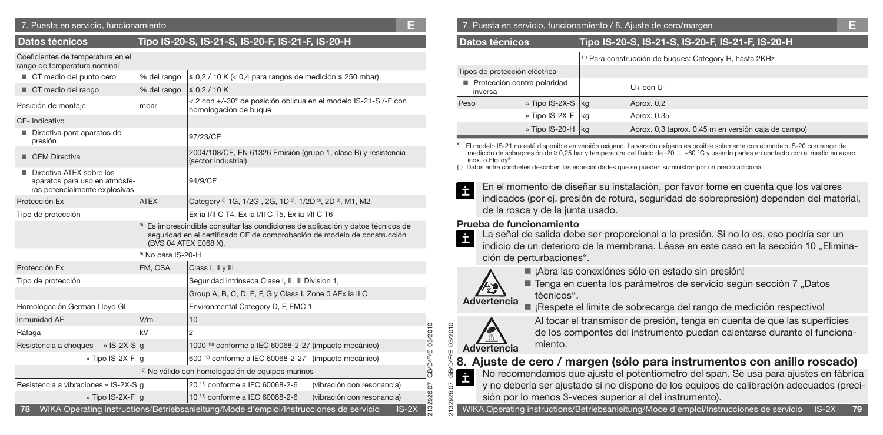## 7. Puesta en servicio, funcionamiento

| Datos técnicos | | Tipo IS-20-S, IS-21-S, IS-20-F, IS-21-F, IS-20-H |
|---|---|---|
| Coeficientes de temperatura en el rango de temperatura nominal | | |
| ■ CT medio del punto cero | % del rango | ≤ 0,2 / 10 K (< 0,4 para rangos de medición ≤ 250 mbar) |
| ■ CT medio del rango | % del rango | ≤ 0,2 / 10 K |
| Posición de montaje | mbar | < 2 con +/-30° de posición oblicua en el modelo IS-21-S /-F con homologación de buque |
| CE- Indicativo | | |
| ■ Directiva para aparatos de presión | | 97/23/CE |
| ■ CEM Directiva | | 2004/108/CE, EN 61326 Emisión (grupo 1, clase B) y resistencia (sector industrial) |
| ■ Directiva ATEX sobre los aparatos para uso en atmósferas potencialmente explosivas | | 94/9/CE |
| Protección Ex | ATEX | Category [8] 1G, 1/2G , 2G, 1D [9], 1/2D [9], 2D [9], M1, M2 |
| Tipo de protección | | Ex ia I/II C T4, Ex ia I/II C T5, Ex ia I/II C T6 |
| | | [8] Es imprescindible consultar las condiciones de aplicación y datos técnicos de seguridad en el certificado CE de comprobación de modelo de construcción (BVS 04 ATEX E068 X). |
| | | [9] No para IS-20-H |
| Protección Ex | FM, CSA | Class I, II y III |
| Tipo de protección | | Seguridad intrínseca Clase I, II, III Division 1, |
| | | Group A, B, C, D, E, F, G y Class I, Zone 0 AEx ia II C |
| Homologación German Lloyd GL | | Environmental Category D, F, EMC 1 |
| Inmunidad AF | V/m | 10 |
| Ráfaga | kV | 2 |
| Resistencia a choques » IS-2X-S | g | 1000 [10] conforme a IEC 60068-2-27 (impacto mecánico) |
| » Tipo IS-2X-F | g | 600 [10] conforme a IEC 60068-2-27 (impacto mecánico) |
| | | [10] No válido con homologación de equipos marinos |
| Resistencia a vibraciones » IS-2X-S | g | 20 [11] conforme a IEC 60068-2-6 (vibración con resonancia) |
| » Tipo IS-2X-F | g | 10 [11] conforme a IEC 60068-2-6 (vibración con resonancia) |
| | | [11] Para construcción de buques: Category H, hasta 2KHz |
| Tipos de protección eléctrica | | |
| ■ Protección contra polaridad inversa | | U+ con U- |
| Peso » Tipo IS-2X-S | kg | Aprox. 0,2 |
| » Tipo IS-2X-F | kg | Aprox. 0,35 |
| » Tipo IS-20-H | kg | Aprox. 0,3 (aprox. 0,45 m en versión caja de campo) |

*) El modelo IS-21 no está disponible en versión oxígeno. La versión oxígeno es posible solamente con el modelo IS-20 con rango de medición de sobrepresión de ≥ 0,25 bar y temperatura del fluido de -20 … +60 °C y usando partes en contacto con el medio en acero inox. o Elgiloy®.

{ } Datos entre corchetes describen las especialidades que se pueden suministrar por un precio adicional.

En el momento de diseñar su instalación, por favor tome en cuenta que los valores indicados (por ej. presión de rotura, seguridad de sobrepresión) dependen del material, de la rosca y de la junta usado.

### Prueba de funcionamiento

La señal de salida debe ser proporcional a la presión. Si no lo es, eso podría ser un indicio de un deterioro de la membrana. Léase en este caso en la sección 10 „Eliminación de perturbaciones".

**Advertencia**

- ¡Abra las conexiónes sólo en estado sin presión!
- Tenga en cuenta los parámetros de servicio según sección 7 „Datos técnicos".
- ¡Respete el límite de sobrecarga del rango de medición respectivo!

**Advertencia**

Al tocar el transmisor de presión, tenga en cuenta de que las superficies de los compontes del instrumento puedan calentarse durante el funcionamiento.

## 8. Ajuste de cero / margen (sólo para instrumentos con anillo roscado)

No recomendamos que ajuste el potentiometro del span. Se usa para ajustes en fábrica y no debería ser ajustado si no dispone de los equipos de calibración adecuados (precisión por lo menos 3-veces superior al del instrumento).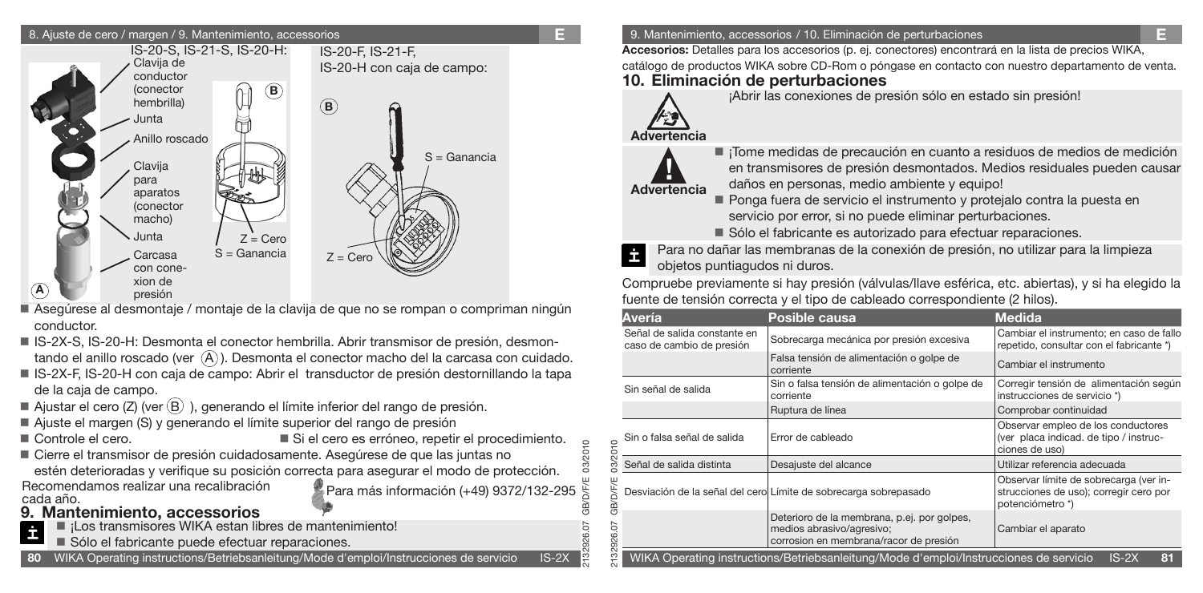IS-20-S, IS-21-S, IS-20-H:

- Clavija de conductor (conector hembrilla)
- Junta
- Anillo roscado
- Clavija para aparatos (conector macho)
- Junta
- Carcasa con conexion de presión

(A)

(B) Z = Cero, S = Ganancia

IS-20-F, IS-21-F, IS-20-H con caja de campo:

(B) S = Ganancia, Z = Cero

- Asegúrese al desmontaje / montaje de la clavija de que no se rompan o compriman ningún conductor.
- IS-2X-S, IS-20-H: Desmonta el conector hembrilla. Abrir transmisor de presión, desmontando el anillo roscado (ver (A)). Desmonta el conector macho del la carcasa con cuidado.
- IS-2X-F, IS-20-H con caja de campo: Abrir el transductor de presión destornillando la tapa de la caja de campo.
- Ajustar el cero (Z) (ver (B) ), generando el límite inferior del rango de presión.
- Ajuste el margen (S) y generando el límite superior del rango de presión
- Controle el cero.
- Si el cero es erróneo, repetir el procedimiento.
- Cierre el transmisor de presión cuidadosamente. Asegúrese de que las juntas no estén deterioradas y verifique su posición correcta para asegurar el modo de protección.

Recomendamos realizar una recalibración cada año.

Para más información (+49) 9372/132-295

## 9. Mantenimiento, accessorios

- ¡Los transmisores WIKA estan libres de mantenimiento!
- Sólo el fabricante puede efectuar reparaciones.

**Accesorios:** Detalles para los accesorios (p. ej. conectores) encontrará en la lista de precios WIKA, catálogo de productos WIKA sobre CD-Rom o póngase en contacto con nuestro departamento de venta.

## 10. Eliminación de perturbaciones

**Advertencia**

¡Abrir las conexiones de presión sólo en estado sin presión!

**Advertencia**

- ¡Tome medidas de precaución en cuanto a residuos de medios de medición en transmisores de presión desmontados. Medios residuales pueden causar daños en personas, medio ambiente y equipo!
- Ponga fuera de servicio el instrumento y protejalo contra la puesta en servicio por error, si no puede eliminar perturbaciones.
- Sólo el fabricante es autorizado para efectuar reparaciones.

Para no dañar las membranas de la conexión de presión, no utilizar para la limpieza objetos puntiagudos ni duros.

Compruebe previamente si hay presión (válvulas/llave esférica, etc. abiertas), y si ha elegido la fuente de tensión correcta y el tipo de cableado correspondiente (2 hilos).

| Avería | Posible causa | Medida |
|---|---|---|
| Señal de salida constante en caso de cambio de presión | Sobrecarga mecánica por presión excesiva | Cambiar el instrumento; en caso de fallo repetido, consultar con el fabricante *) |
| | Falsa tensión de alimentación o golpe de corriente | Cambiar el instrumento |
| Sin señal de salida | Sin o falsa tensión de alimentación o golpe de corriente | Corregir tensión de alimentación según instrucciones de servicio *) |
| | Ruptura de línea | Comprobar continuidad |
| Sin o falsa señal de salida | Error de cableado | Observar empleo de los conductores (ver placa indicad. de tipo / instrucciones de uso) |
| Señal de salida distinta | Desajuste del alcance | Utilizar referencia adecuada |
| Desviación de la señal del cero | Límite de sobrecarga sobrepasado | Observar límite de sobrecarga (ver instrucciones de uso); corregir cero por potenciómetro *) |
| | Deterioro de la membrana, p.ej. por golpes, medios abrasivo/agresivo; corrosion en membrana/racor de presión | Cambiar el aparato |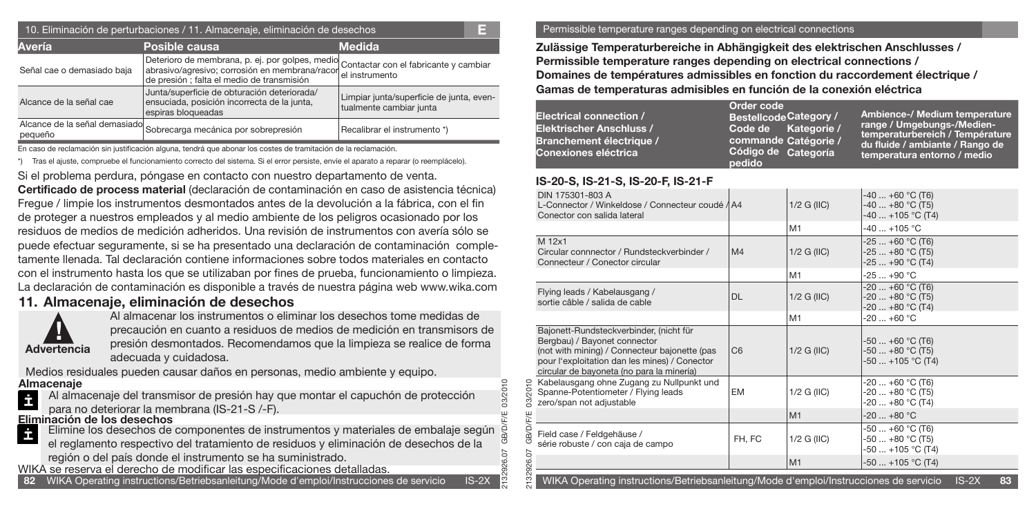## 10. Eliminación de perturbaciones / 11. Almacenaje, eliminación de desechos

| Avería | Posible causa | Medida |
|---|---|---|
| Señal cae o demasiado baja | Deterioro de membrana, p. ej. por golpes, medio abrasivo/agresivo; corrosión en membrana/racor de presión ; falta el medio de transmisión | Contactar con el fabricante y cambiar el instrumento |
| Alcance de la señal cae | Junta/superficie de obturación deteriorada/ ensuciada, posición incorrecta de la junta, espiras bloqueadas | Limpiar junta/superficie de junta, eventualmente cambiar junta |
| Alcance de la señal demasiado pequeño | Sobrecarga mecánica por sobrepresión | Recalibrar el instrumento *) |

En caso de reclamación sin justificación alguna, tendrá que abonar los costes de tramitación de la reclamación.

*) Tras el ajuste, compruebe el funcionamiento correcto del sistema. Si el error persiste, envíe el aparato a reparar (o reemplácelo).

Si el problema perdura, póngase en contacto con nuestro departamento de venta.

**Certificado de process material** (declaración de contaminación en caso de asistencia técnica) Frregue / limpie los instrumentos desmontados antes de la devolución a la fábrica, con el fin de proteger a nuestros empleados y al medio ambiente de los peligros ocasionado por los residuos de medios de medición adheridos. Una revisión de instrumentos con avería sólo se puede efectuar seguramente, si se ha presentado una declaración de contaminación completamente llenada. Tal declaración contiene informaciones sobre todos materiales en contacto con el instrumento hasta los que se utilizaban por fines de prueba, funcionamiento o limpieza. La declaración de contaminación es disponible a través de nuestra página web www.wika.com

## 11. Almacenaje, eliminación de desechos

**Advertencia**

Al almacenar los instrumentos o eliminar los desechos tome medidas de precaución en cuanto a residuos de medios de medición en transmisores de presión desmontados. Recomendamos que la limpieza se realice de forma adecuada y cuidadosa.

Medios residuales pueden causar daños en personas, medio ambiente y equipo.

**Almacenaje**

Al almacenaje del transmisor de presión hay que montar el capuchón de protección para no deteriorar la membrana (IS-21-S /-F).

**Eliminación de los desechos**

Elimine los desechos de componentes de instrumentos y materiales de embalaje según el reglamento respectivo del tratamiento de residuos y eliminación de desechos de la región o del país donde el instrumento se ha suministrado.

WIKA se reserva el derecho de modificar las especificaciones detalladas.

**Zulässige Temperaturbereiche in Abhängigkeit des elektrischen Anschlusses / Permissible temperature ranges depending on electrical connections / Domaines de températures admissibles en fonction du raccordement électrique / Gamas de temperaturas admisibles en función de la conexión eléctrica**

### IS-20-S, IS-21-S, IS-20-F, IS-21-F

| Electrical connection / Elektrischer Anschluss / Branchement éléctrique / Conexiones eléctrica | Order code / Bestellcode / Code de commande / Código de pedido | Category / Kategorie / Catégorie / Categoría | Ambience-/ Medium temperature range / Umgebungs-/Medien-temperaturbereich / Température du fluide / ambiante / Rango de temperatura entorno / medio |
|---|---|---|---|
| DIN 175301-803 A<br>L-Connector / Winkeldose / Connecteur coudé / Conector con salida lateral | A4 | 1/2 G (IIC) | -40 ... +60 °C (T6)<br>-40 ... +80 °C (T5)<br>-40 ... +105 °C (T4) |
| | | M1 | -40 ... +105 °C |
| M 12x1<br>Circular connnector / Rundsteckverbinder / Connecteur / Conector circular | M4 | 1/2 G (IIC) | -25 ... +60 °C (T6)<br>-25 ... +80 °C (T5)<br>-25 ... +90 °C (T4) |
| | | M1 | -25 ... +90 °C |
| Flying leads / Kabelausgang / sortie câble / salida de cable | DL | 1/2 G (IIC) | -20 ... +60 °C (T6)<br>-20 ... +80 °C (T5)<br>-20 ... +80 °C (T4) |
| | | M1 | -20 ... +60 °C |
| Bajonett-Rundsteckverbinder, (nicht für Bergbau) / Bayonet connector (not with mining) / Connecteur bajonette (pas pour l'exploitation dan les mines) / Conector circular de bayoneta (no para la minería) | C6 | 1/2 G (IIC) | -50 ... +60 °C (T6)<br>-50 ... +80 °C (T5)<br>-50 ... +105 °C (T4) |
| Kabelausgang ohne Zugang zu Nullpunkt und Spanne-Potentiometer / Flying leads zero/span not adjustable | EM | 1/2 G (IIC) | -20 ... +60 °C (T6)<br>-20 ... +80 °C (T5)<br>-20 ... +80 °C (T4) |
| | | M1 | -20 ... +80 °C |
| Field case / Feldgehäuse / série robuste / con caja de campo | FH, FC | 1/2 G (IIC) | -50 ... +60 °C (T6)<br>-50 ... +80 °C (T5)<br>-50 ... +105 °C (T4) |
| | | M1 | -50 ... +105 °C (T4) |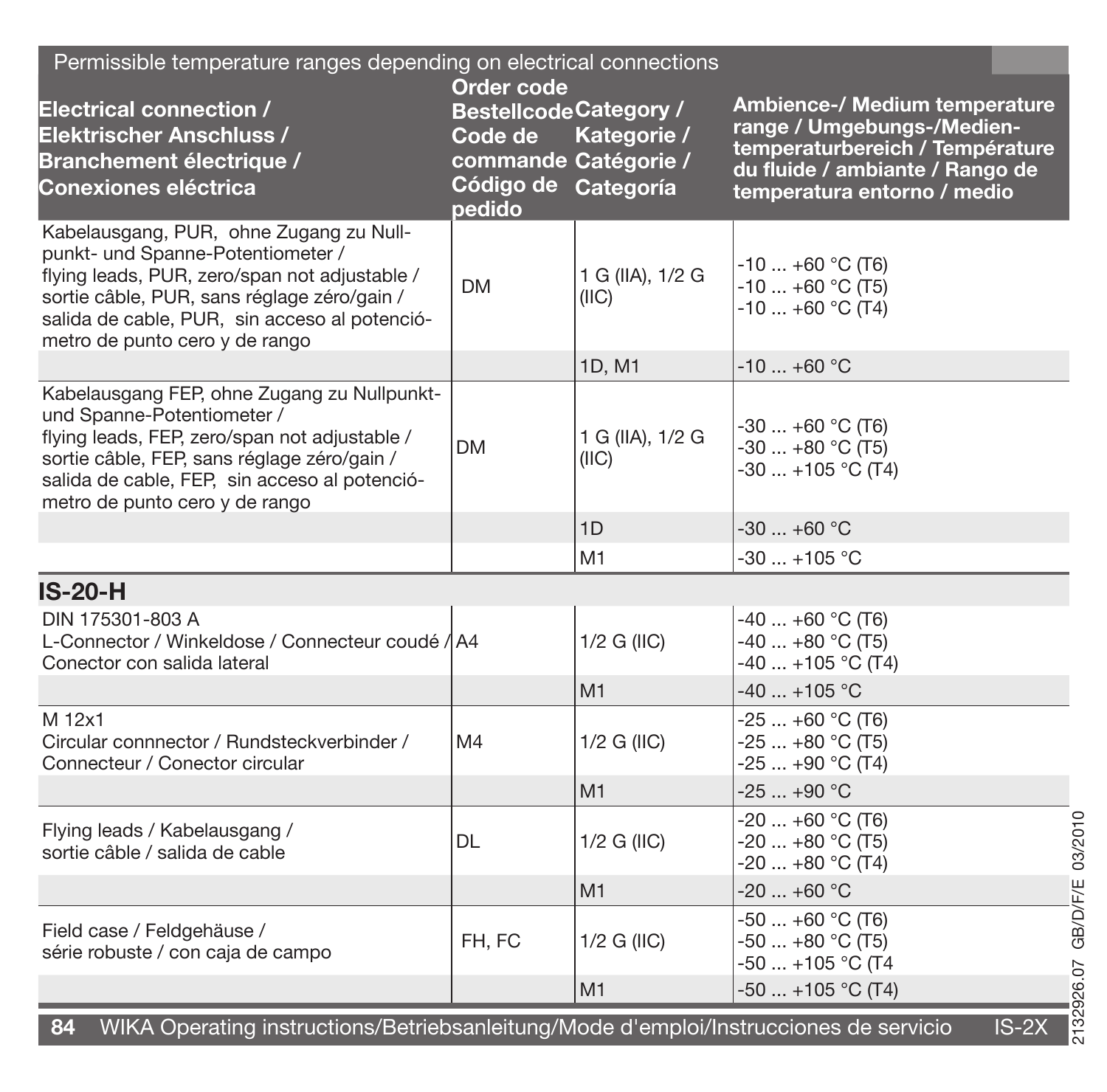Permissible temperature ranges depending on electrical connections

| Electrical connection / Elektrischer Anschluss / Branchement électrique / Conexiones eléctrica | Order code Bestellcode Code de commande Código de pedido | Category / Kategorie / Catégorie / Categoría | Ambience-/ Medium temperature range / Umgebungs-/Medien-temperaturbereich / Température du fluide / ambiante / Rango de temperatura entorno / medio |
|---|---|---|---|
| Kabelausgang, PUR, ohne Zugang zu Nullpunkt- und Spanne-Potentiometer / flying leads, PUR, zero/span not adjustable / sortie câble, PUR, sans réglage zéro/gain / salida de cable, PUR, sin acceso al potenciómetro de punto cero y de rango | DM | 1 G (IIA), 1/2 G (IIC) | -10 ... +60 °C (T6)<br>-10 ... +60 °C (T5)<br>-10 ... +60 °C (T4) |
| | | 1D, M1 | -10 ... +60 °C |
| Kabelausgang FEP, ohne Zugang zu Nullpunkt- und Spanne-Potentiometer / flying leads, FEP, zero/span not adjustable / sortie câble, FEP, sans réglage zéro/gain / salida de cable, FEP, sin acceso al potenciómetro de punto cero y de rango | DM | 1 G (IIA), 1/2 G (IIC) | -30 ... +60 °C (T6)<br>-30 ... +80 °C (T5)<br>-30 ... +105 °C (T4) |
| | | 1D | -30 ... +60 °C |
| | | M1 | -30 ... +105 °C |
| **IS-20-H** | | | |
| DIN 175301-803 A L-Connector / Winkeldose / Connecteur coudé / Conector con salida lateral | A4 | 1/2 G (IIC) | -40 ... +60 °C (T6)<br>-40 ... +80 °C (T5)<br>-40 ... +105 °C (T4) |
| | | M1 | -40 ... +105 °C |
| M 12x1 Circular connnector / Rundsteckverbinder / Connecteur / Conector circular | M4 | 1/2 G (IIC) | -25 ... +60 °C (T6)<br>-25 ... +80 °C (T5)<br>-25 ... +90 °C (T4) |
| | | M1 | -25 ... +90 °C |
| Flying leads / Kabelausgang / sortie câble / salida de cable | DL | 1/2 G (IIC) | -20 ... +60 °C (T6)<br>-20 ... +80 °C (T5)<br>-20 ... +80 °C (T4) |
| | | M1 | -20 ... +60 °C |
| Field case / Feldgehäuse / série robuste / con caja de campo | FH, FC | 1/2 G (IIC) | -50 ... +60 °C (T6)<br>-50 ... +80 °C (T5)<br>-50 ... +105 °C (T4 |
| | | M1 | -50 ... +105 °C (T4) |